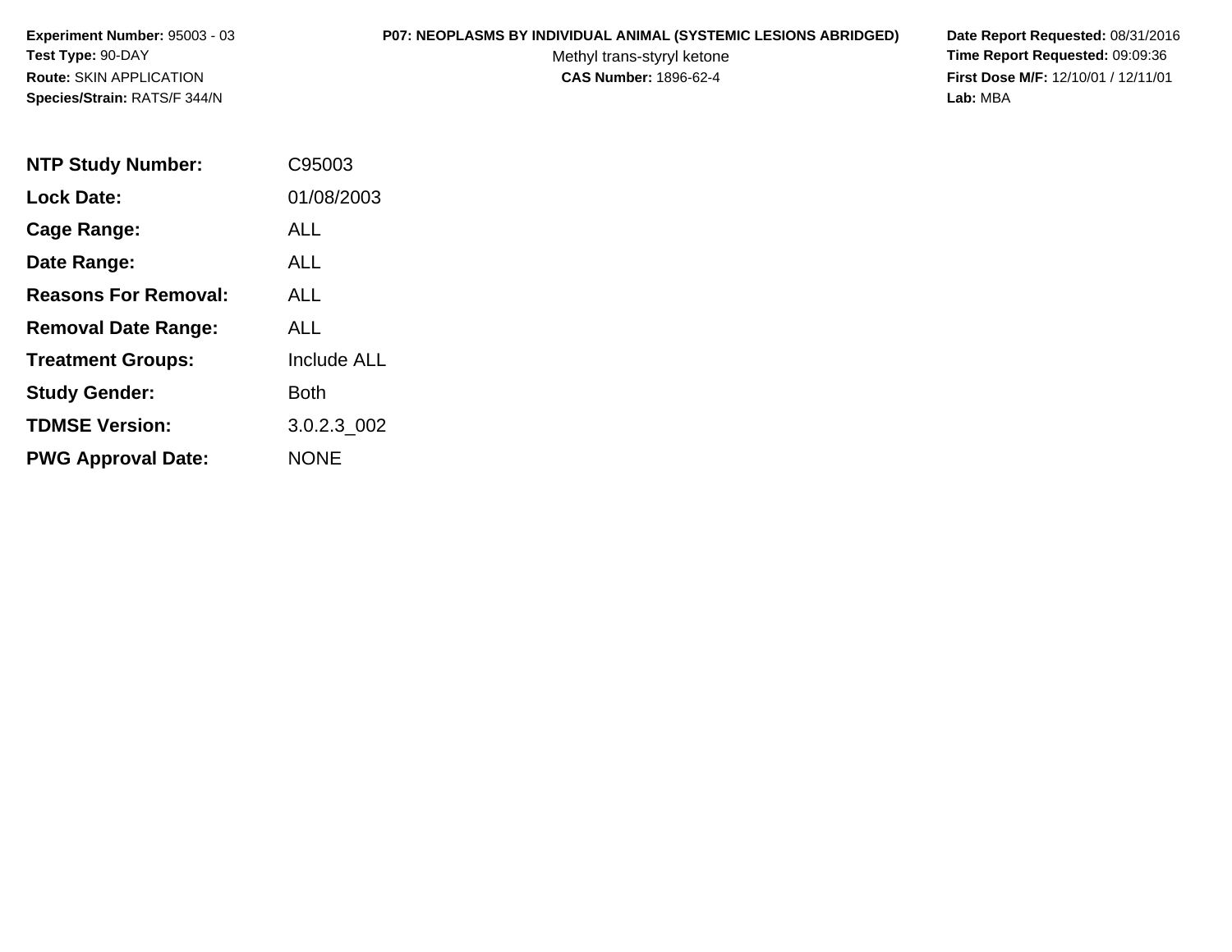**Experiment Number:** 95003 - 03
**Test Type:** 90-DAY
**Route:** SKIN APPLICATION
**Species/Strain:** RATS/F 344/N

**P07: NEOPLASMS BY INDIVIDUAL ANIMAL (SYSTEMIC LESIONS ABRIDGED)**
Methyl trans-styryl ketone
**CAS Number:** 1896-62-4

**Date Report Requested:** 08/31/2016
**Time Report Requested:** 09:09:36
**First Dose M/F:** 12/10/01 / 12/11/01
**Lab:** MBA

| | |
|---|---|
| **NTP Study Number:** | C95003 |
| **Lock Date:** | 01/08/2003 |
| **Cage Range:** | ALL |
| **Date Range:** | ALL |
| **Reasons For Removal:** | ALL |
| **Removal Date Range:** | ALL |
| **Treatment Groups:** | Include ALL |
| **Study Gender:** | Both |
| **TDMSE Version:** | 3.0.2.3_002 |
| **PWG Approval Date:** | NONE |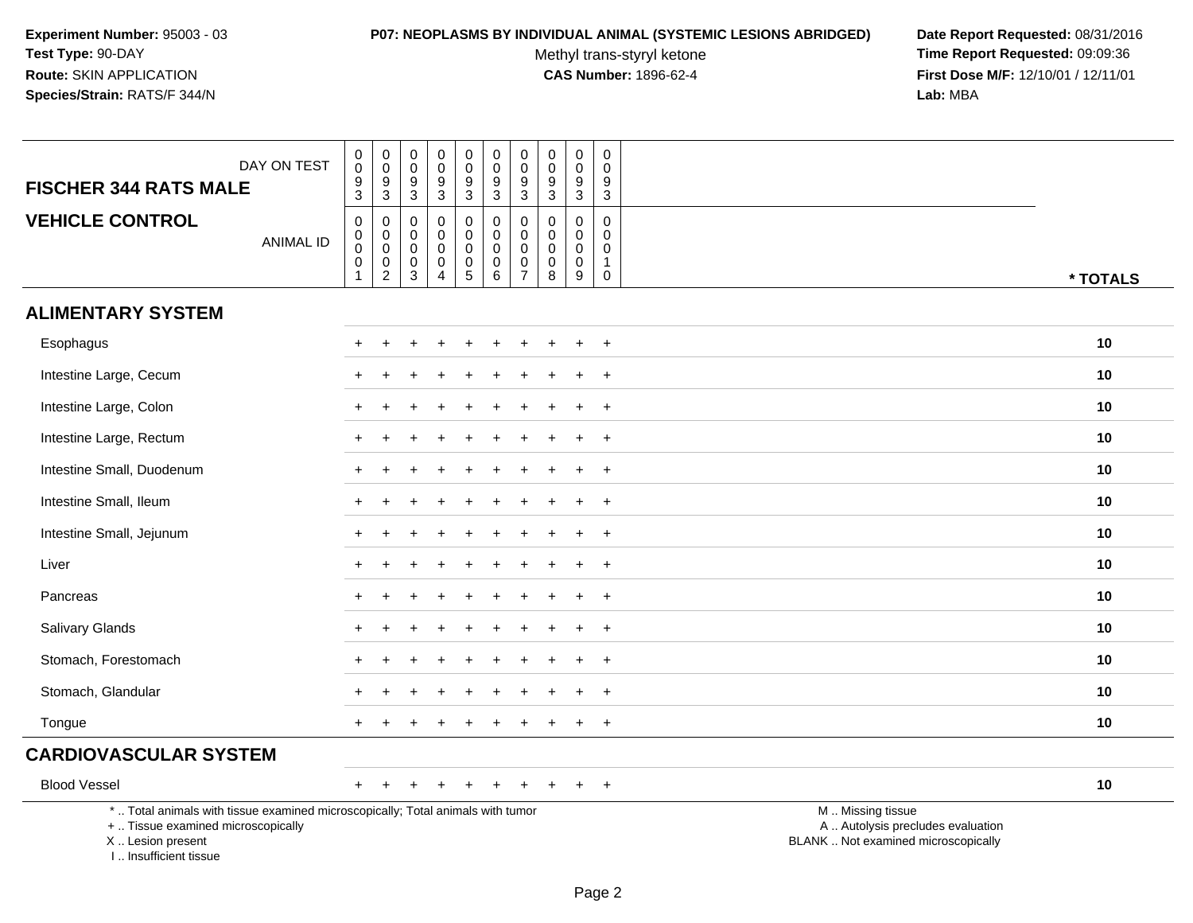**Experiment Number:** 95003 - 03
**Test Type:** 90-DAY
**Route:** SKIN APPLICATION
**Species/Strain:** RATS/F 344/N

**P07: NEOPLASMS BY INDIVIDUAL ANIMAL (SYSTEMIC LESIONS ABRIDGED)**
Methyl trans-styryl ketone
**CAS Number:** 1896-62-4

**Date Report Requested:** 08/31/2016
**Time Report Requested:** 09:09:36
**First Dose M/F:** 12/10/01 / 12/11/01
**Lab:** MBA

| FISCHER 344 RATS MALE — DAY ON TEST | 0093 | 0093 | 0093 | 0093 | 0093 | 0093 | 0093 | 0093 | 0093 | 0093 | |
|---|---|---|---|---|---|---|---|---|---|---|---|
| **VEHICLE CONTROL** — ANIMAL ID | 00001 | 00002 | 00003 | 00004 | 00005 | 00006 | 00007 | 00008 | 00009 | 00010 | *** TOTALS** |
| **ALIMENTARY SYSTEM** | | | | | | | | | | | |
| Esophagus | + | + | + | + | + | + | + | + | + | + | **10** |
| Intestine Large, Cecum | + | + | + | + | + | + | + | + | + | + | **10** |
| Intestine Large, Colon | + | + | + | + | + | + | + | + | + | + | **10** |
| Intestine Large, Rectum | + | + | + | + | + | + | + | + | + | + | **10** |
| Intestine Small, Duodenum | + | + | + | + | + | + | + | + | + | + | **10** |
| Intestine Small, Ileum | + | + | + | + | + | + | + | + | + | + | **10** |
| Intestine Small, Jejunum | + | + | + | + | + | + | + | + | + | + | **10** |
| Liver | + | + | + | + | + | + | + | + | + | + | **10** |
| Pancreas | + | + | + | + | + | + | + | + | + | + | **10** |
| Salivary Glands | + | + | + | + | + | + | + | + | + | + | **10** |
| Stomach, Forestomach | + | + | + | + | + | + | + | + | + | + | **10** |
| Stomach, Glandular | + | + | + | + | + | + | + | + | + | + | **10** |
| Tongue | + | + | + | + | + | + | + | + | + | + | **10** |
| **CARDIOVASCULAR SYSTEM** | | | | | | | | | | | |
| Blood Vessel | + | + | + | + | + | + | + | + | + | + | **10** |

\* .. Total animals with tissue examined microscopically; Total animals with tumor
\+ .. Tissue examined microscopically
X .. Lesion present
I .. Insufficient tissue

M .. Missing tissue
A .. Autolysis precludes evaluation
BLANK .. Not examined microscopically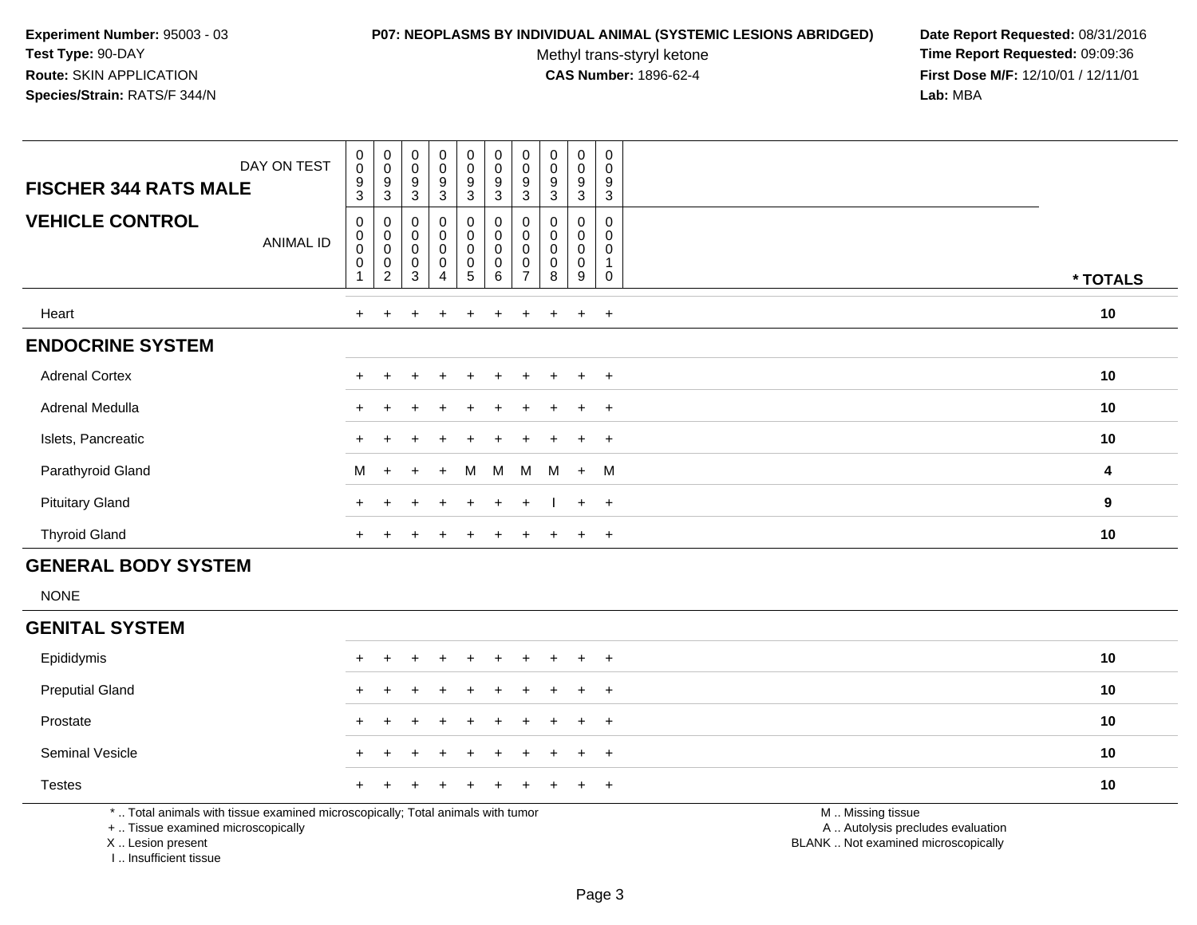**Experiment Number:** 95003 - 03
**Test Type:** 90-DAY
**Route:** SKIN APPLICATION
**Species/Strain:** RATS/F 344/N

**P07: NEOPLASMS BY INDIVIDUAL ANIMAL (SYSTEMIC LESIONS ABRIDGED)**
Methyl trans-styryl ketone
**CAS Number:** 1896-62-4

**Date Report Requested:** 08/31/2016
**Time Report Requested:** 09:09:36
**First Dose M/F:** 12/10/01 / 12/11/01
**Lab:** MBA

| FISCHER 344 RATS MALE — DAY ON TEST | 0093 | 0093 | 0093 | 0093 | 0093 | 0093 | 0093 | 0093 | 0093 | 0093 | |
|---|---|---|---|---|---|---|---|---|---|---|---|
| **VEHICLE CONTROL** — ANIMAL ID | 00001 | 00002 | 00003 | 00004 | 00005 | 00006 | 00007 | 00008 | 00009 | 00010 | *** TOTALS** |
| Heart | + | + | + | + | + | + | + | + | + | + | **10** |
| **ENDOCRINE SYSTEM** | | | | | | | | | | | |
| Adrenal Cortex | + | + | + | + | + | + | + | + | + | + | **10** |
| Adrenal Medulla | + | + | + | + | + | + | + | + | + | + | **10** |
| Islets, Pancreatic | + | + | + | + | + | + | + | + | + | + | **10** |
| Parathyroid Gland | M | + | + | + | M | M | M | M | + | M | **4** |
| Pituitary Gland | + | + | + | + | + | + | + | I | + | + | **9** |
| Thyroid Gland | + | + | + | + | + | + | + | + | + | + | **10** |
| **GENERAL BODY SYSTEM** | | | | | | | | | | | |
| NONE | | | | | | | | | | | |
| **GENITAL SYSTEM** | | | | | | | | | | | |
| Epididymis | + | + | + | + | + | + | + | + | + | + | **10** |
| Preputial Gland | + | + | + | + | + | + | + | + | + | + | **10** |
| Prostate | + | + | + | + | + | + | + | + | + | + | **10** |
| Seminal Vesicle | + | + | + | + | + | + | + | + | + | + | **10** |
| Testes | + | + | + | + | + | + | + | + | + | + | **10** |

* .. Total animals with tissue examined microscopically; Total animals with tumor
+ .. Tissue examined microscopically
X .. Lesion present
I .. Insufficient tissue

M .. Missing tissue
A .. Autolysis precludes evaluation
BLANK .. Not examined microscopically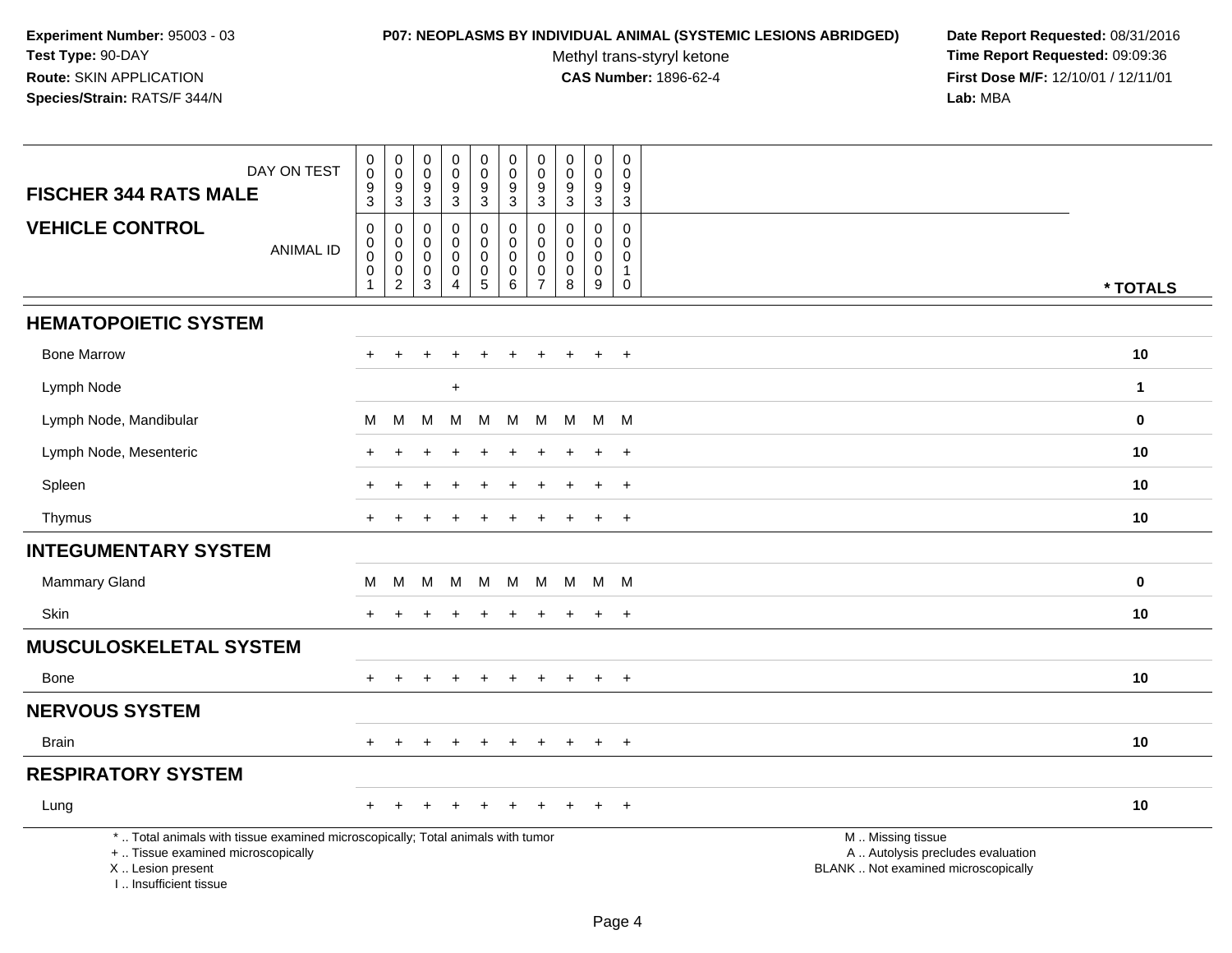**Experiment Number:** 95003 - 03
**Test Type:** 90-DAY
**Route:** SKIN APPLICATION
**Species/Strain:** RATS/F 344/N

**P07: NEOPLASMS BY INDIVIDUAL ANIMAL (SYSTEMIC LESIONS ABRIDGED)**
Methyl trans-styryl ketone
**CAS Number:** 1896-62-4

**Date Report Requested:** 08/31/2016
**Time Report Requested:** 09:09:36
**First Dose M/F:** 12/10/01 / 12/11/01
**Lab:** MBA

| FISCHER 344 RATS MALE — DAY ON TEST | 0093 | 0093 | 0093 | 0093 | 0093 | 0093 | 0093 | 0093 | 0093 | 0093 | |
|---|---|---|---|---|---|---|---|---|---|---|---|
| **VEHICLE CONTROL** — ANIMAL ID | 00001 | 00002 | 00003 | 00004 | 00005 | 00006 | 00007 | 00008 | 00009 | 00010 | *** TOTALS** |
| **HEMATOPOIETIC SYSTEM** | | | | | | | | | | | |
| Bone Marrow | + | + | + | + | + | + | + | + | + | + | **10** |
| Lymph Node | | | | + | | | | | | | **1** |
| Lymph Node, Mandibular | M | M | M | M | M | M | M | M | M | M | **0** |
| Lymph Node, Mesenteric | + | + | + | + | + | + | + | + | + | + | **10** |
| Spleen | + | + | + | + | + | + | + | + | + | + | **10** |
| Thymus | + | + | + | + | + | + | + | + | + | + | **10** |
| **INTEGUMENTARY SYSTEM** | | | | | | | | | | | |
| Mammary Gland | M | M | M | M | M | M | M | M | M | M | **0** |
| Skin | + | + | + | + | + | + | + | + | + | + | **10** |
| **MUSCULOSKELETAL SYSTEM** | | | | | | | | | | | |
| Bone | + | + | + | + | + | + | + | + | + | + | **10** |
| **NERVOUS SYSTEM** | | | | | | | | | | | |
| Brain | + | + | + | + | + | + | + | + | + | + | **10** |
| **RESPIRATORY SYSTEM** | | | | | | | | | | | |
| Lung | + | + | + | + | + | + | + | + | + | + | **10** |

* .. Total animals with tissue examined microscopically; Total animals with tumor
+ .. Tissue examined microscopically
X .. Lesion present
I .. Insufficient tissue

M .. Missing tissue
A .. Autolysis precludes evaluation
BLANK .. Not examined microscopically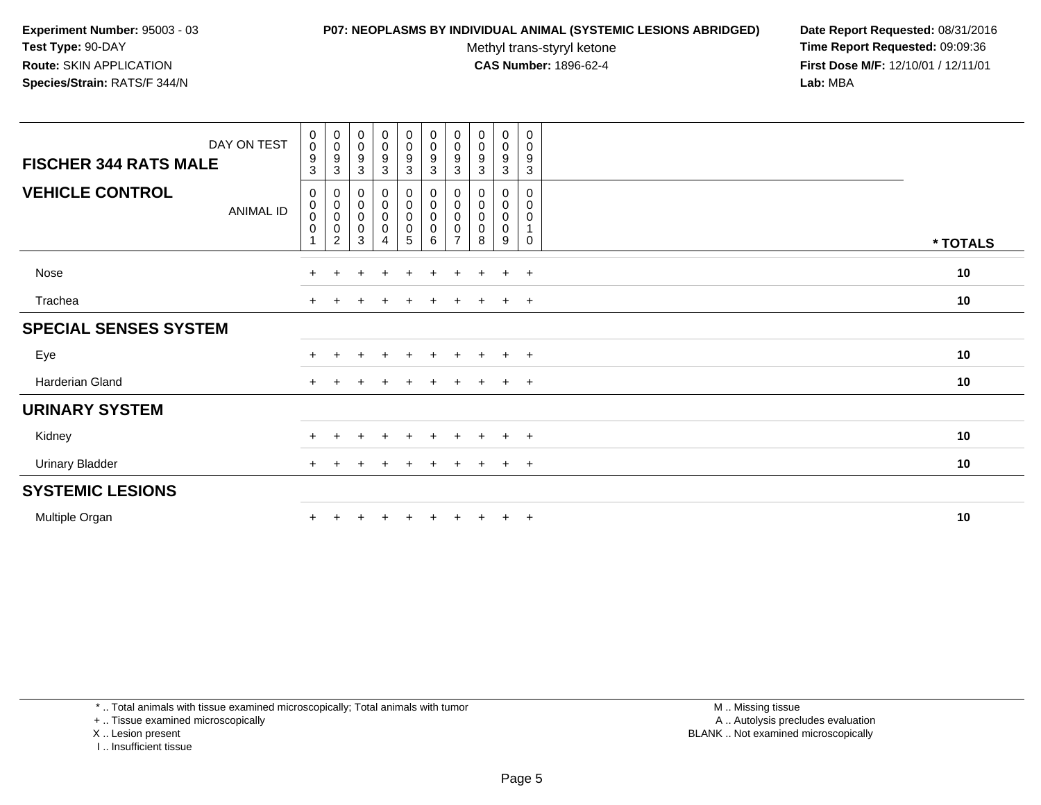**Experiment Number:** 95003 - 03
**Test Type:** 90-DAY
**Route:** SKIN APPLICATION
**Species/Strain:** RATS/F 344/N

**P07: NEOPLASMS BY INDIVIDUAL ANIMAL (SYSTEMIC LESIONS ABRIDGED)**
Methyl trans-styryl ketone
**CAS Number:** 1896-62-4

**Date Report Requested:** 08/31/2016
**Time Report Requested:** 09:09:36
**First Dose M/F:** 12/10/01 / 12/11/01
**Lab:** MBA

| **FISCHER 344 RATS MALE** DAY ON TEST | 0093 | 0093 | 0093 | 0093 | 0093 | 0093 | 0093 | 0093 | 0093 | 0093 | |
|---|---|---|---|---|---|---|---|---|---|---|---|
| **VEHICLE CONTROL** ANIMAL ID | 00001 | 00002 | 00003 | 00004 | 00005 | 00006 | 00007 | 00008 | 00009 | 00010 | *** TOTALS** |
| Nose | + | + | + | + | + | + | + | + | + | + | **10** |
| Trachea | + | + | + | + | + | + | + | + | + | + | **10** |
| **SPECIAL SENSES SYSTEM** | | | | | | | | | | | |
| Eye | + | + | + | + | + | + | + | + | + | + | **10** |
| Harderian Gland | + | + | + | + | + | + | + | + | + | + | **10** |
| **URINARY SYSTEM** | | | | | | | | | | | |
| Kidney | + | + | + | + | + | + | + | + | + | + | **10** |
| Urinary Bladder | + | + | + | + | + | + | + | + | + | + | **10** |
| **SYSTEMIC LESIONS** | | | | | | | | | | | |
| Multiple Organ | + | + | + | + | + | + | + | + | + | + | **10** |

\* .. Total animals with tissue examined microscopically; Total animals with tumor
\+ .. Tissue examined microscopically
X .. Lesion present
I .. Insufficient tissue

M .. Missing tissue
A .. Autolysis precludes evaluation
BLANK .. Not examined microscopically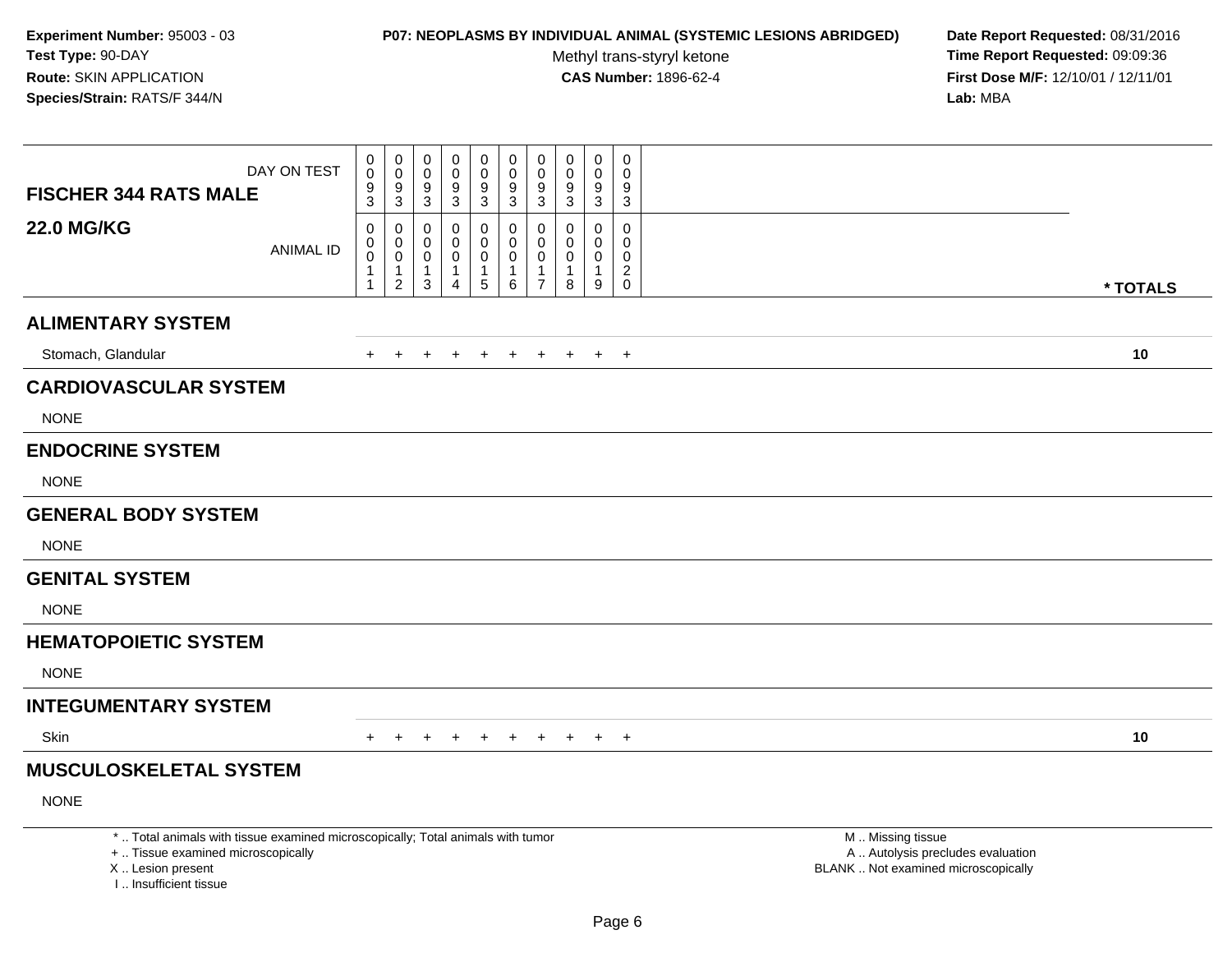**Experiment Number:** 95003 - 03
**Test Type:** 90-DAY
**Route:** SKIN APPLICATION
**Species/Strain:** RATS/F 344/N

**P07: NEOPLASMS BY INDIVIDUAL ANIMAL (SYSTEMIC LESIONS ABRIDGED)**
Methyl trans-styryl ketone
**CAS Number:** 1896-62-4

**Date Report Requested:** 08/31/2016
**Time Report Requested:** 09:09:36
**First Dose M/F:** 12/10/01 / 12/11/01
**Lab:** MBA

| FISCHER 344 RATS MALE 22.0 MG/KG | | | | | | | | | | | |
|---|---|---|---|---|---|---|---|---|---|---|---|
| DAY ON TEST | 0093 | 0093 | 0093 | 0093 | 0093 | 0093 | 0093 | 0093 | 0093 | 0093 | |
| ANIMAL ID | 00011 | 00012 | 00013 | 00014 | 00015 | 00016 | 00017 | 00018 | 00019 | 00020 | * TOTALS |
| **ALIMENTARY SYSTEM** | | | | | | | | | | | |
| Stomach, Glandular | + | + | + | + | + | + | + | + | + | + | 10 |
| **CARDIOVASCULAR SYSTEM** | | | | | | | | | | | |
| NONE | | | | | | | | | | | |
| **ENDOCRINE SYSTEM** | | | | | | | | | | | |
| NONE | | | | | | | | | | | |
| **GENERAL BODY SYSTEM** | | | | | | | | | | | |
| NONE | | | | | | | | | | | |
| **GENITAL SYSTEM** | | | | | | | | | | | |
| NONE | | | | | | | | | | | |
| **HEMATOPOIETIC SYSTEM** | | | | | | | | | | | |
| NONE | | | | | | | | | | | |
| **INTEGUMENTARY SYSTEM** | | | | | | | | | | | |
| Skin | + | + | + | + | + | + | + | + | + | + | 10 |
| **MUSCULOSKELETAL SYSTEM** | | | | | | | | | | | |
| NONE | | | | | | | | | | | |

* .. Total animals with tissue examined microscopically; Total animals with tumor
+ .. Tissue examined microscopically
X .. Lesion present
I .. Insufficient tissue

M .. Missing tissue
A .. Autolysis precludes evaluation
BLANK .. Not examined microscopically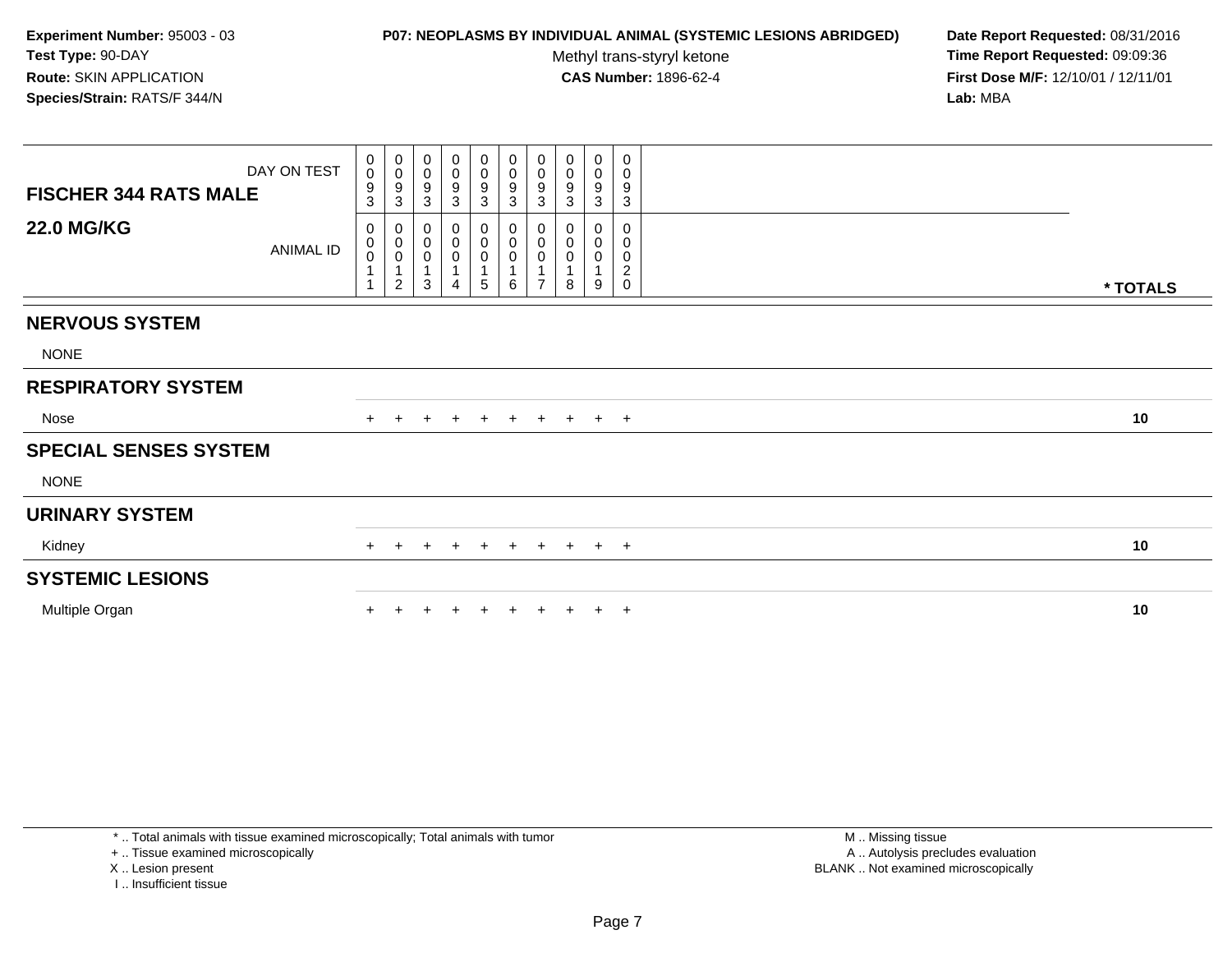**Experiment Number:** 95003 - 03
**Test Type:** 90-DAY
**Route:** SKIN APPLICATION
**Species/Strain:** RATS/F 344/N

**P07: NEOPLASMS BY INDIVIDUAL ANIMAL (SYSTEMIC LESIONS ABRIDGED)**
Methyl trans-styryl ketone
**CAS Number:** 1896-62-4

**Date Report Requested:** 08/31/2016
**Time Report Requested:** 09:09:36
**First Dose M/F:** 12/10/01 / 12/11/01
**Lab:** MBA

| **FISCHER 344 RATS MALE** DAY ON TEST | 0093 | 0093 | 0093 | 0093 | 0093 | 0093 | 0093 | 0093 | 0093 | 0093 | |
|---|---|---|---|---|---|---|---|---|---|---|---|
| **22.0 MG/KG** ANIMAL ID | 00011 | 00012 | 00013 | 00014 | 00015 | 00016 | 00017 | 00018 | 00019 | 00020 | *** TOTALS** |
| **NERVOUS SYSTEM** | | | | | | | | | | | |
| NONE | | | | | | | | | | | |
| **RESPIRATORY SYSTEM** | | | | | | | | | | | |
| Nose | + | + | + | + | + | + | + | + | + | + | **10** |
| **SPECIAL SENSES SYSTEM** | | | | | | | | | | | |
| NONE | | | | | | | | | | | |
| **URINARY SYSTEM** | | | | | | | | | | | |
| Kidney | + | + | + | + | + | + | + | + | + | + | **10** |
| **SYSTEMIC LESIONS** | | | | | | | | | | | |
| Multiple Organ | + | + | + | + | + | + | + | + | + | + | **10** |

* .. Total animals with tissue examined microscopically; Total animals with tumor
+ .. Tissue examined microscopically
X .. Lesion present
I .. Insufficient tissue

M .. Missing tissue
A .. Autolysis precludes evaluation
BLANK .. Not examined microscopically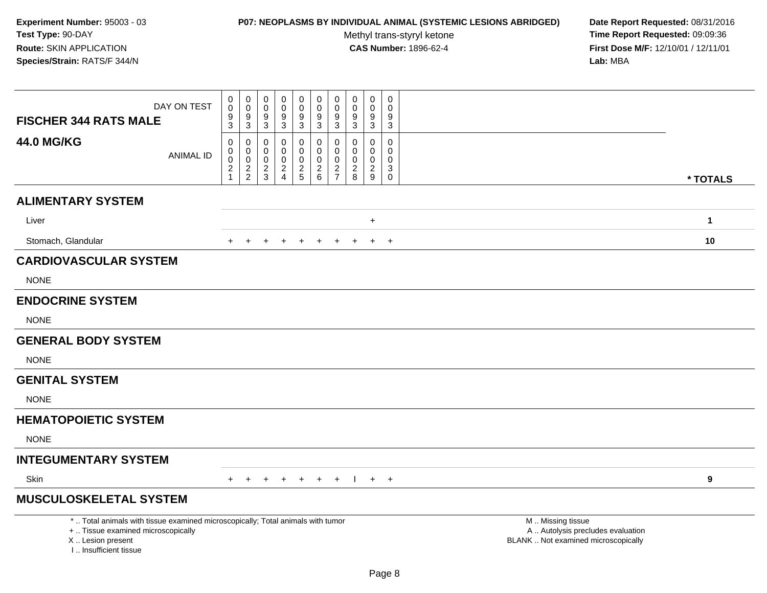**Experiment Number:** 95003 - 03
**Test Type:** 90-DAY
**Route:** SKIN APPLICATION
**Species/Strain:** RATS/F 344/N

**P07: NEOPLASMS BY INDIVIDUAL ANIMAL (SYSTEMIC LESIONS ABRIDGED)**
Methyl trans-styryl ketone
**CAS Number:** 1896-62-4

**Date Report Requested:** 08/31/2016
**Time Report Requested:** 09:09:36
**First Dose M/F:** 12/10/01 / 12/11/01
**Lab:** MBA

| **FISCHER 344 RATS MALE** DAY ON TEST | 0093 | 0093 | 0093 | 0093 | 0093 | 0093 | 0093 | 0093 | 0093 | 0093 | |
|---|---|---|---|---|---|---|---|---|---|---|---|
| **44.0 MG/KG** ANIMAL ID | 00021 | 00022 | 00023 | 00024 | 00025 | 00026 | 00027 | 00028 | 00029 | 00030 | *** TOTALS** |
| **ALIMENTARY SYSTEM** | | | | | | | | | | | |
| Liver | | | | | | | | | + | | **1** |
| Stomach, Glandular | + | + | + | + | + | + | + | + | + | + | **10** |
| **CARDIOVASCULAR SYSTEM** | | | | | | | | | | | |
| NONE | | | | | | | | | | | |
| **ENDOCRINE SYSTEM** | | | | | | | | | | | |
| NONE | | | | | | | | | | | |
| **GENERAL BODY SYSTEM** | | | | | | | | | | | |
| NONE | | | | | | | | | | | |
| **GENITAL SYSTEM** | | | | | | | | | | | |
| NONE | | | | | | | | | | | |
| **HEMATOPOIETIC SYSTEM** | | | | | | | | | | | |
| NONE | | | | | | | | | | | |
| **INTEGUMENTARY SYSTEM** | | | | | | | | | | | |
| Skin | + | + | + | + | + | + | + | I | + | + | **9** |
| **MUSCULOSKELETAL SYSTEM** | | | | | | | | | | | |

* .. Total animals with tissue examined microscopically; Total animals with tumor
+ .. Tissue examined microscopically
X .. Lesion present
I .. Insufficient tissue

M .. Missing tissue
A .. Autolysis precludes evaluation
BLANK .. Not examined microscopically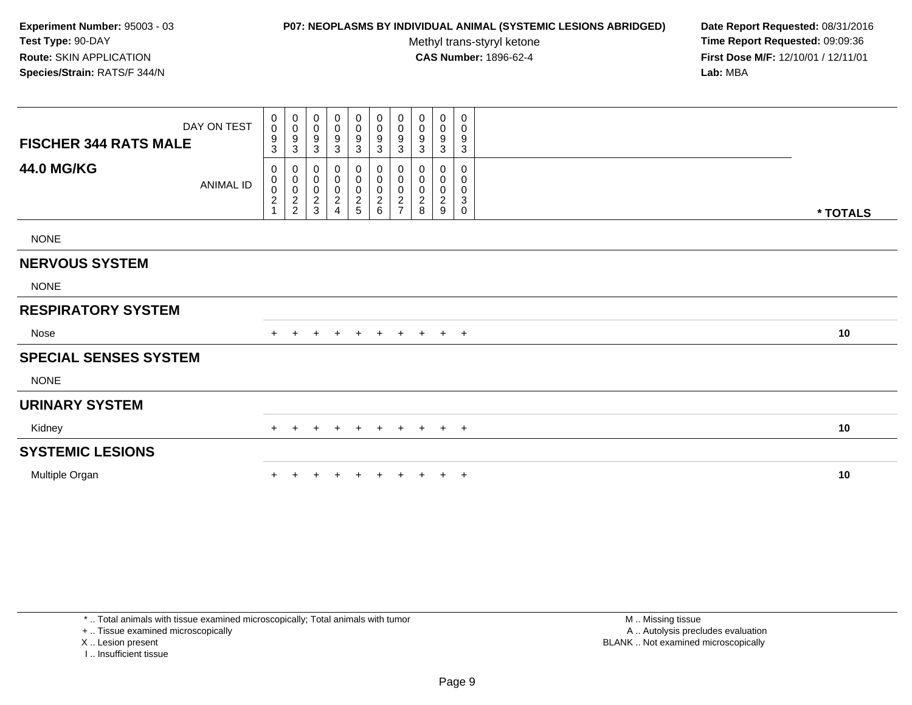**Experiment Number:** 95003 - 03
**Test Type:** 90-DAY
**Route:** SKIN APPLICATION
**Species/Strain:** RATS/F 344/N

**P07: NEOPLASMS BY INDIVIDUAL ANIMAL (SYSTEMIC LESIONS ABRIDGED)**
Methyl trans-styryl ketone
**CAS Number:** 1896-62-4

**Date Report Requested:** 08/31/2016
**Time Report Requested:** 09:09:36
**First Dose M/F:** 12/10/01 / 12/11/01
**Lab:** MBA

| FISCHER 344 RATS MALE 44.0 MG/KG | | | | | | | | | | | |
|---|---|---|---|---|---|---|---|---|---|---|---|
| DAY ON TEST | 0093 | 0093 | 0093 | 0093 | 0093 | 0093 | 0093 | 0093 | 0093 | 0093 | |
| ANIMAL ID | 00021 | 00022 | 00023 | 00024 | 00025 | 00026 | 00027 | 00028 | 00029 | 00030 | * TOTALS |
| NONE | | | | | | | | | | | |
| **NERVOUS SYSTEM** | | | | | | | | | | | |
| NONE | | | | | | | | | | | |
| **RESPIRATORY SYSTEM** | | | | | | | | | | | |
| Nose | + | + | + | + | + | + | + | + | + | + | 10 |
| **SPECIAL SENSES SYSTEM** | | | | | | | | | | | |
| NONE | | | | | | | | | | | |
| **URINARY SYSTEM** | | | | | | | | | | | |
| Kidney | + | + | + | + | + | + | + | + | + | + | 10 |
| **SYSTEMIC LESIONS** | | | | | | | | | | | |
| Multiple Organ | + | + | + | + | + | + | + | + | + | + | 10 |

* .. Total animals with tissue examined microscopically; Total animals with tumor
+ .. Tissue examined microscopically
X .. Lesion present
I .. Insufficient tissue

M .. Missing tissue
A .. Autolysis precludes evaluation
BLANK .. Not examined microscopically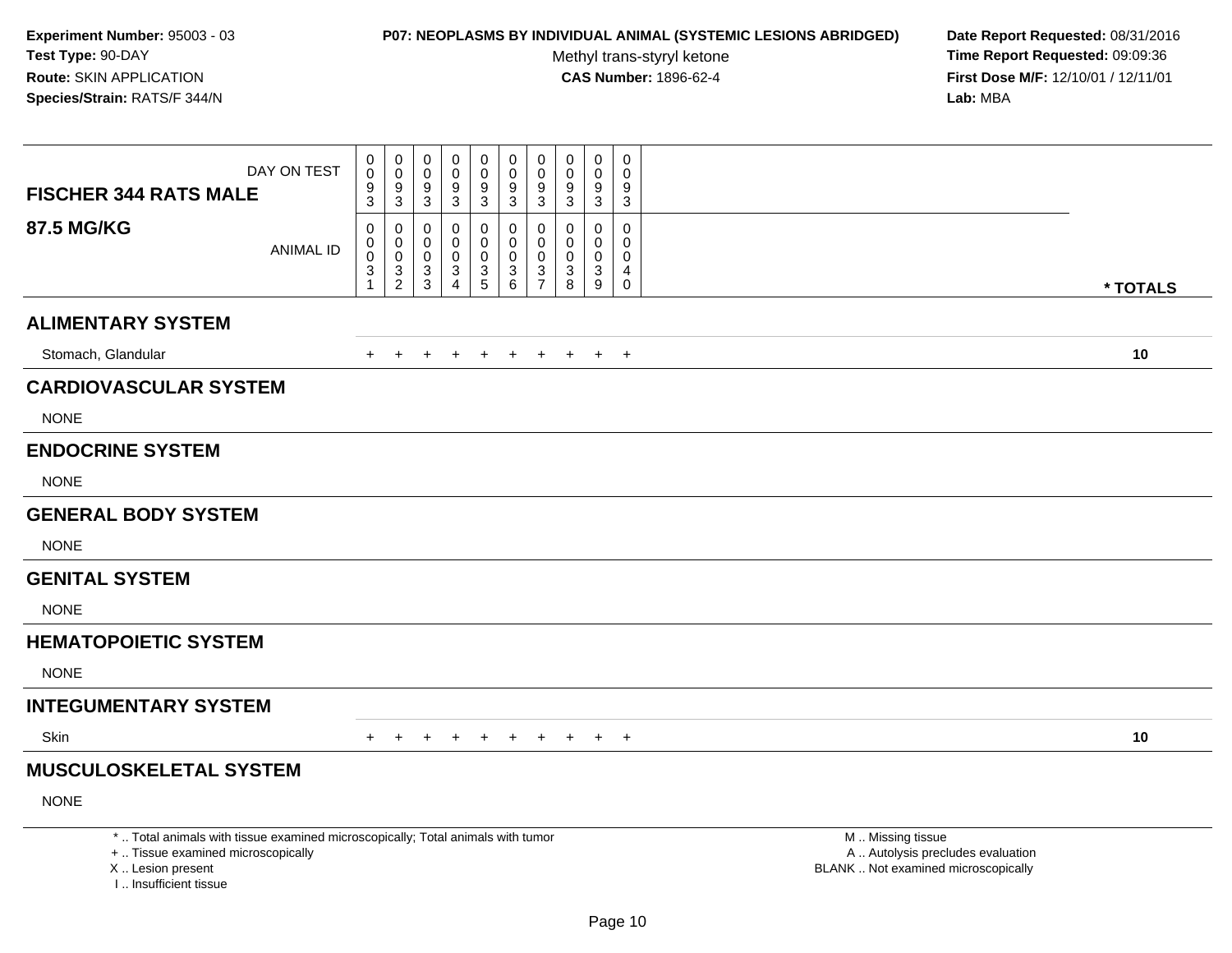**Experiment Number:** 95003 - 03
**Test Type:** 90-DAY
**Route:** SKIN APPLICATION
**Species/Strain:** RATS/F 344/N

**P07: NEOPLASMS BY INDIVIDUAL ANIMAL (SYSTEMIC LESIONS ABRIDGED)**
Methyl trans-styryl ketone
**CAS Number:** 1896-62-4

**Date Report Requested:** 08/31/2016
**Time Report Requested:** 09:09:36
**First Dose M/F:** 12/10/01 / 12/11/01
**Lab:** MBA

| FISCHER 344 RATS MALE 87.5 MG/KG | | | | | | | | | | | |
|---|---|---|---|---|---|---|---|---|---|---|---|
| DAY ON TEST | 0093 | 0093 | 0093 | 0093 | 0093 | 0093 | 0093 | 0093 | 0093 | 0093 | |
| ANIMAL ID | 00031 | 00032 | 00033 | 00034 | 00035 | 00036 | 00037 | 00038 | 00039 | 00040 | * TOTALS |
| **ALIMENTARY SYSTEM** | | | | | | | | | | | |
| Stomach, Glandular | + | + | + | + | + | + | + | + | + | + | 10 |
| **CARDIOVASCULAR SYSTEM** | | | | | | | | | | | |
| NONE | | | | | | | | | | | |
| **ENDOCRINE SYSTEM** | | | | | | | | | | | |
| NONE | | | | | | | | | | | |
| **GENERAL BODY SYSTEM** | | | | | | | | | | | |
| NONE | | | | | | | | | | | |
| **GENITAL SYSTEM** | | | | | | | | | | | |
| NONE | | | | | | | | | | | |
| **HEMATOPOIETIC SYSTEM** | | | | | | | | | | | |
| NONE | | | | | | | | | | | |
| **INTEGUMENTARY SYSTEM** | | | | | | | | | | | |
| Skin | + | + | + | + | + | + | + | + | + | + | 10 |
| **MUSCULOSKELETAL SYSTEM** | | | | | | | | | | | |
| NONE | | | | | | | | | | | |

* .. Total animals with tissue examined microscopically; Total animals with tumor
+ .. Tissue examined microscopically
X .. Lesion present
I .. Insufficient tissue

M .. Missing tissue
A .. Autolysis precludes evaluation
BLANK .. Not examined microscopically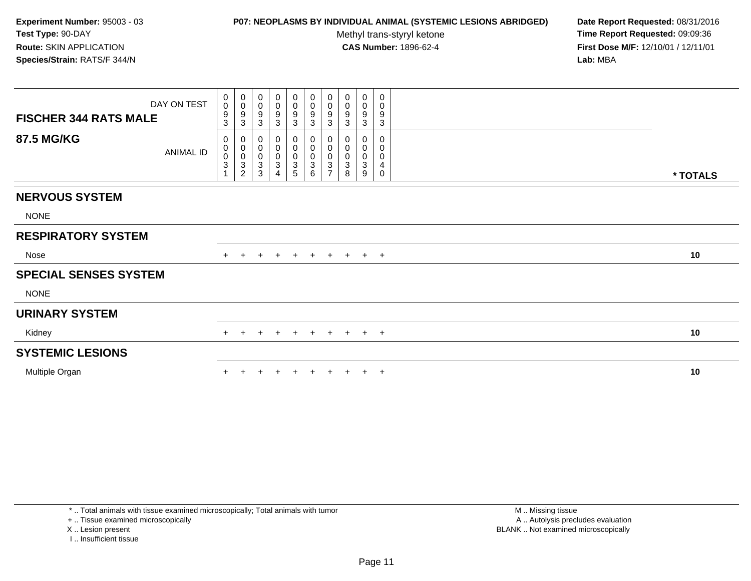**Experiment Number:** 95003 - 03
**Test Type:** 90-DAY
**Route:** SKIN APPLICATION
**Species/Strain:** RATS/F 344/N

**P07: NEOPLASMS BY INDIVIDUAL ANIMAL (SYSTEMIC LESIONS ABRIDGED)**
Methyl trans-styryl ketone
**CAS Number:** 1896-62-4

**Date Report Requested:** 08/31/2016
**Time Report Requested:** 09:09:36
**First Dose M/F:** 12/10/01 / 12/11/01
**Lab:** MBA

| FISCHER 344 RATS MALE 87.5 MG/KG | | | | | | | | | | | |
|---|---|---|---|---|---|---|---|---|---|---|---|
| DAY ON TEST | 0093 | 0093 | 0093 | 0093 | 0093 | 0093 | 0093 | 0093 | 0093 | 0093 | |
| ANIMAL ID | 00031 | 00032 | 00033 | 00034 | 00035 | 00036 | 00037 | 00038 | 00039 | 00040 | * TOTALS |
| **NERVOUS SYSTEM** | | | | | | | | | | | |
| NONE | | | | | | | | | | | |
| **RESPIRATORY SYSTEM** | | | | | | | | | | | |
| Nose | + | + | + | + | + | + | + | + | + | + | 10 |
| **SPECIAL SENSES SYSTEM** | | | | | | | | | | | |
| NONE | | | | | | | | | | | |
| **URINARY SYSTEM** | | | | | | | | | | | |
| Kidney | + | + | + | + | + | + | + | + | + | + | 10 |
| **SYSTEMIC LESIONS** | | | | | | | | | | | |
| Multiple Organ | + | + | + | + | + | + | + | + | + | + | 10 |

* .. Total animals with tissue examined microscopically; Total animals with tumor
+ .. Tissue examined microscopically
X .. Lesion present
I .. Insufficient tissue

M .. Missing tissue
A .. Autolysis precludes evaluation
BLANK .. Not examined microscopically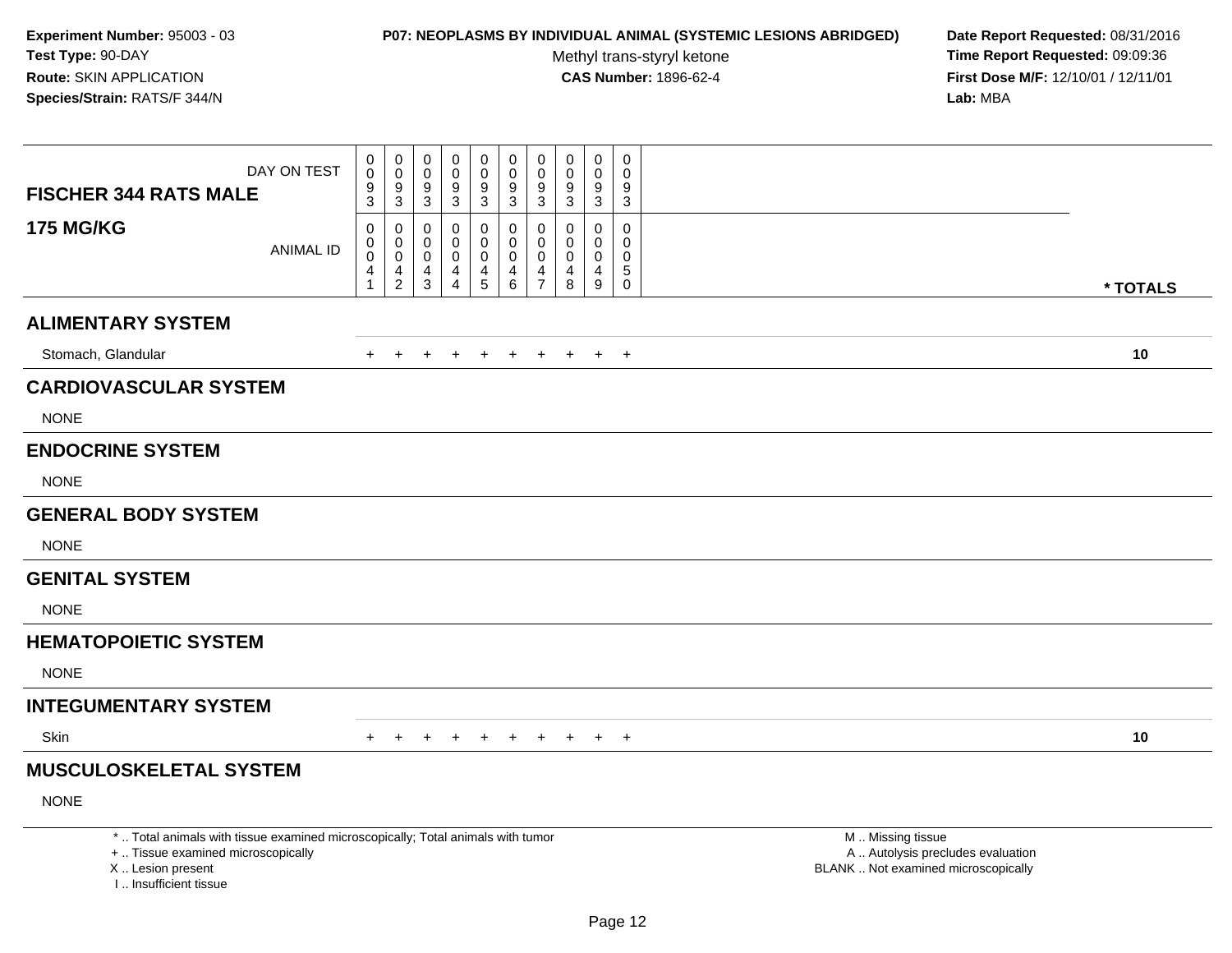**Experiment Number:** 95003 - 03
**Test Type:** 90-DAY
**Route:** SKIN APPLICATION
**Species/Strain:** RATS/F 344/N

**P07: NEOPLASMS BY INDIVIDUAL ANIMAL (SYSTEMIC LESIONS ABRIDGED)**
Methyl trans-styryl ketone
**CAS Number:** 1896-62-4

**Date Report Requested:** 08/31/2016
**Time Report Requested:** 09:09:36
**First Dose M/F:** 12/10/01 / 12/11/01
**Lab:** MBA

| FISCHER 344 RATS MALE — DAY ON TEST | 0093 | 0093 | 0093 | 0093 | 0093 | 0093 | 0093 | 0093 | 0093 | 0093 | |
|---|---|---|---|---|---|---|---|---|---|---|---|
| **175 MG/KG** — ANIMAL ID | 00041 | 00042 | 00043 | 00044 | 00045 | 00046 | 00047 | 00048 | 00049 | 00050 | *** TOTALS** |
| **ALIMENTARY SYSTEM** | | | | | | | | | | | |
| Stomach, Glandular | + | + | + | + | + | + | + | + | + | + | **10** |
| **CARDIOVASCULAR SYSTEM** | | | | | | | | | | | |
| NONE | | | | | | | | | | | |
| **ENDOCRINE SYSTEM** | | | | | | | | | | | |
| NONE | | | | | | | | | | | |
| **GENERAL BODY SYSTEM** | | | | | | | | | | | |
| NONE | | | | | | | | | | | |
| **GENITAL SYSTEM** | | | | | | | | | | | |
| NONE | | | | | | | | | | | |
| **HEMATOPOIETIC SYSTEM** | | | | | | | | | | | |
| NONE | | | | | | | | | | | |
| **INTEGUMENTARY SYSTEM** | | | | | | | | | | | |
| Skin | + | + | + | + | + | + | + | + | + | + | **10** |
| **MUSCULOSKELETAL SYSTEM** | | | | | | | | | | | |
| NONE | | | | | | | | | | | |

* .. Total animals with tissue examined microscopically; Total animals with tumor
+ .. Tissue examined microscopically
X .. Lesion present
I .. Insufficient tissue

M .. Missing tissue
A .. Autolysis precludes evaluation
BLANK .. Not examined microscopically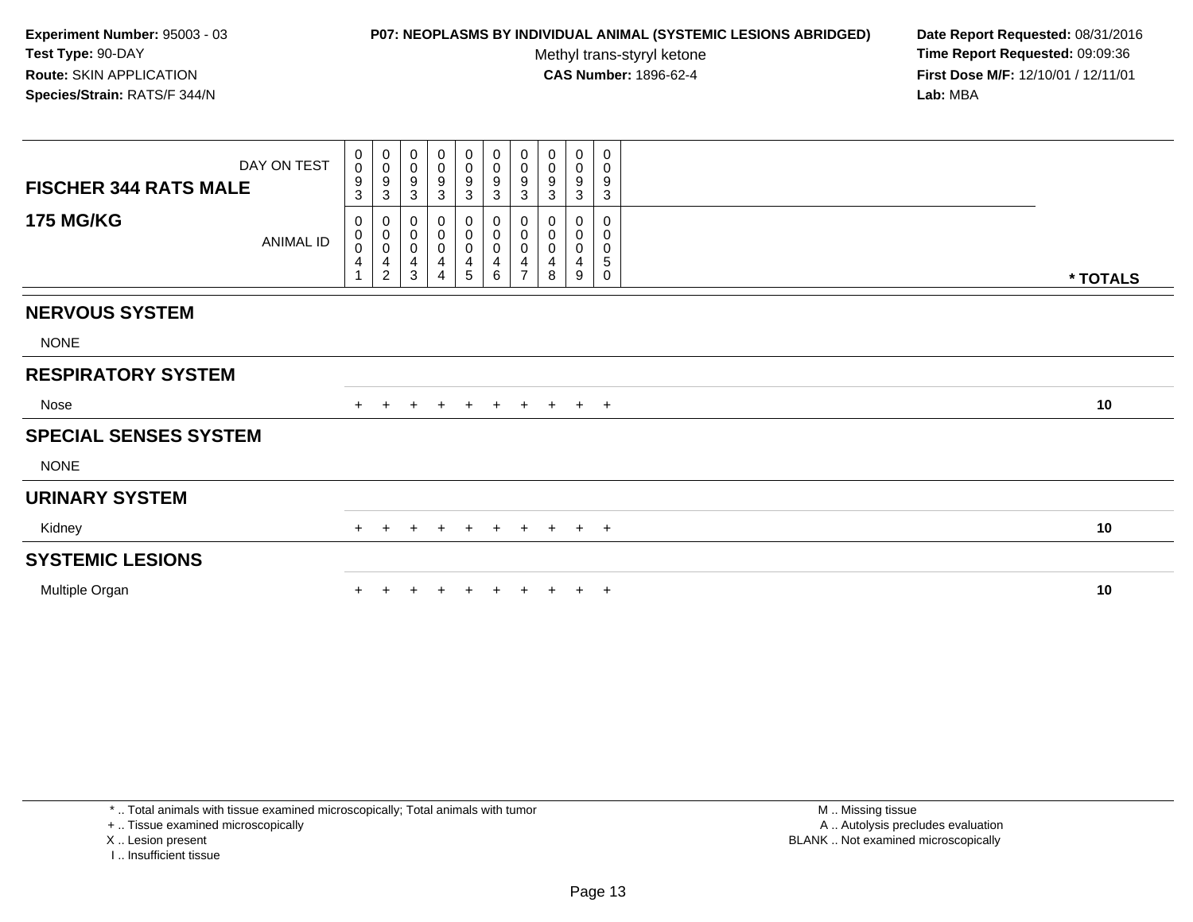**Experiment Number:** 95003 - 03
**Test Type:** 90-DAY
**Route:** SKIN APPLICATION
**Species/Strain:** RATS/F 344/N

**P07: NEOPLASMS BY INDIVIDUAL ANIMAL (SYSTEMIC LESIONS ABRIDGED)**
Methyl trans-styryl ketone
**CAS Number:** 1896-62-4

**Date Report Requested:** 08/31/2016
**Time Report Requested:** 09:09:36
**First Dose M/F:** 12/10/01 / 12/11/01
**Lab:** MBA

| FISCHER 344 RATS MALE / 175 MG/KG | | | | | | | | | | | |
|---|---|---|---|---|---|---|---|---|---|---|---|
| DAY ON TEST | 0093 | 0093 | 0093 | 0093 | 0093 | 0093 | 0093 | 0093 | 0093 | 0093 | |
| ANIMAL ID | 00041 | 00042 | 00043 | 00044 | 00045 | 00046 | 00047 | 00048 | 00049 | 00050 | * TOTALS |
| **NERVOUS SYSTEM** | | | | | | | | | | | |
| NONE | | | | | | | | | | | |
| **RESPIRATORY SYSTEM** | | | | | | | | | | | |
| Nose | + | + | + | + | + | + | + | + | + | + | 10 |
| **SPECIAL SENSES SYSTEM** | | | | | | | | | | | |
| NONE | | | | | | | | | | | |
| **URINARY SYSTEM** | | | | | | | | | | | |
| Kidney | + | + | + | + | + | + | + | + | + | + | 10 |
| **SYSTEMIC LESIONS** | | | | | | | | | | | |
| Multiple Organ | + | + | + | + | + | + | + | + | + | + | 10 |

* .. Total animals with tissue examined microscopically; Total animals with tumor
+ .. Tissue examined microscopically
X .. Lesion present
I .. Insufficient tissue

M .. Missing tissue
A .. Autolysis precludes evaluation
BLANK .. Not examined microscopically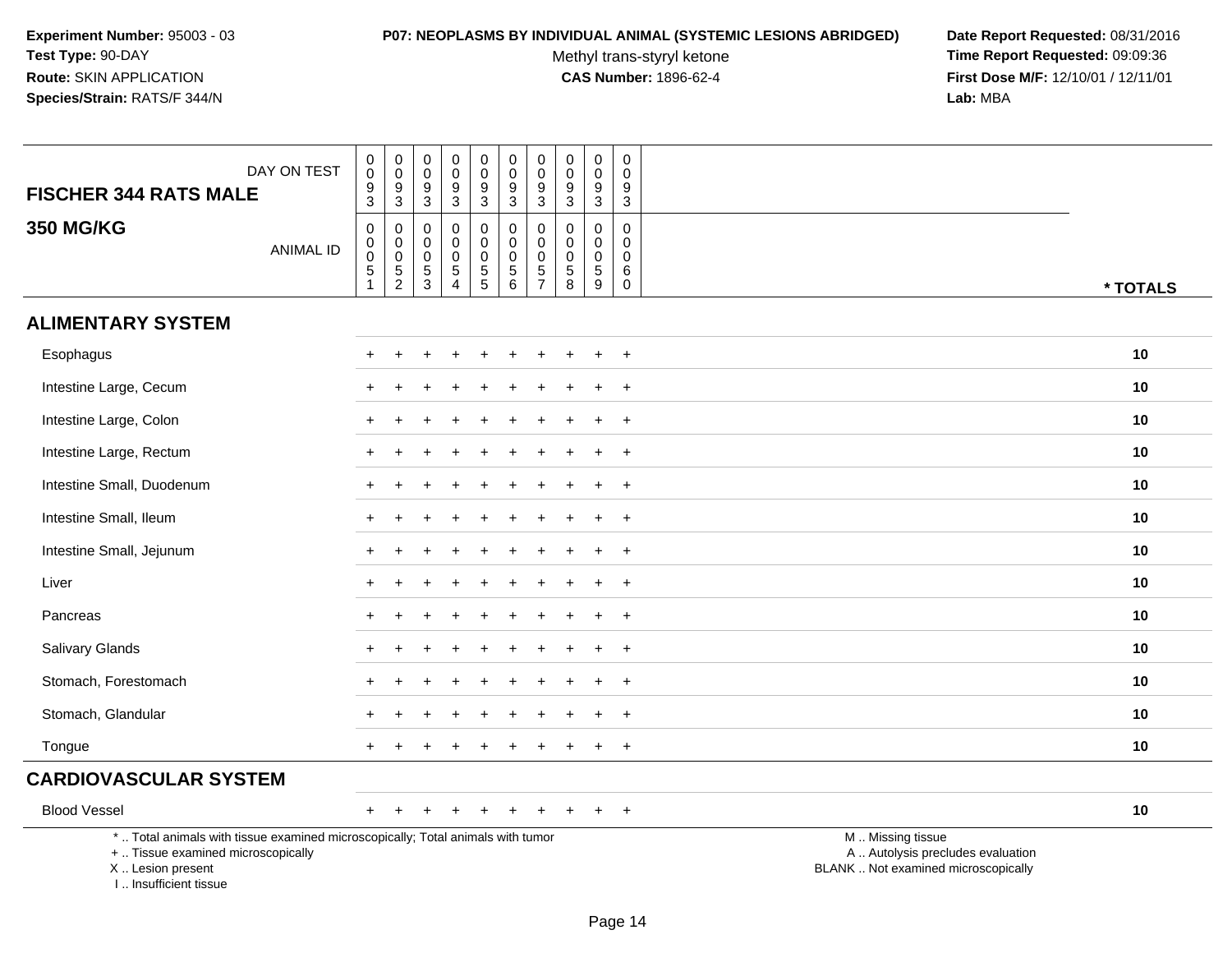**Experiment Number:** 95003 - 03
**Test Type:** 90-DAY
**Route:** SKIN APPLICATION
**Species/Strain:** RATS/F 344/N

**P07: NEOPLASMS BY INDIVIDUAL ANIMAL (SYSTEMIC LESIONS ABRIDGED)**
Methyl trans-styryl ketone
**CAS Number:** 1896-62-4

**Date Report Requested:** 08/31/2016
**Time Report Requested:** 09:09:36
**First Dose M/F:** 12/10/01 / 12/11/01
**Lab:** MBA

| **FISCHER 344 RATS MALE** DAY ON TEST | 0093 | 0093 | 0093 | 0093 | 0093 | 0093 | 0093 | 0093 | 0093 | 0093 | |
|---|---|---|---|---|---|---|---|---|---|---|---|
| **350 MG/KG** ANIMAL ID | 00051 | 00052 | 00053 | 00054 | 00055 | 00056 | 00057 | 00058 | 00059 | 00060 | *** TOTALS** |
| **ALIMENTARY SYSTEM** | | | | | | | | | | | |
| Esophagus | + | + | + | + | + | + | + | + | + | + | **10** |
| Intestine Large, Cecum | + | + | + | + | + | + | + | + | + | + | **10** |
| Intestine Large, Colon | + | + | + | + | + | + | + | + | + | + | **10** |
| Intestine Large, Rectum | + | + | + | + | + | + | + | + | + | + | **10** |
| Intestine Small, Duodenum | + | + | + | + | + | + | + | + | + | + | **10** |
| Intestine Small, Ileum | + | + | + | + | + | + | + | + | + | + | **10** |
| Intestine Small, Jejunum | + | + | + | + | + | + | + | + | + | + | **10** |
| Liver | + | + | + | + | + | + | + | + | + | + | **10** |
| Pancreas | + | + | + | + | + | + | + | + | + | + | **10** |
| Salivary Glands | + | + | + | + | + | + | + | + | + | + | **10** |
| Stomach, Forestomach | + | + | + | + | + | + | + | + | + | + | **10** |
| Stomach, Glandular | + | + | + | + | + | + | + | + | + | + | **10** |
| Tongue | + | + | + | + | + | + | + | + | + | + | **10** |
| **CARDIOVASCULAR SYSTEM** | | | | | | | | | | | |
| Blood Vessel | + | + | + | + | + | + | + | + | + | + | **10** |

\* .. Total animals with tissue examined microscopically; Total animals with tumor
\+ .. Tissue examined microscopically
X .. Lesion present
I .. Insufficient tissue

M .. Missing tissue
A .. Autolysis precludes evaluation
BLANK .. Not examined microscopically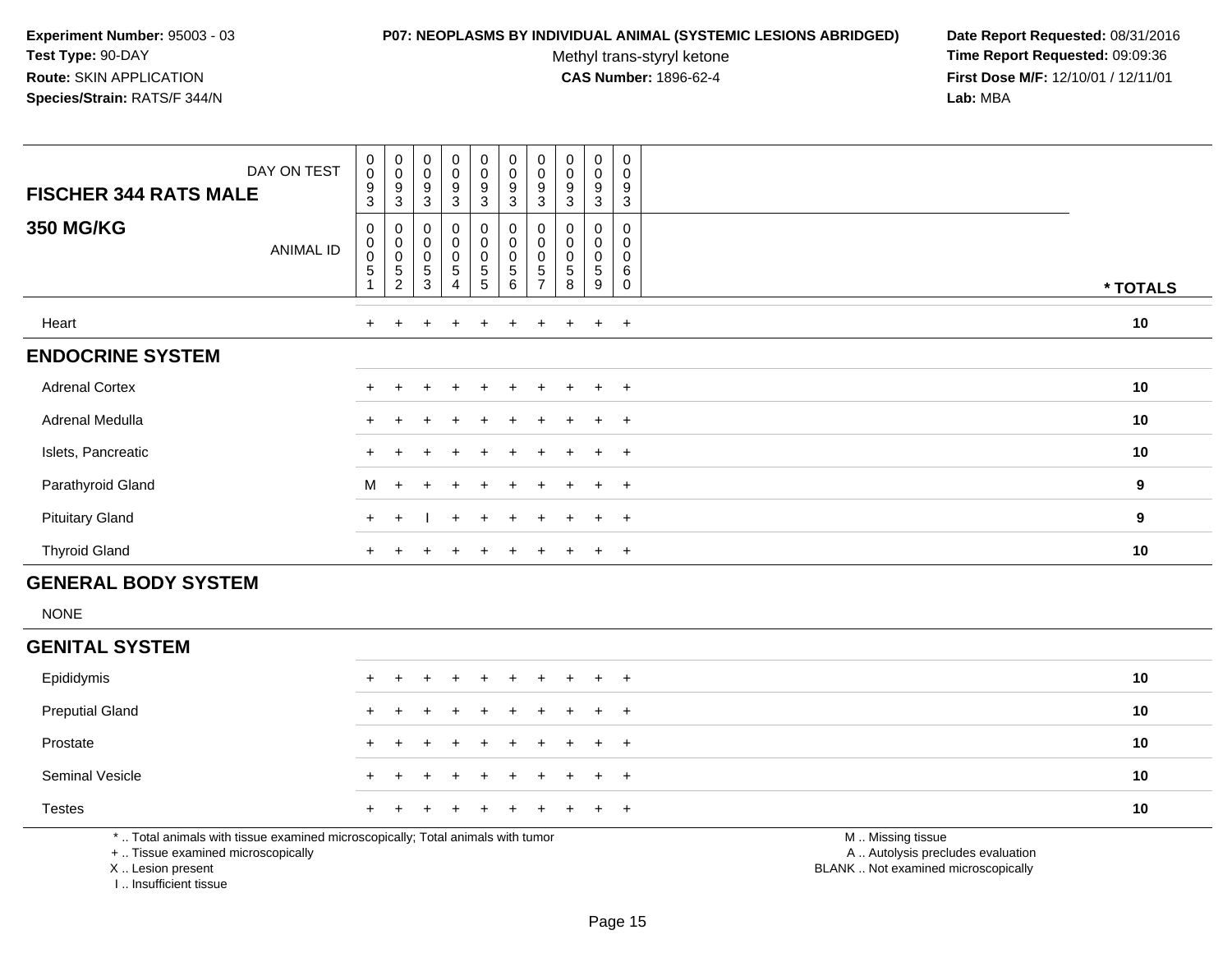**Experiment Number:** 95003 - 03
**Test Type:** 90-DAY
**Route:** SKIN APPLICATION
**Species/Strain:** RATS/F 344/N

**P07: NEOPLASMS BY INDIVIDUAL ANIMAL (SYSTEMIC LESIONS ABRIDGED)**
Methyl trans-styryl ketone
**CAS Number:** 1896-62-4

**Date Report Requested:** 08/31/2016
**Time Report Requested:** 09:09:36
**First Dose M/F:** 12/10/01 / 12/11/01
**Lab:** MBA

| FISCHER 344 RATS MALE — DAY ON TEST | 0093 | 0093 | 0093 | 0093 | 0093 | 0093 | 0093 | 0093 | 0093 | 0093 | |
|---|---|---|---|---|---|---|---|---|---|---|---|
| **350 MG/KG** — ANIMAL ID | 00051 | 00052 | 00053 | 00054 | 00055 | 00056 | 00057 | 00058 | 00059 | 00060 | *** TOTALS** |
| Heart | + | + | + | + | + | + | + | + | + | + | **10** |
| **ENDOCRINE SYSTEM** | | | | | | | | | | | |
| Adrenal Cortex | + | + | + | + | + | + | + | + | + | + | **10** |
| Adrenal Medulla | + | + | + | + | + | + | + | + | + | + | **10** |
| Islets, Pancreatic | + | + | + | + | + | + | + | + | + | + | **10** |
| Parathyroid Gland | M | + | + | + | + | + | + | + | + | + | **9** |
| Pituitary Gland | + | + | I | + | + | + | + | + | + | + | **9** |
| Thyroid Gland | + | + | + | + | + | + | + | + | + | + | **10** |
| **GENERAL BODY SYSTEM** | | | | | | | | | | | |
| NONE | | | | | | | | | | | |
| **GENITAL SYSTEM** | | | | | | | | | | | |
| Epididymis | + | + | + | + | + | + | + | + | + | + | **10** |
| Preputial Gland | + | + | + | + | + | + | + | + | + | + | **10** |
| Prostate | + | + | + | + | + | + | + | + | + | + | **10** |
| Seminal Vesicle | + | + | + | + | + | + | + | + | + | + | **10** |
| Testes | + | + | + | + | + | + | + | + | + | + | **10** |

\* .. Total animals with tissue examined microscopically; Total animals with tumor
\+ .. Tissue examined microscopically
X .. Lesion present
I .. Insufficient tissue

M .. Missing tissue
A .. Autolysis precludes evaluation
BLANK .. Not examined microscopically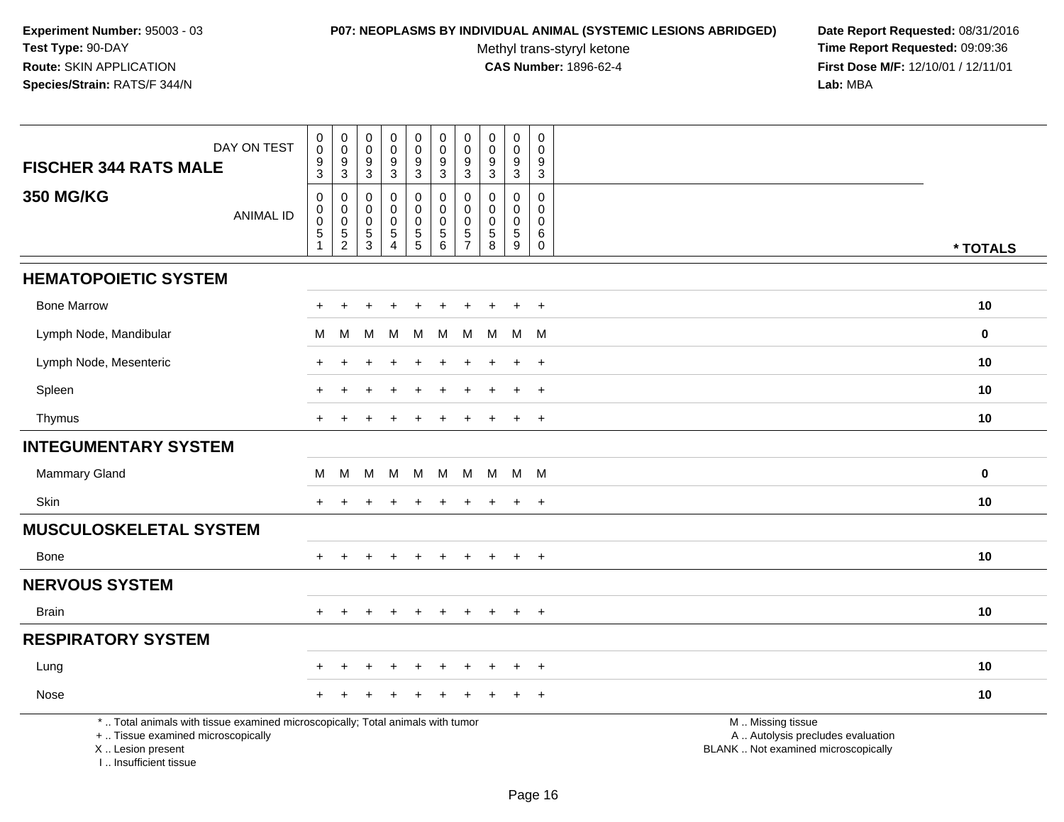**Experiment Number:** 95003 - 03
**Test Type:** 90-DAY
**Route:** SKIN APPLICATION
**Species/Strain:** RATS/F 344/N

**P07: NEOPLASMS BY INDIVIDUAL ANIMAL (SYSTEMIC LESIONS ABRIDGED)**
Methyl trans-styryl ketone
**CAS Number:** 1896-62-4

**Date Report Requested:** 08/31/2016
**Time Report Requested:** 09:09:36
**First Dose M/F:** 12/10/01 / 12/11/01
**Lab:** MBA

| FISCHER 344 RATS MALE — DAY ON TEST | 0093 | 0093 | 0093 | 0093 | 0093 | 0093 | 0093 | 0093 | 0093 | 0093 | |
|---|---|---|---|---|---|---|---|---|---|---|---|
| **350 MG/KG** — ANIMAL ID | 00051 | 00052 | 00053 | 00054 | 00055 | 00056 | 00057 | 00058 | 00059 | 00060 | *** TOTALS** |
| **HEMATOPOIETIC SYSTEM** | | | | | | | | | | | |
| Bone Marrow | + | + | + | + | + | + | + | + | + | + | **10** |
| Lymph Node, Mandibular | M | M | M | M | M | M | M | M | M | M | **0** |
| Lymph Node, Mesenteric | + | + | + | + | + | + | + | + | + | + | **10** |
| Spleen | + | + | + | + | + | + | + | + | + | + | **10** |
| Thymus | + | + | + | + | + | + | + | + | + | + | **10** |
| **INTEGUMENTARY SYSTEM** | | | | | | | | | | | |
| Mammary Gland | M | M | M | M | M | M | M | M | M | M | **0** |
| Skin | + | + | + | + | + | + | + | + | + | + | **10** |
| **MUSCULOSKELETAL SYSTEM** | | | | | | | | | | | |
| Bone | + | + | + | + | + | + | + | + | + | + | **10** |
| **NERVOUS SYSTEM** | | | | | | | | | | | |
| Brain | + | + | + | + | + | + | + | + | + | + | **10** |
| **RESPIRATORY SYSTEM** | | | | | | | | | | | |
| Lung | + | + | + | + | + | + | + | + | + | + | **10** |
| Nose | + | + | + | + | + | + | + | + | + | + | **10** |

* .. Total animals with tissue examined microscopically; Total animals with tumor
+ .. Tissue examined microscopically
X .. Lesion present
I .. Insufficient tissue

M .. Missing tissue
A .. Autolysis precludes evaluation
BLANK .. Not examined microscopically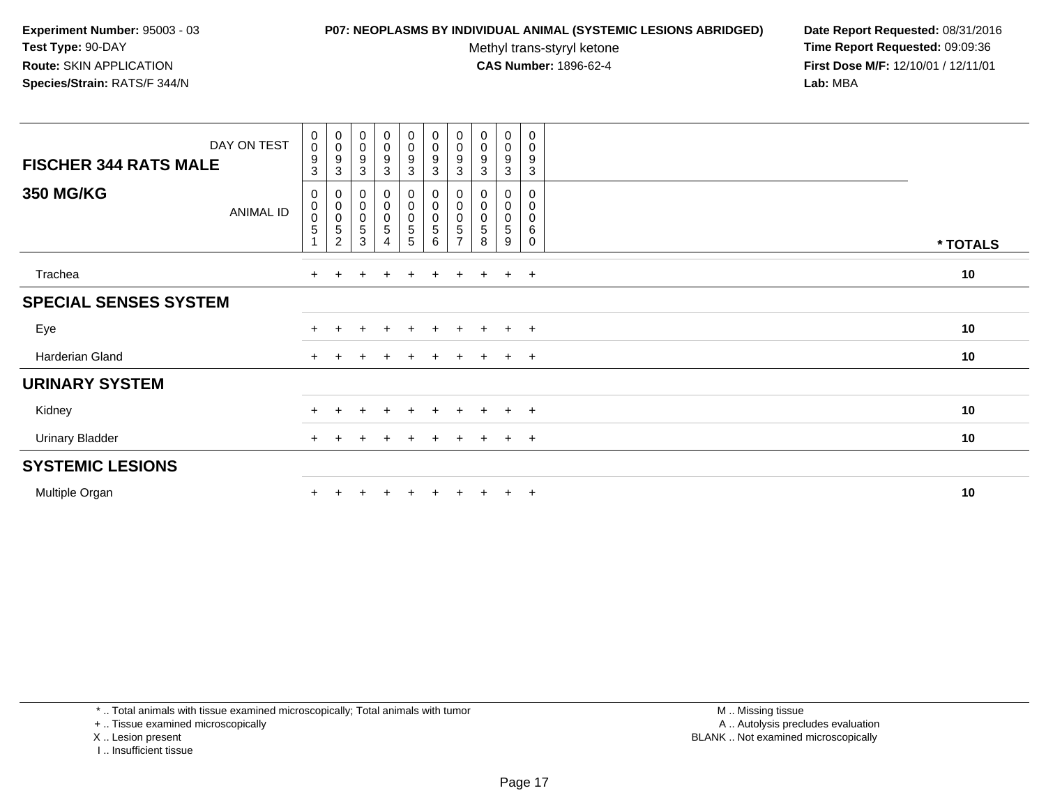**Experiment Number:** 95003 - 03
**Test Type:** 90-DAY
**Route:** SKIN APPLICATION
**Species/Strain:** RATS/F 344/N

**P07: NEOPLASMS BY INDIVIDUAL ANIMAL (SYSTEMIC LESIONS ABRIDGED)**
Methyl trans-styryl ketone
**CAS Number:** 1896-62-4

**Date Report Requested:** 08/31/2016
**Time Report Requested:** 09:09:36
**First Dose M/F:** 12/10/01 / 12/11/01
**Lab:** MBA

| FISCHER 344 RATS MALE — DAY ON TEST | 0093 | 0093 | 0093 | 0093 | 0093 | 0093 | 0093 | 0093 | 0093 | 0093 | |
|---|---|---|---|---|---|---|---|---|---|---|---|
| **350 MG/KG** — ANIMAL ID | 00051 | 00052 | 00053 | 00054 | 00055 | 00056 | 00057 | 00058 | 00059 | 00060 | **\* TOTALS** |
| Trachea | + | + | + | + | + | + | + | + | + | + | **10** |
| **SPECIAL SENSES SYSTEM** | | | | | | | | | | | |
| Eye | + | + | + | + | + | + | + | + | + | + | **10** |
| Harderian Gland | + | + | + | + | + | + | + | + | + | + | **10** |
| **URINARY SYSTEM** | | | | | | | | | | | |
| Kidney | + | + | + | + | + | + | + | + | + | + | **10** |
| Urinary Bladder | + | + | + | + | + | + | + | + | + | + | **10** |
| **SYSTEMIC LESIONS** | | | | | | | | | | | |
| Multiple Organ | + | + | + | + | + | + | + | + | + | + | **10** |

\* .. Total animals with tissue examined microscopically; Total animals with tumor
\+ .. Tissue examined microscopically
X .. Lesion present
I .. Insufficient tissue

M .. Missing tissue
A .. Autolysis precludes evaluation
BLANK .. Not examined microscopically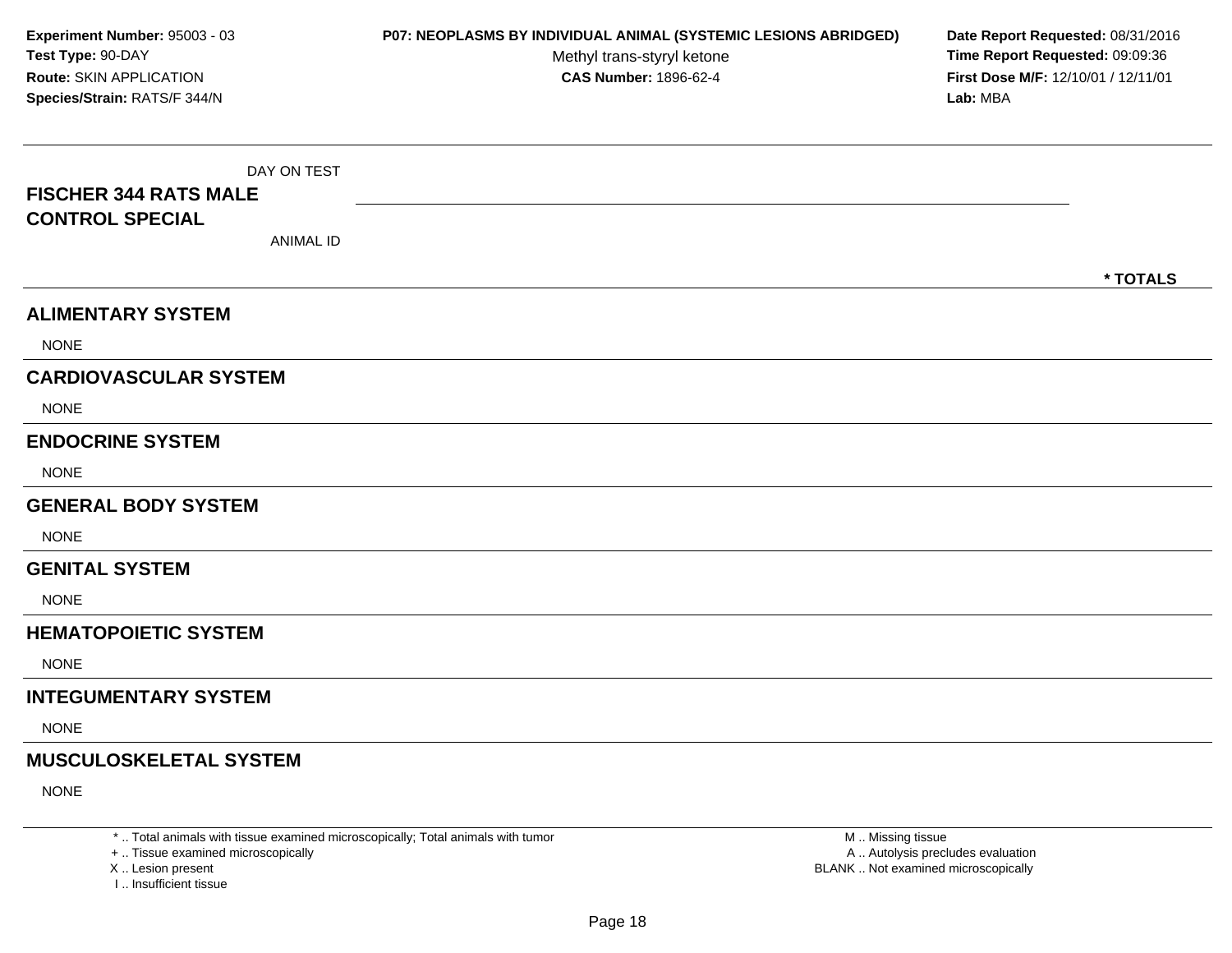**Experiment Number:** 95003 - 03
**Test Type:** 90-DAY
**Route:** SKIN APPLICATION
**Species/Strain:** RATS/F 344/N

**P07: NEOPLASMS BY INDIVIDUAL ANIMAL (SYSTEMIC LESIONS ABRIDGED)**
Methyl trans-styryl ketone
**CAS Number:** 1896-62-4

**Date Report Requested:** 08/31/2016
**Time Report Requested:** 09:09:36
**First Dose M/F:** 12/10/01 / 12/11/01
**Lab:** MBA

| FISCHER 344 RATS MALE CONTROL SPECIAL | DAY ON TEST / ANIMAL ID | * TOTALS |
|---|---|---|
| **ALIMENTARY SYSTEM** | | |
| NONE | | |
| **CARDIOVASCULAR SYSTEM** | | |
| NONE | | |
| **ENDOCRINE SYSTEM** | | |
| NONE | | |
| **GENERAL BODY SYSTEM** | | |
| NONE | | |
| **GENITAL SYSTEM** | | |
| NONE | | |
| **HEMATOPOIETIC SYSTEM** | | |
| NONE | | |
| **INTEGUMENTARY SYSTEM** | | |
| NONE | | |
| **MUSCULOSKELETAL SYSTEM** | | |
| NONE | | |

* .. Total animals with tissue examined microscopically; Total animals with tumor
+ .. Tissue examined microscopically
X .. Lesion present
I .. Insufficient tissue

M .. Missing tissue
A .. Autolysis precludes evaluation
BLANK .. Not examined microscopically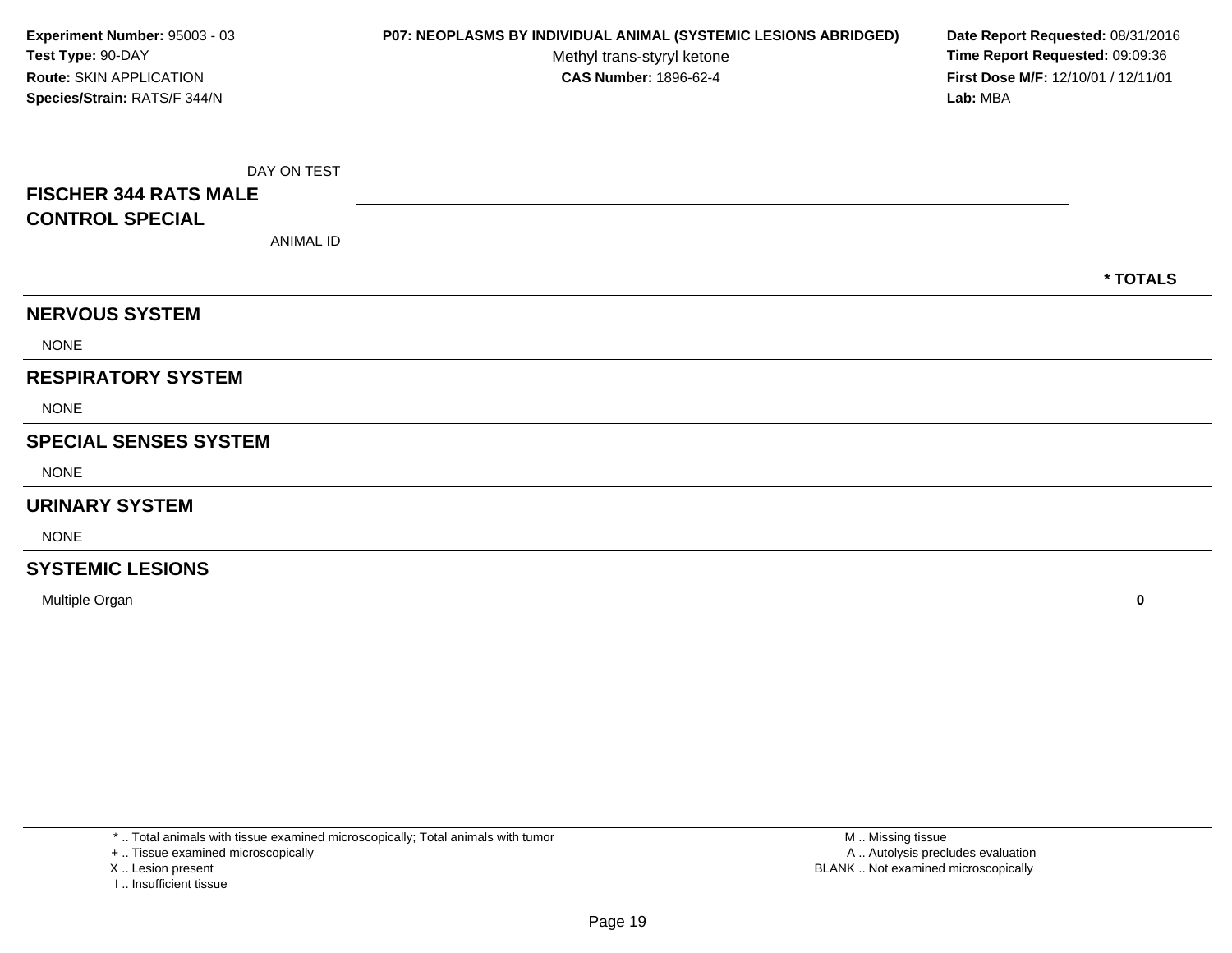**Experiment Number:** 95003 - 03
**Test Type:** 90-DAY
**Route:** SKIN APPLICATION
**Species/Strain:** RATS/F 344/N

**P07: NEOPLASMS BY INDIVIDUAL ANIMAL (SYSTEMIC LESIONS ABRIDGED)**
Methyl trans-styryl ketone
**CAS Number:** 1896-62-4

**Date Report Requested:** 08/31/2016
**Time Report Requested:** 09:09:36
**First Dose M/F:** 12/10/01 / 12/11/01
**Lab:** MBA

| DAY ON TEST<br>**FISCHER 344 RATS MALE**<br>**CONTROL SPECIAL**<br>ANIMAL ID | **\* TOTALS** |
|---|---|
| **NERVOUS SYSTEM** | |
| NONE | |
| **RESPIRATORY SYSTEM** | |
| NONE | |
| **SPECIAL SENSES SYSTEM** | |
| NONE | |
| **URINARY SYSTEM** | |
| NONE | |
| **SYSTEMIC LESIONS** | |
| Multiple Organ | **0** |

\* .. Total animals with tissue examined microscopically; Total animals with tumor
+ .. Tissue examined microscopically
X .. Lesion present
I .. Insufficient tissue

M .. Missing tissue
A .. Autolysis precludes evaluation
BLANK .. Not examined microscopically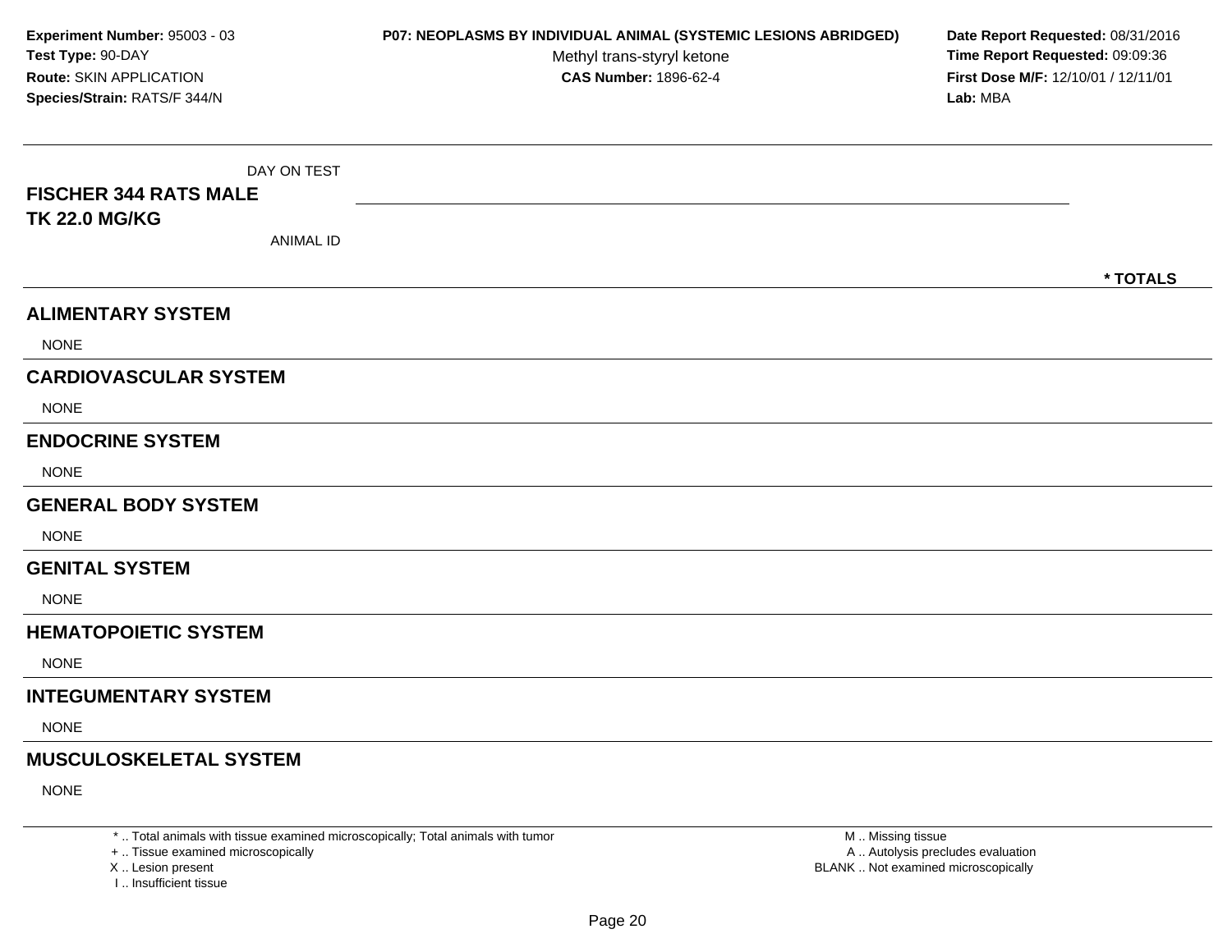**Experiment Number:** 95003 - 03
**Test Type:** 90-DAY
**Route:** SKIN APPLICATION
**Species/Strain:** RATS/F 344/N

**P07: NEOPLASMS BY INDIVIDUAL ANIMAL (SYSTEMIC LESIONS ABRIDGED)**
Methyl trans-styryl ketone
**CAS Number:** 1896-62-4

**Date Report Requested:** 08/31/2016
**Time Report Requested:** 09:09:36
**First Dose M/F:** 12/10/01 / 12/11/01
**Lab:** MBA

DAY ON TEST

**FISCHER 344 RATS MALE**
**TK 22.0 MG/KG**

ANIMAL ID

**\* TOTALS**

## ALIMENTARY SYSTEM

NONE

## CARDIOVASCULAR SYSTEM

NONE

## ENDOCRINE SYSTEM

NONE

## GENERAL BODY SYSTEM

NONE

## GENITAL SYSTEM

NONE

## HEMATOPOIETIC SYSTEM

NONE

## INTEGUMENTARY SYSTEM

NONE

## MUSCULOSKELETAL SYSTEM

NONE

\* .. Total animals with tissue examined microscopically; Total animals with tumor
\+ .. Tissue examined microscopically
X .. Lesion present
I .. Insufficient tissue

M .. Missing tissue
A .. Autolysis precludes evaluation
BLANK .. Not examined microscopically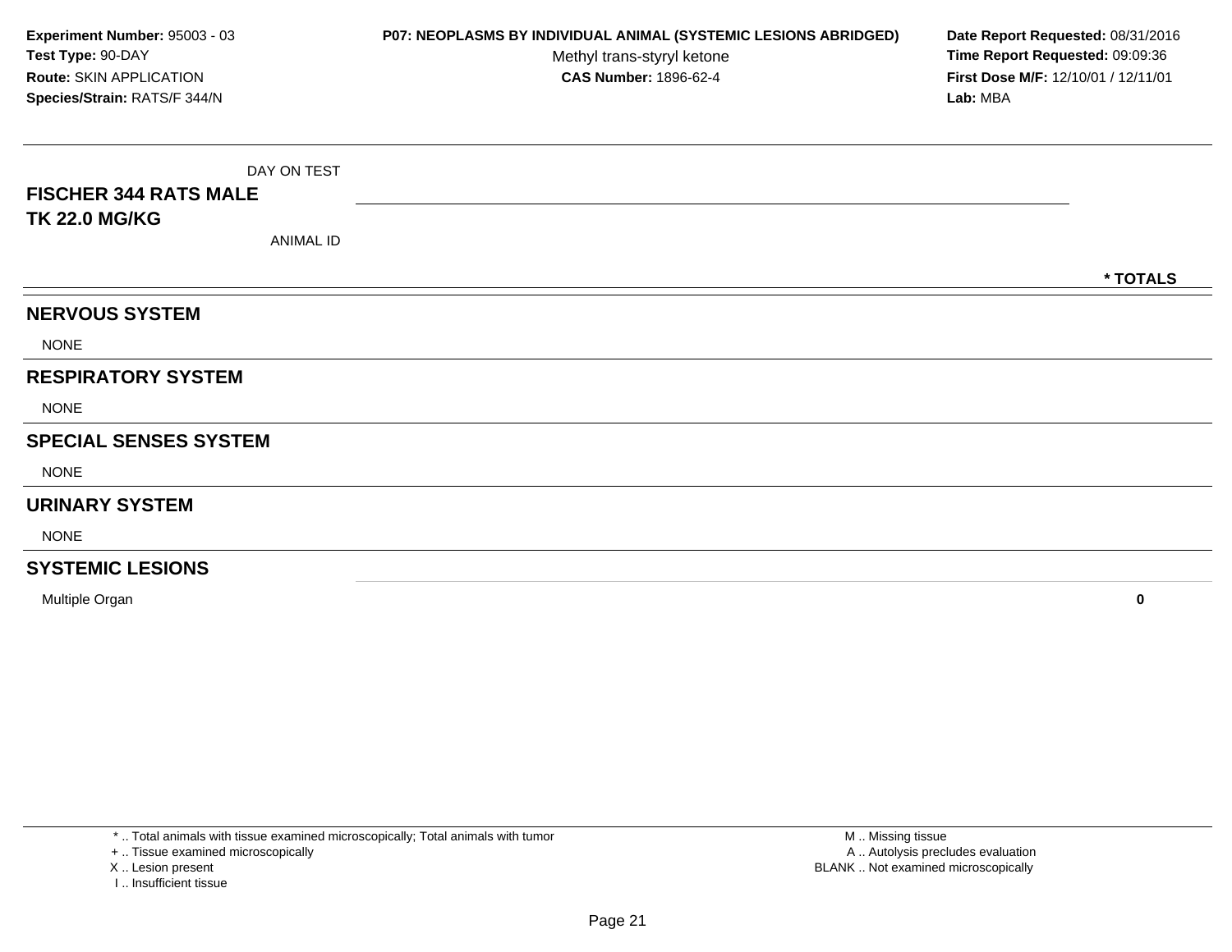**Experiment Number:** 95003 - 03
**Test Type:** 90-DAY
**Route:** SKIN APPLICATION
**Species/Strain:** RATS/F 344/N

**P07: NEOPLASMS BY INDIVIDUAL ANIMAL (SYSTEMIC LESIONS ABRIDGED)**
Methyl trans-styryl ketone
**CAS Number:** 1896-62-4

**Date Report Requested:** 08/31/2016
**Time Report Requested:** 09:09:36
**First Dose M/F:** 12/10/01 / 12/11/01
**Lab:** MBA

| DAY ON TEST<br>**FISCHER 344 RATS MALE**<br>**TK 22.0 MG/KG**<br>ANIMAL ID | **\* TOTALS** |
|---|---|
| **NERVOUS SYSTEM** | |
| NONE | |
| **RESPIRATORY SYSTEM** | |
| NONE | |
| **SPECIAL SENSES SYSTEM** | |
| NONE | |
| **URINARY SYSTEM** | |
| NONE | |
| **SYSTEMIC LESIONS** | |
| Multiple Organ | **0** |

\* .. Total animals with tissue examined microscopically; Total animals with tumor
\+ .. Tissue examined microscopically
X .. Lesion present
I .. Insufficient tissue

M .. Missing tissue
A .. Autolysis precludes evaluation
BLANK .. Not examined microscopically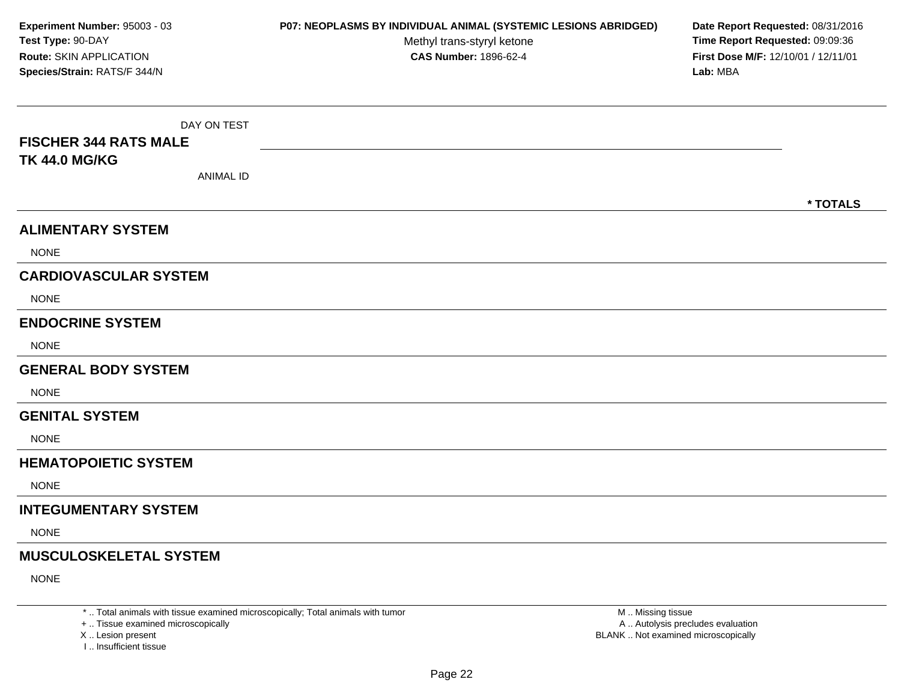**Experiment Number:** 95003 - 03
**Test Type:** 90-DAY
**Route:** SKIN APPLICATION
**Species/Strain:** RATS/F 344/N

**P07: NEOPLASMS BY INDIVIDUAL ANIMAL (SYSTEMIC LESIONS ABRIDGED)**
Methyl trans-styryl ketone
**CAS Number:** 1896-62-4

**Date Report Requested:** 08/31/2016
**Time Report Requested:** 09:09:36
**First Dose M/F:** 12/10/01 / 12/11/01
**Lab:** MBA

| DAY ON TEST<br>**FISCHER 344 RATS MALE**<br>**TK 44.0 MG/KG**<br>ANIMAL ID | * TOTALS |
|---|---|
| **ALIMENTARY SYSTEM** | |
| NONE | |
| **CARDIOVASCULAR SYSTEM** | |
| NONE | |
| **ENDOCRINE SYSTEM** | |
| NONE | |
| **GENERAL BODY SYSTEM** | |
| NONE | |
| **GENITAL SYSTEM** | |
| NONE | |
| **HEMATOPOIETIC SYSTEM** | |
| NONE | |
| **INTEGUMENTARY SYSTEM** | |
| NONE | |
| **MUSCULOSKELETAL SYSTEM** | |
| NONE | |

* .. Total animals with tissue examined microscopically; Total animals with tumor
+ .. Tissue examined microscopically
X .. Lesion present
I .. Insufficient tissue

M .. Missing tissue
A .. Autolysis precludes evaluation
BLANK .. Not examined microscopically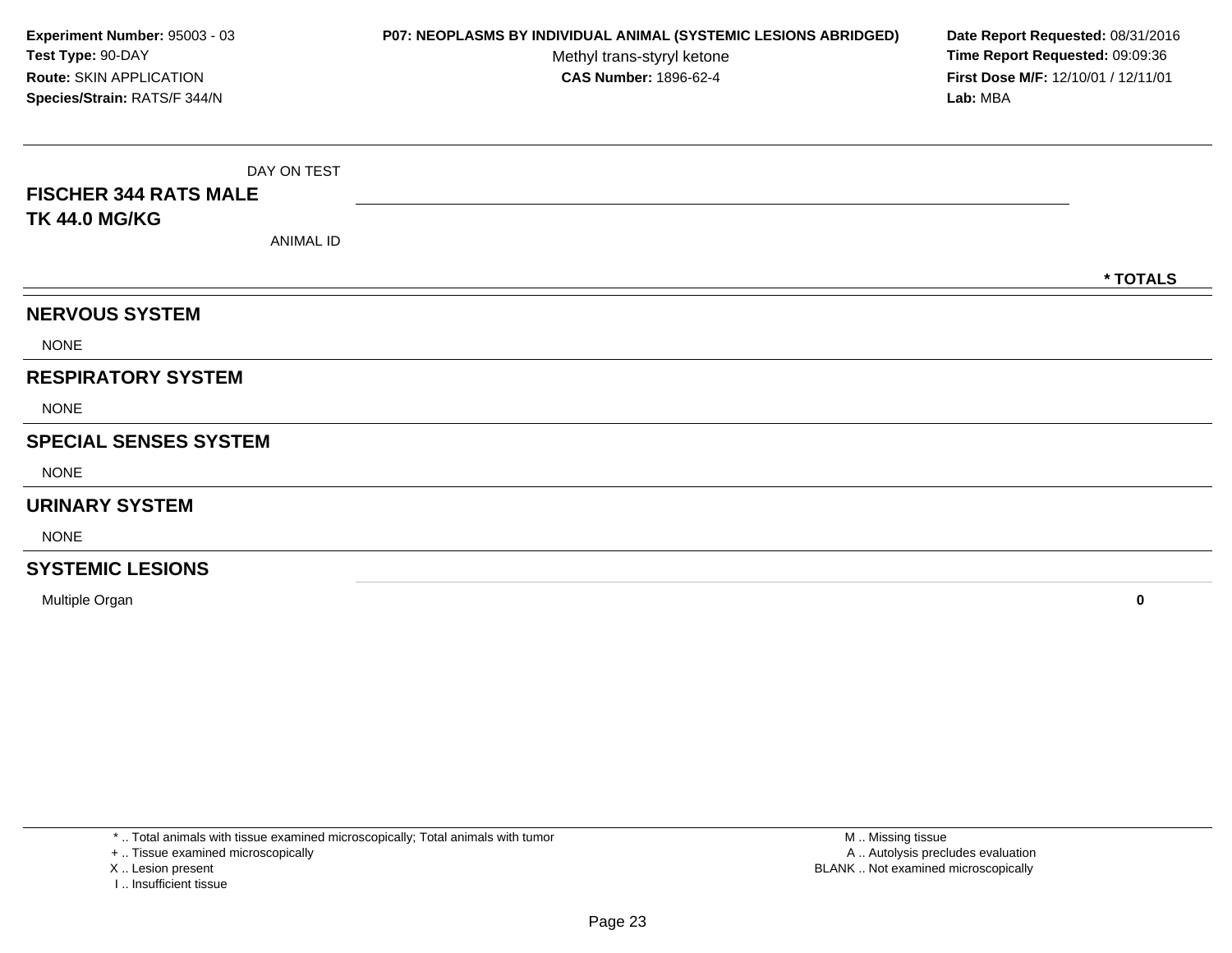**Experiment Number:** 95003 - 03
**Test Type:** 90-DAY
**Route:** SKIN APPLICATION
**Species/Strain:** RATS/F 344/N

**P07: NEOPLASMS BY INDIVIDUAL ANIMAL (SYSTEMIC LESIONS ABRIDGED)**
Methyl trans-styryl ketone
**CAS Number:** 1896-62-4

**Date Report Requested:** 08/31/2016
**Time Report Requested:** 09:09:36
**First Dose M/F:** 12/10/01 / 12/11/01
**Lab:** MBA

| FISCHER 344 RATS MALE TK 44.0 MG/KG | DAY ON TEST / ANIMAL ID | * TOTALS |
|---|---|---|
| **NERVOUS SYSTEM** | | |
| NONE | | |
| **RESPIRATORY SYSTEM** | | |
| NONE | | |
| **SPECIAL SENSES SYSTEM** | | |
| NONE | | |
| **URINARY SYSTEM** | | |
| NONE | | |
| **SYSTEMIC LESIONS** | | |
| Multiple Organ | | **0** |

\* .. Total animals with tissue examined microscopically; Total animals with tumor
\+ .. Tissue examined microscopically
X .. Lesion present
I .. Insufficient tissue

M .. Missing tissue
A .. Autolysis precludes evaluation
BLANK .. Not examined microscopically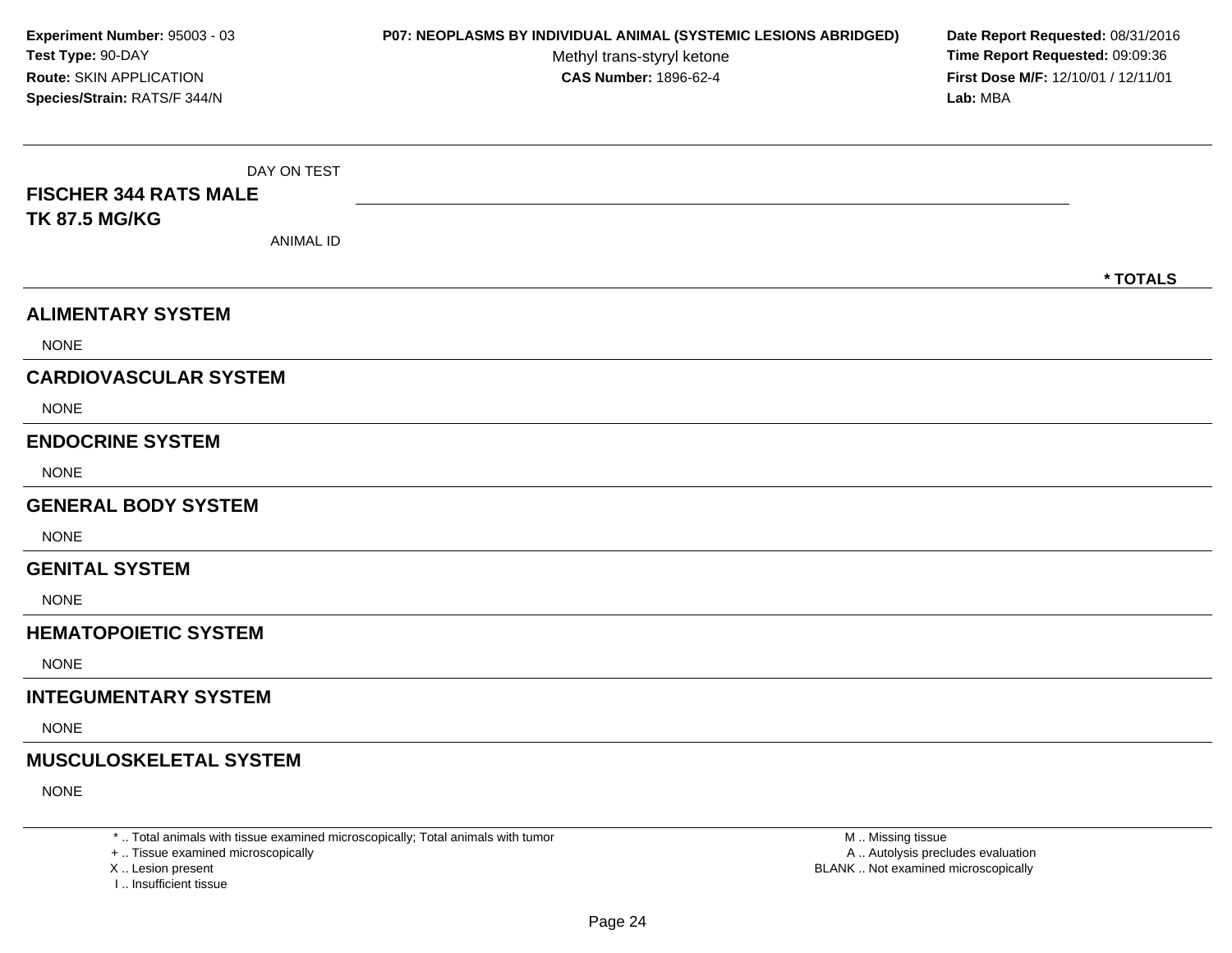**Experiment Number:** 95003 - 03
**Test Type:** 90-DAY
**Route:** SKIN APPLICATION
**Species/Strain:** RATS/F 344/N

**P07: NEOPLASMS BY INDIVIDUAL ANIMAL (SYSTEMIC LESIONS ABRIDGED)**
Methyl trans-styryl ketone
**CAS Number:** 1896-62-4

**Date Report Requested:** 08/31/2016
**Time Report Requested:** 09:09:36
**First Dose M/F:** 12/10/01 / 12/11/01
**Lab:** MBA

| DAY ON TEST | |
|---|---|
| **FISCHER 344 RATS MALE** | |
| **TK 87.5 MG/KG** | |
| ANIMAL ID | **\* TOTALS** |

## ALIMENTARY SYSTEM

NONE

## CARDIOVASCULAR SYSTEM

NONE

## ENDOCRINE SYSTEM

NONE

## GENERAL BODY SYSTEM

NONE

## GENITAL SYSTEM

NONE

## HEMATOPOIETIC SYSTEM

NONE

## INTEGUMENTARY SYSTEM

NONE

## MUSCULOSKELETAL SYSTEM

NONE

\* .. Total animals with tissue examined microscopically; Total animals with tumor
\+ .. Tissue examined microscopically
X .. Lesion present
I .. Insufficient tissue

M .. Missing tissue
A .. Autolysis precludes evaluation
BLANK .. Not examined microscopically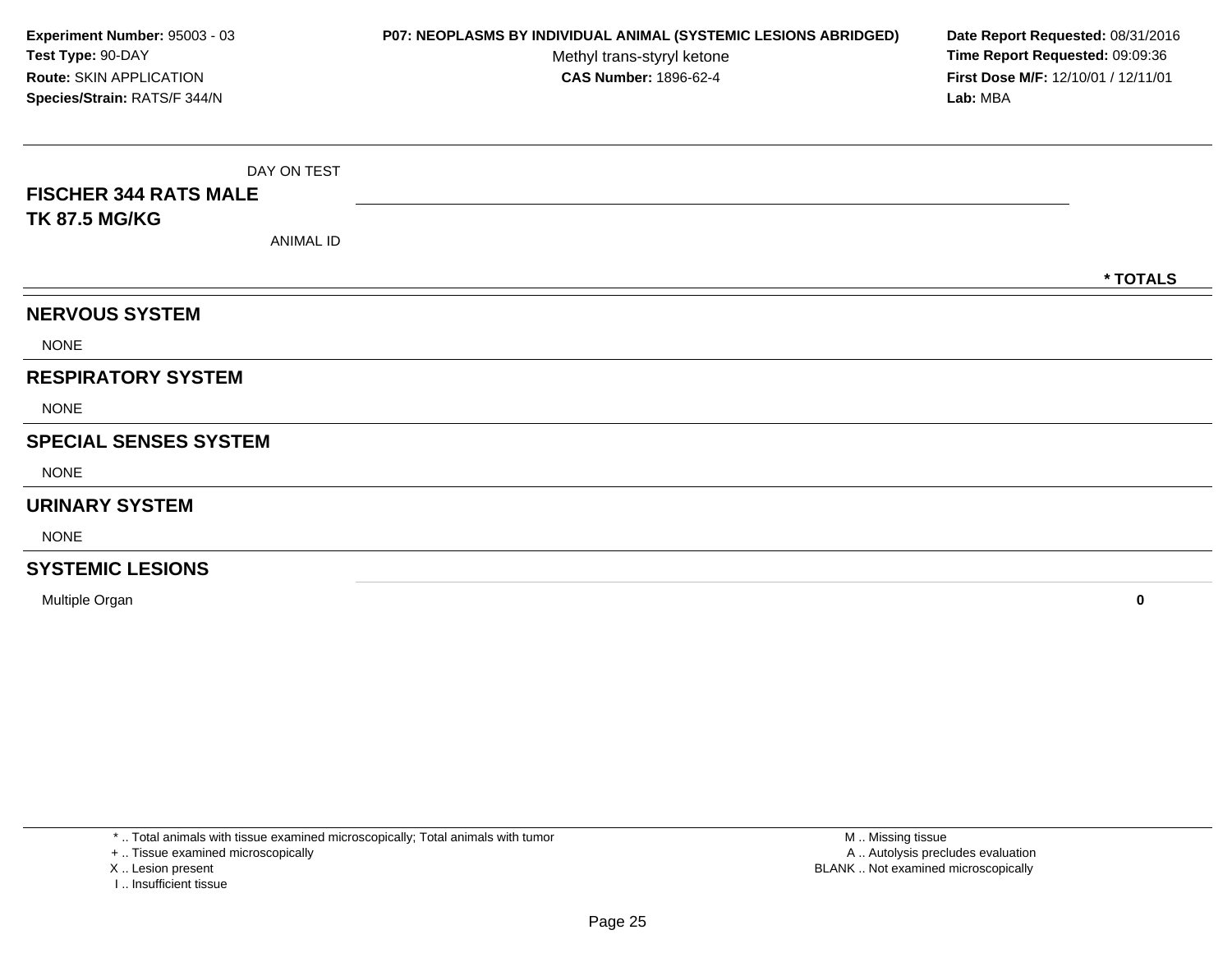**Experiment Number:** 95003 - 03
**Test Type:** 90-DAY
**Route:** SKIN APPLICATION
**Species/Strain:** RATS/F 344/N

**P07: NEOPLASMS BY INDIVIDUAL ANIMAL (SYSTEMIC LESIONS ABRIDGED)**
Methyl trans-styryl ketone
**CAS Number:** 1896-62-4

**Date Report Requested:** 08/31/2016
**Time Report Requested:** 09:09:36
**First Dose M/F:** 12/10/01 / 12/11/01
**Lab:** MBA

| DAY ON TEST<br>**FISCHER 344 RATS MALE**<br>**TK 87.5 MG/KG**<br>ANIMAL ID | **\* TOTALS** |
|---|---|
| **NERVOUS SYSTEM** | |
| NONE | |
| **RESPIRATORY SYSTEM** | |
| NONE | |
| **SPECIAL SENSES SYSTEM** | |
| NONE | |
| **URINARY SYSTEM** | |
| NONE | |
| **SYSTEMIC LESIONS** | |
| Multiple Organ | **0** |

\* .. Total animals with tissue examined microscopically; Total animals with tumor
\+ .. Tissue examined microscopically
X .. Lesion present
I .. Insufficient tissue

M .. Missing tissue
A .. Autolysis precludes evaluation
BLANK .. Not examined microscopically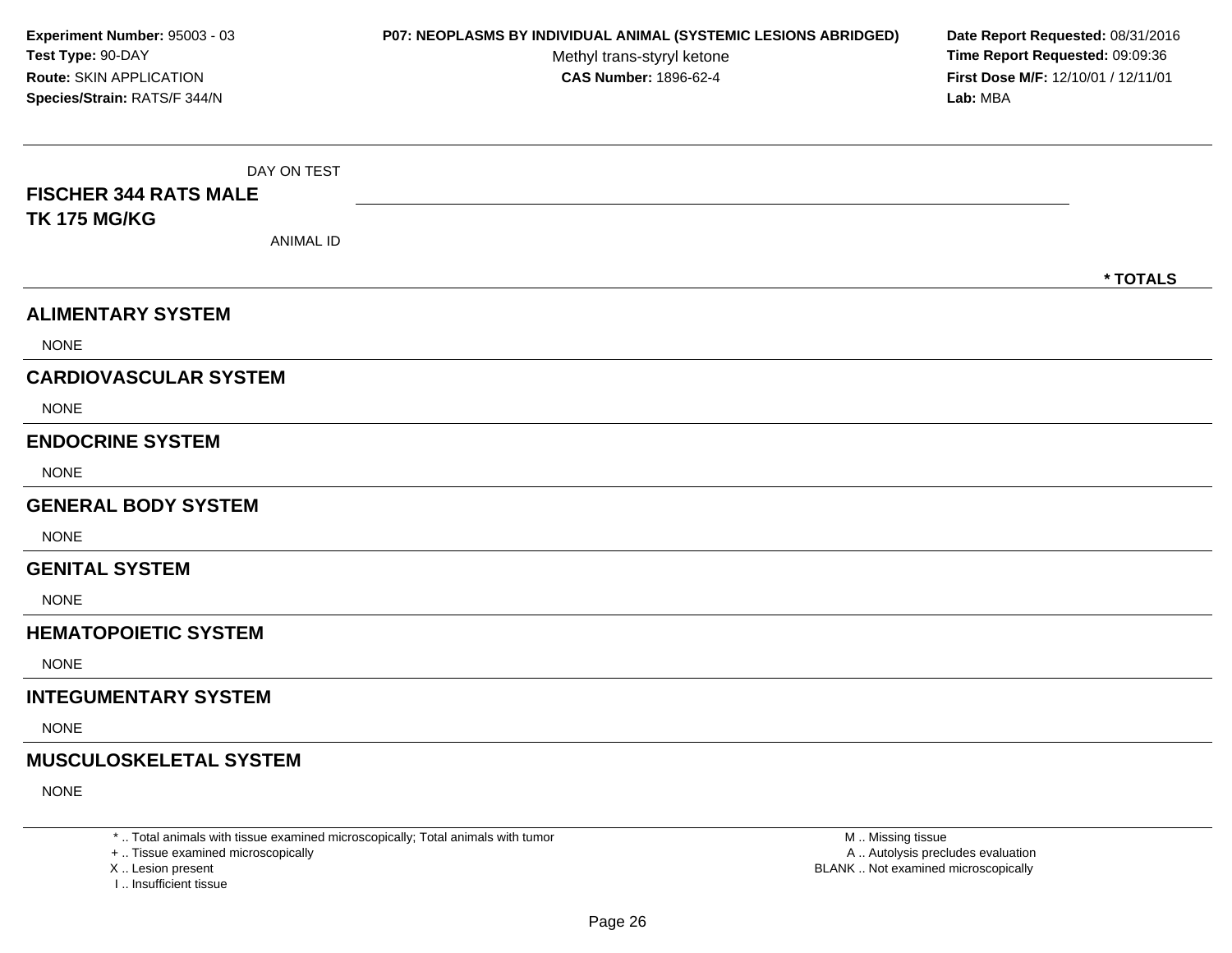**Experiment Number:** 95003 - 03
**Test Type:** 90-DAY
**Route:** SKIN APPLICATION
**Species/Strain:** RATS/F 344/N

**P07: NEOPLASMS BY INDIVIDUAL ANIMAL (SYSTEMIC LESIONS ABRIDGED)**
Methyl trans-styryl ketone
**CAS Number:** 1896-62-4

**Date Report Requested:** 08/31/2016
**Time Report Requested:** 09:09:36
**First Dose M/F:** 12/10/01 / 12/11/01
**Lab:** MBA

DAY ON TEST

**FISCHER 344 RATS MALE**
**TK 175 MG/KG**

ANIMAL ID

**\* TOTALS**

## ALIMENTARY SYSTEM

NONE

## CARDIOVASCULAR SYSTEM

NONE

## ENDOCRINE SYSTEM

NONE

## GENERAL BODY SYSTEM

NONE

## GENITAL SYSTEM

NONE

## HEMATOPOIETIC SYSTEM

NONE

## INTEGUMENTARY SYSTEM

NONE

## MUSCULOSKELETAL SYSTEM

NONE

\* .. Total animals with tissue examined microscopically; Total animals with tumor
+ .. Tissue examined microscopically
X .. Lesion present
I .. Insufficient tissue

M .. Missing tissue
A .. Autolysis precludes evaluation
BLANK .. Not examined microscopically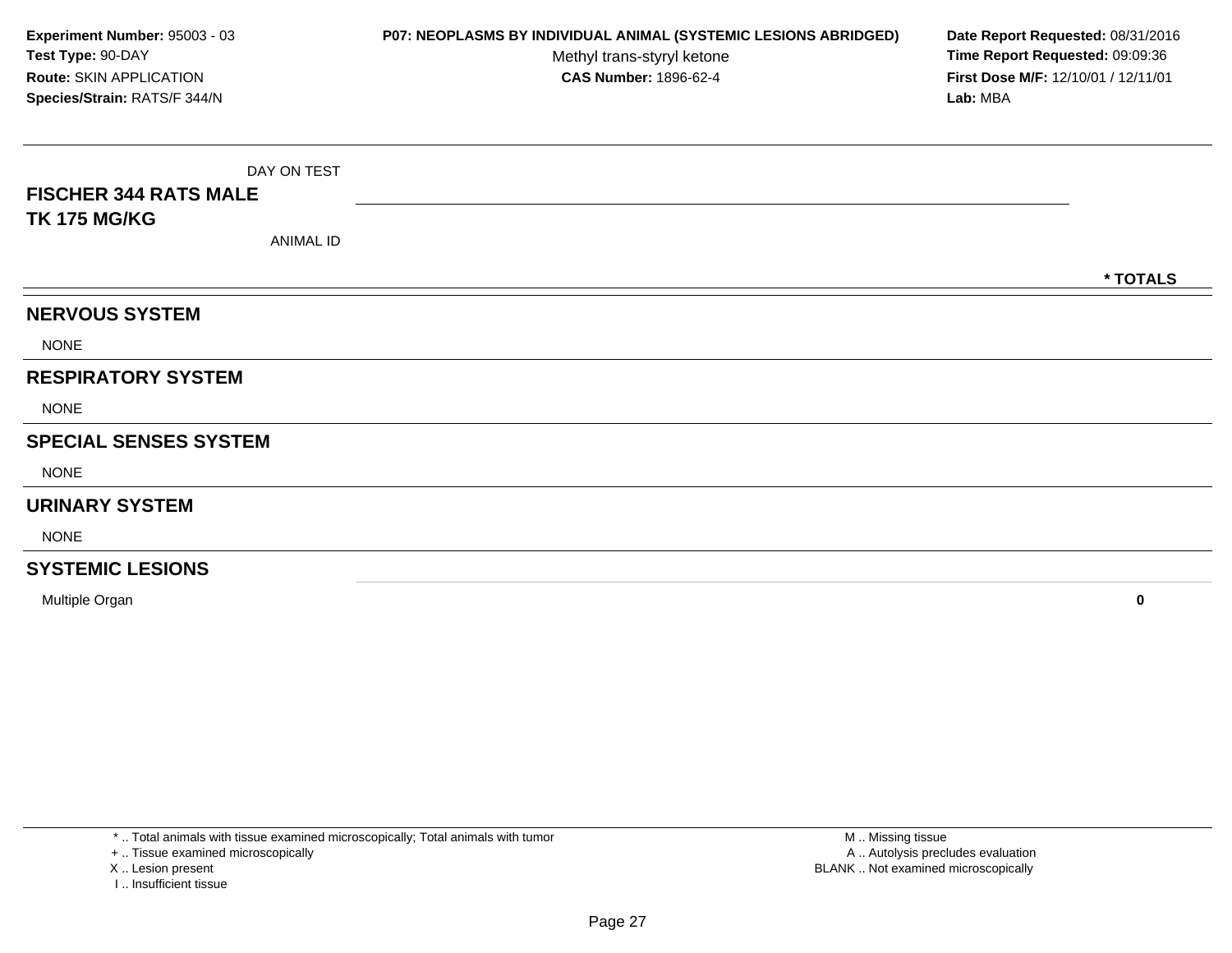**Experiment Number:** 95003 - 03
**Test Type:** 90-DAY
**Route:** SKIN APPLICATION
**Species/Strain:** RATS/F 344/N

**P07: NEOPLASMS BY INDIVIDUAL ANIMAL (SYSTEMIC LESIONS ABRIDGED)**
Methyl trans-styryl ketone
**CAS Number:** 1896-62-4

**Date Report Requested:** 08/31/2016
**Time Report Requested:** 09:09:36
**First Dose M/F:** 12/10/01 / 12/11/01
**Lab:** MBA

| DAY ON TEST<br>**FISCHER 344 RATS MALE**<br>**TK 175 MG/KG**<br>ANIMAL ID | **\* TOTALS** |
|---|---|
| **NERVOUS SYSTEM** | |
| NONE | |
| **RESPIRATORY SYSTEM** | |
| NONE | |
| **SPECIAL SENSES SYSTEM** | |
| NONE | |
| **URINARY SYSTEM** | |
| NONE | |
| **SYSTEMIC LESIONS** | |
| Multiple Organ | **0** |

* .. Total animals with tissue examined microscopically; Total animals with tumor
+ .. Tissue examined microscopically
X .. Lesion present
I .. Insufficient tissue

M .. Missing tissue
A .. Autolysis precludes evaluation
BLANK .. Not examined microscopically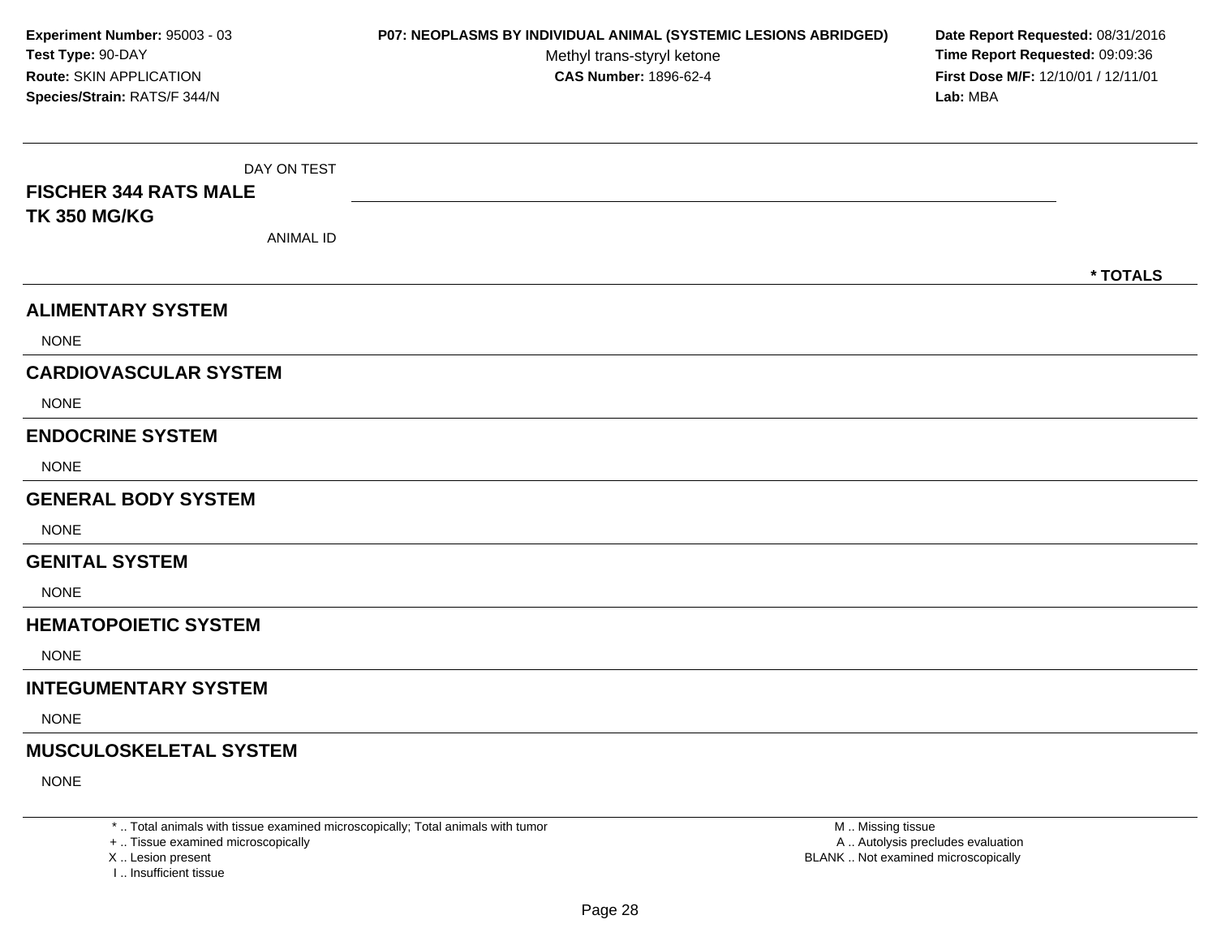**Experiment Number:** 95003 - 03
**Test Type:** 90-DAY
**Route:** SKIN APPLICATION
**Species/Strain:** RATS/F 344/N

**P07: NEOPLASMS BY INDIVIDUAL ANIMAL (SYSTEMIC LESIONS ABRIDGED)**
Methyl trans-styryl ketone
**CAS Number:** 1896-62-4

**Date Report Requested:** 08/31/2016
**Time Report Requested:** 09:09:36
**First Dose M/F:** 12/10/01 / 12/11/01
**Lab:** MBA

| FISCHER 344 RATS MALE TK 350 MG/KG | DAY ON TEST / ANIMAL ID | * TOTALS |
|---|---|---|
| **ALIMENTARY SYSTEM** | | |
| NONE | | |
| **CARDIOVASCULAR SYSTEM** | | |
| NONE | | |
| **ENDOCRINE SYSTEM** | | |
| NONE | | |
| **GENERAL BODY SYSTEM** | | |
| NONE | | |
| **GENITAL SYSTEM** | | |
| NONE | | |
| **HEMATOPOIETIC SYSTEM** | | |
| NONE | | |
| **INTEGUMENTARY SYSTEM** | | |
| NONE | | |
| **MUSCULOSKELETAL SYSTEM** | | |
| NONE | | |

* .. Total animals with tissue examined microscopically; Total animals with tumor
+ .. Tissue examined microscopically
X .. Lesion present
I .. Insufficient tissue

M .. Missing tissue
A .. Autolysis precludes evaluation
BLANK .. Not examined microscopically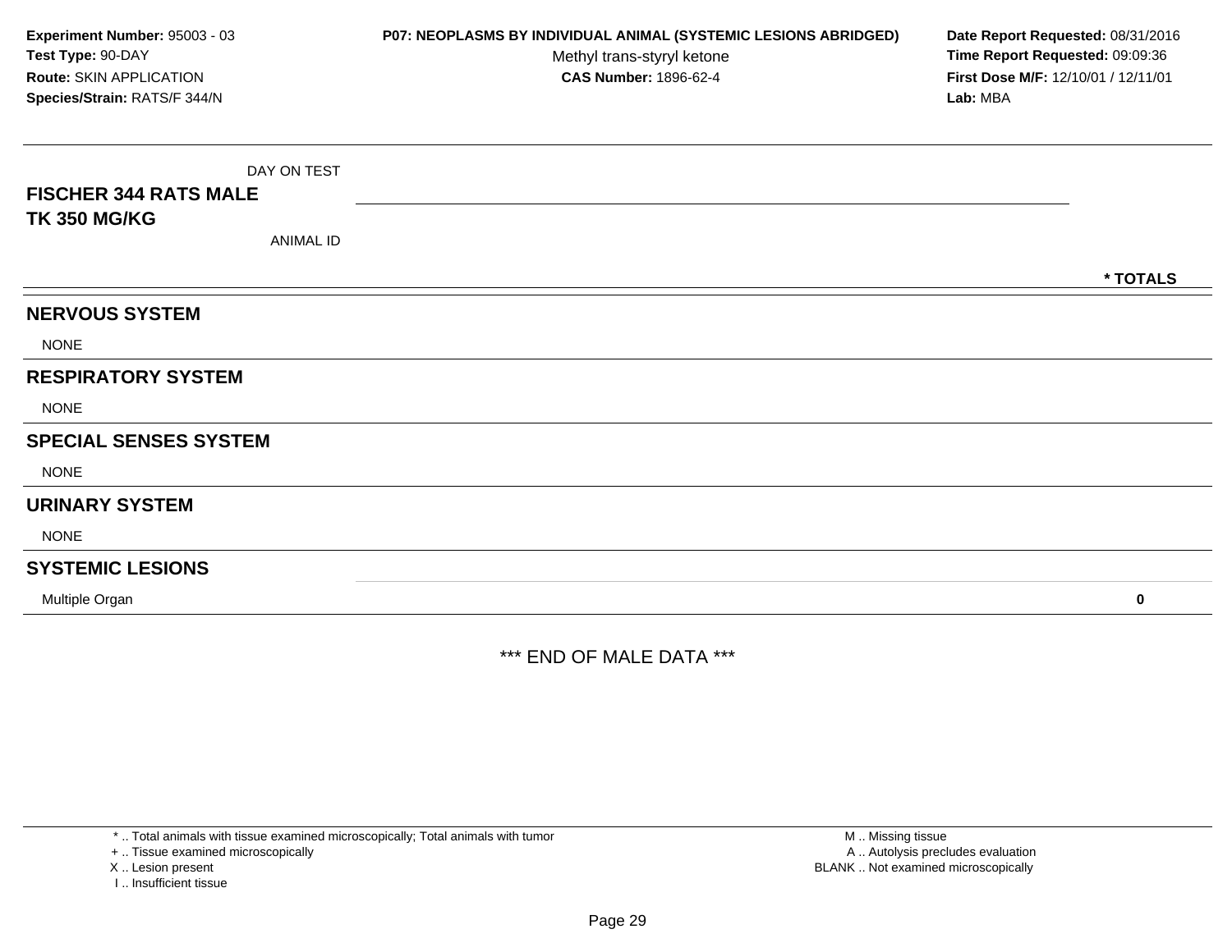**Experiment Number:** 95003 - 03
**Test Type:** 90-DAY
**Route:** SKIN APPLICATION
**Species/Strain:** RATS/F 344/N

**P07: NEOPLASMS BY INDIVIDUAL ANIMAL (SYSTEMIC LESIONS ABRIDGED)**
Methyl trans-styryl ketone
**CAS Number:** 1896-62-4

**Date Report Requested:** 08/31/2016
**Time Report Requested:** 09:09:36
**First Dose M/F:** 12/10/01 / 12/11/01
**Lab:** MBA

| DAY ON TEST<br>**FISCHER 344 RATS MALE**<br>**TK 350 MG/KG**<br>ANIMAL ID | * TOTALS |
|---|---|
| **NERVOUS SYSTEM** | |
| NONE | |
| **RESPIRATORY SYSTEM** | |
| NONE | |
| **SPECIAL SENSES SYSTEM** | |
| NONE | |
| **URINARY SYSTEM** | |
| NONE | |
| **SYSTEMIC LESIONS** | |
| Multiple Organ | **0** |

*** END OF MALE DATA ***

* .. Total animals with tissue examined microscopically; Total animals with tumor
+ .. Tissue examined microscopically
X .. Lesion present
I .. Insufficient tissue

M .. Missing tissue
A .. Autolysis precludes evaluation
BLANK .. Not examined microscopically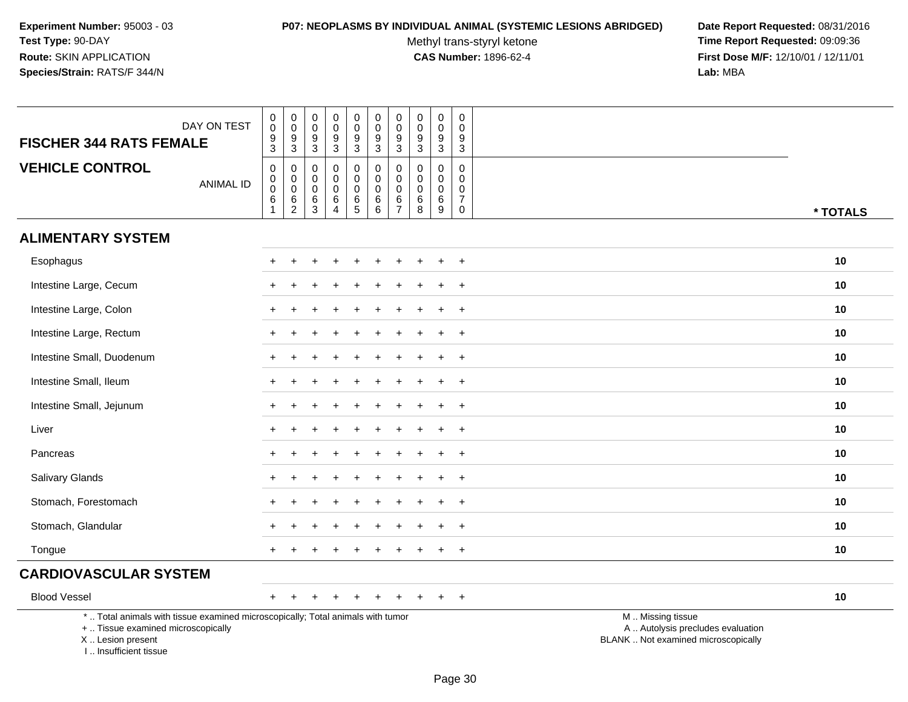Experiment Number: 95003 - 03
Test Type: 90-DAY
Route: SKIN APPLICATION
Species/Strain: RATS/F 344/N

**P07: NEOPLASMS BY INDIVIDUAL ANIMAL (SYSTEMIC LESIONS ABRIDGED)**
Methyl trans-styryl ketone
**CAS Number:** 1896-62-4

Date Report Requested: 08/31/2016
Time Report Requested: 09:09:36
First Dose M/F: 12/10/01 / 12/11/01
Lab: MBA

| FISCHER 344 RATS FEMALE — DAY ON TEST | 0093 | 0093 | 0093 | 0093 | 0093 | 0093 | 0093 | 0093 | 0093 | 0093 | |
|---|---|---|---|---|---|---|---|---|---|---|---|
| **VEHICLE CONTROL** — ANIMAL ID | 00061 | 00062 | 00063 | 00064 | 00065 | 00066 | 00067 | 00068 | 00069 | 00070 | * TOTALS |
| **ALIMENTARY SYSTEM** | | | | | | | | | | | |
| Esophagus | + | + | + | + | + | + | + | + | + | + | 10 |
| Intestine Large, Cecum | + | + | + | + | + | + | + | + | + | + | 10 |
| Intestine Large, Colon | + | + | + | + | + | + | + | + | + | + | 10 |
| Intestine Large, Rectum | + | + | + | + | + | + | + | + | + | + | 10 |
| Intestine Small, Duodenum | + | + | + | + | + | + | + | + | + | + | 10 |
| Intestine Small, Ileum | + | + | + | + | + | + | + | + | + | + | 10 |
| Intestine Small, Jejunum | + | + | + | + | + | + | + | + | + | + | 10 |
| Liver | + | + | + | + | + | + | + | + | + | + | 10 |
| Pancreas | + | + | + | + | + | + | + | + | + | + | 10 |
| Salivary Glands | + | + | + | + | + | + | + | + | + | + | 10 |
| Stomach, Forestomach | + | + | + | + | + | + | + | + | + | + | 10 |
| Stomach, Glandular | + | + | + | + | + | + | + | + | + | + | 10 |
| Tongue | + | + | + | + | + | + | + | + | + | + | 10 |
| **CARDIOVASCULAR SYSTEM** | | | | | | | | | | | |
| Blood Vessel | + | + | + | + | + | + | + | + | + | + | 10 |

* .. Total animals with tissue examined microscopically; Total animals with tumor
+ .. Tissue examined microscopically
X .. Lesion present
I .. Insufficient tissue

M .. Missing tissue
A .. Autolysis precludes evaluation
BLANK .. Not examined microscopically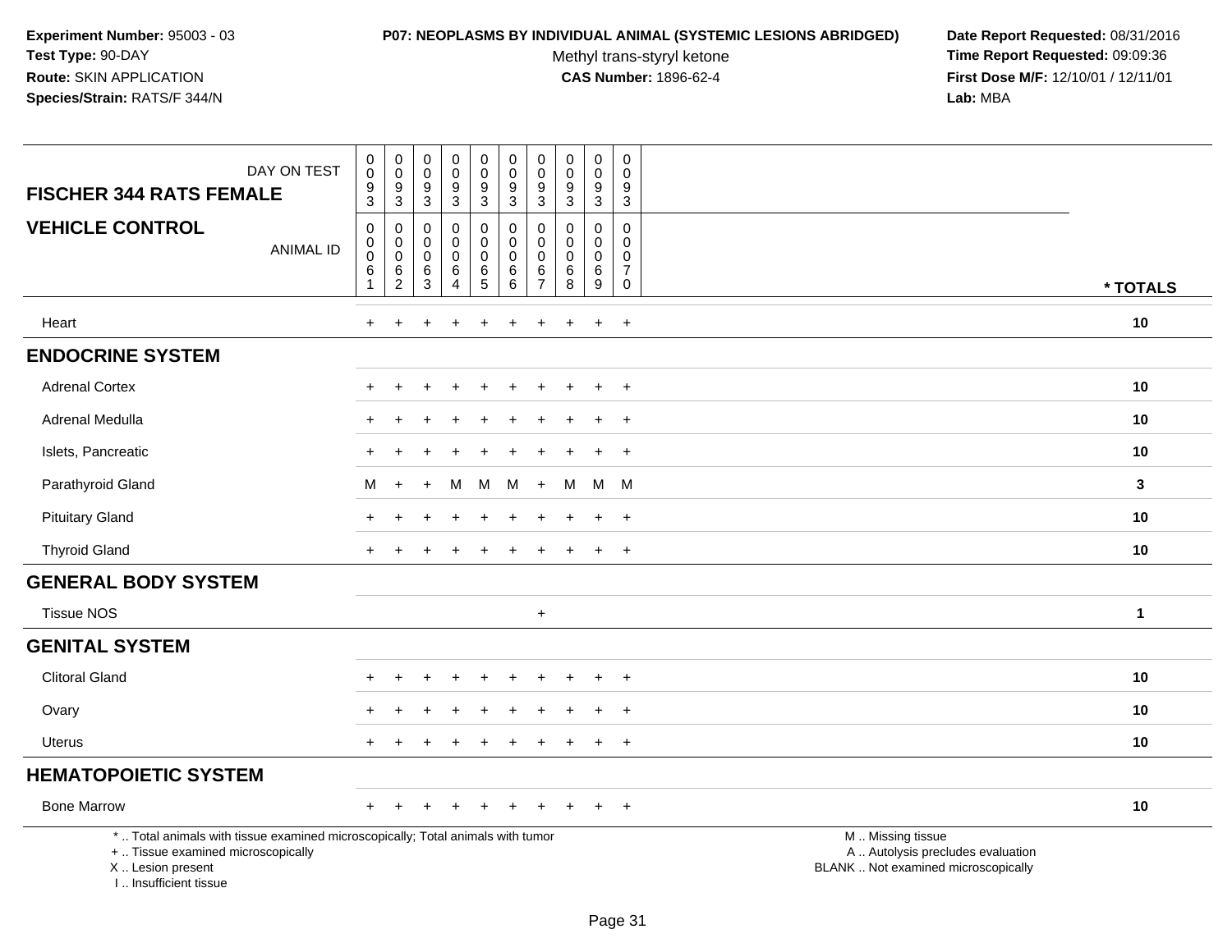**Experiment Number:** 95003 - 03
**Test Type:** 90-DAY
**Route:** SKIN APPLICATION
**Species/Strain:** RATS/F 344/N

**P07: NEOPLASMS BY INDIVIDUAL ANIMAL (SYSTEMIC LESIONS ABRIDGED)**
Methyl trans-styryl ketone
**CAS Number:** 1896-62-4

**Date Report Requested:** 08/31/2016
**Time Report Requested:** 09:09:36
**First Dose M/F:** 12/10/01 / 12/11/01
**Lab:** MBA

| FISCHER 344 RATS FEMALE / VEHICLE CONTROL | | | | | | | | | | | |
|---|---|---|---|---|---|---|---|---|---|---|---|
| DAY ON TEST | 0093 | 0093 | 0093 | 0093 | 0093 | 0093 | 0093 | 0093 | 0093 | 0093 | |
| ANIMAL ID | 00061 | 00062 | 00063 | 00064 | 00065 | 00066 | 00067 | 00068 | 00069 | 00070 | * TOTALS |
| Heart | + | + | + | + | + | + | + | + | + | + | 10 |
| **ENDOCRINE SYSTEM** | | | | | | | | | | | |
| Adrenal Cortex | + | + | + | + | + | + | + | + | + | + | 10 |
| Adrenal Medulla | + | + | + | + | + | + | + | + | + | + | 10 |
| Islets, Pancreatic | + | + | + | + | + | + | + | + | + | + | 10 |
| Parathyroid Gland | M | + | + | M | M | M | + | M | M | M | 3 |
| Pituitary Gland | + | + | + | + | + | + | + | + | + | + | 10 |
| Thyroid Gland | + | + | + | + | + | + | + | + | + | + | 10 |
| **GENERAL BODY SYSTEM** | | | | | | | | | | | |
| Tissue NOS | | | | | | | + | | | | 1 |
| **GENITAL SYSTEM** | | | | | | | | | | | |
| Clitoral Gland | + | + | + | + | + | + | + | + | + | + | 10 |
| Ovary | + | + | + | + | + | + | + | + | + | + | 10 |
| Uterus | + | + | + | + | + | + | + | + | + | + | 10 |
| **HEMATOPOIETIC SYSTEM** | | | | | | | | | | | |
| Bone Marrow | + | + | + | + | + | + | + | + | + | + | 10 |

* .. Total animals with tissue examined microscopically; Total animals with tumor
+ .. Tissue examined microscopically
X .. Lesion present
I .. Insufficient tissue

M .. Missing tissue
A .. Autolysis precludes evaluation
BLANK .. Not examined microscopically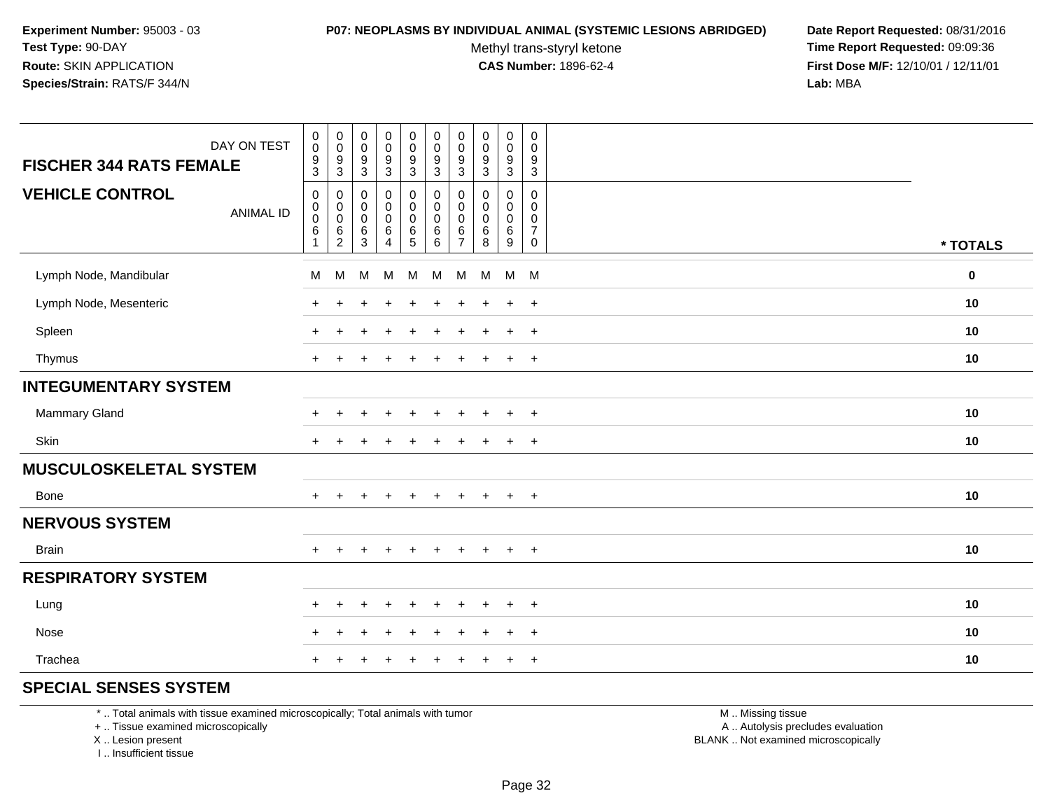**Experiment Number:** 95003 - 03
**Test Type:** 90-DAY
**Route:** SKIN APPLICATION
**Species/Strain:** RATS/F 344/N

**P07: NEOPLASMS BY INDIVIDUAL ANIMAL (SYSTEMIC LESIONS ABRIDGED)**
Methyl trans-styryl ketone
**CAS Number:** 1896-62-4

**Date Report Requested:** 08/31/2016
**Time Report Requested:** 09:09:36
**First Dose M/F:** 12/10/01 / 12/11/01
**Lab:** MBA

| FISCHER 344 RATS FEMALE — DAY ON TEST | 0093 | 0093 | 0093 | 0093 | 0093 | 0093 | 0093 | 0093 | 0093 | 0093 | |
|---|---|---|---|---|---|---|---|---|---|---|---|
| **VEHICLE CONTROL** — ANIMAL ID | 00061 | 00062 | 00063 | 00064 | 00065 | 00066 | 00067 | 00068 | 00069 | 00070 | * TOTALS |
| Lymph Node, Mandibular | M | M | M | M | M | M | M | M | M | M | 0 |
| Lymph Node, Mesenteric | + | + | + | + | + | + | + | + | + | + | 10 |
| Spleen | + | + | + | + | + | + | + | + | + | + | 10 |
| Thymus | + | + | + | + | + | + | + | + | + | + | 10 |
| **INTEGUMENTARY SYSTEM** | | | | | | | | | | | |
| Mammary Gland | + | + | + | + | + | + | + | + | + | + | 10 |
| Skin | + | + | + | + | + | + | + | + | + | + | 10 |
| **MUSCULOSKELETAL SYSTEM** | | | | | | | | | | | |
| Bone | + | + | + | + | + | + | + | + | + | + | 10 |
| **NERVOUS SYSTEM** | | | | | | | | | | | |
| Brain | + | + | + | + | + | + | + | + | + | + | 10 |
| **RESPIRATORY SYSTEM** | | | | | | | | | | | |
| Lung | + | + | + | + | + | + | + | + | + | + | 10 |
| Nose | + | + | + | + | + | + | + | + | + | + | 10 |
| Trachea | + | + | + | + | + | + | + | + | + | + | 10 |
| **SPECIAL SENSES SYSTEM** | | | | | | | | | | | |

* .. Total animals with tissue examined microscopically; Total animals with tumor
+ .. Tissue examined microscopically
X .. Lesion present
I .. Insufficient tissue

M .. Missing tissue
A .. Autolysis precludes evaluation
BLANK .. Not examined microscopically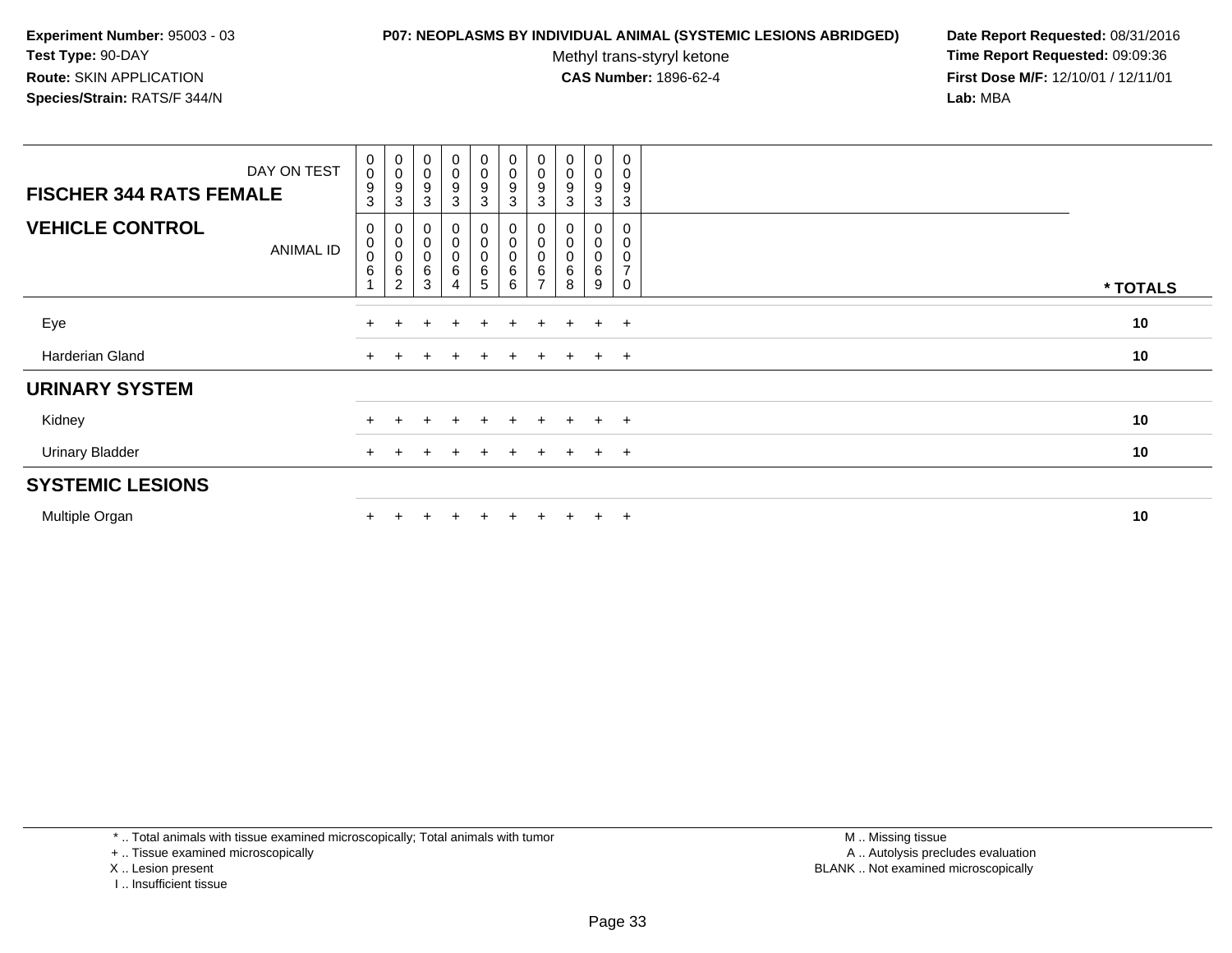**Experiment Number:** 95003 - 03
**Test Type:** 90-DAY
**Route:** SKIN APPLICATION
**Species/Strain:** RATS/F 344/N

**P07: NEOPLASMS BY INDIVIDUAL ANIMAL (SYSTEMIC LESIONS ABRIDGED)**
Methyl trans-styryl ketone
**CAS Number:** 1896-62-4

**Date Report Requested:** 08/31/2016
**Time Report Requested:** 09:09:36
**First Dose M/F:** 12/10/01 / 12/11/01
**Lab:** MBA

| FISCHER 344 RATS FEMALE — DAY ON TEST | 0093 | 0093 | 0093 | 0093 | 0093 | 0093 | 0093 | 0093 | 0093 | 0093 | |
|---|---|---|---|---|---|---|---|---|---|---|---|
| **VEHICLE CONTROL** — ANIMAL ID | 00061 | 00062 | 00063 | 00064 | 00065 | 00066 | 00067 | 00068 | 00069 | 00070 | * TOTALS |
| Eye | + | + | + | + | + | + | + | + | + | + | 10 |
| Harderian Gland | + | + | + | + | + | + | + | + | + | + | 10 |
| **URINARY SYSTEM** | | | | | | | | | | | |
| Kidney | + | + | + | + | + | + | + | + | + | + | 10 |
| Urinary Bladder | + | + | + | + | + | + | + | + | + | + | 10 |
| **SYSTEMIC LESIONS** | | | | | | | | | | | |
| Multiple Organ | + | + | + | + | + | + | + | + | + | + | 10 |

* .. Total animals with tissue examined microscopically; Total animals with tumor
+ .. Tissue examined microscopically
X .. Lesion present
I .. Insufficient tissue

M .. Missing tissue
A .. Autolysis precludes evaluation
BLANK .. Not examined microscopically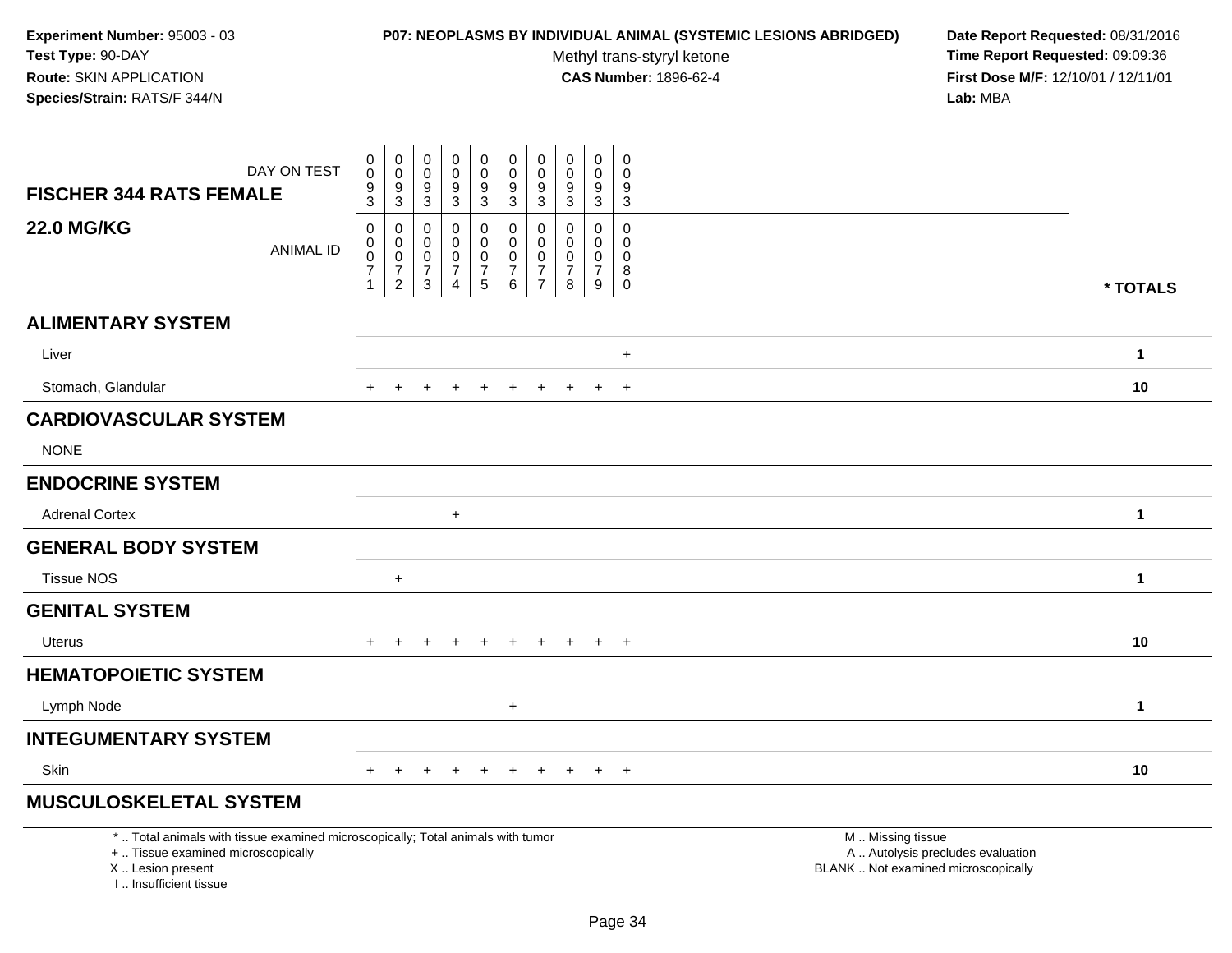**Experiment Number:** 95003 - 03
**Test Type:** 90-DAY
**Route:** SKIN APPLICATION
**Species/Strain:** RATS/F 344/N

**P07: NEOPLASMS BY INDIVIDUAL ANIMAL (SYSTEMIC LESIONS ABRIDGED)**
Methyl trans-styryl ketone
**CAS Number:** 1896-62-4

**Date Report Requested:** 08/31/2016
**Time Report Requested:** 09:09:36
**First Dose M/F:** 12/10/01 / 12/11/01
**Lab:** MBA

| FISCHER 344 RATS FEMALE 22.0 MG/KG | | | | | | | | | | | |
|---|---|---|---|---|---|---|---|---|---|---|---|
| DAY ON TEST | 0093 | 0093 | 0093 | 0093 | 0093 | 0093 | 0093 | 0093 | 0093 | 0093 | |
| ANIMAL ID | 00071 | 00072 | 00073 | 00074 | 00075 | 00076 | 00077 | 00078 | 00079 | 00080 | * TOTALS |
| **ALIMENTARY SYSTEM** | | | | | | | | | | | |
| Liver | | | | | | | | | | + | 1 |
| Stomach, Glandular | + | + | + | + | + | + | + | + | + | + | 10 |
| **CARDIOVASCULAR SYSTEM** | | | | | | | | | | | |
| NONE | | | | | | | | | | | |
| **ENDOCRINE SYSTEM** | | | | | | | | | | | |
| Adrenal Cortex | | | | + | | | | | | | 1 |
| **GENERAL BODY SYSTEM** | | | | | | | | | | | |
| Tissue NOS | | + | | | | | | | | | 1 |
| **GENITAL SYSTEM** | | | | | | | | | | | |
| Uterus | + | + | + | + | + | + | + | + | + | + | 10 |
| **HEMATOPOIETIC SYSTEM** | | | | | | | | | | | |
| Lymph Node | | | | | | + | | | | | 1 |
| **INTEGUMENTARY SYSTEM** | | | | | | | | | | | |
| Skin | + | + | + | + | + | + | + | + | + | + | 10 |
| **MUSCULOSKELETAL SYSTEM** | | | | | | | | | | | |

* .. Total animals with tissue examined microscopically; Total animals with tumor
+ .. Tissue examined microscopically
X .. Lesion present
I .. Insufficient tissue

M .. Missing tissue
A .. Autolysis precludes evaluation
BLANK .. Not examined microscopically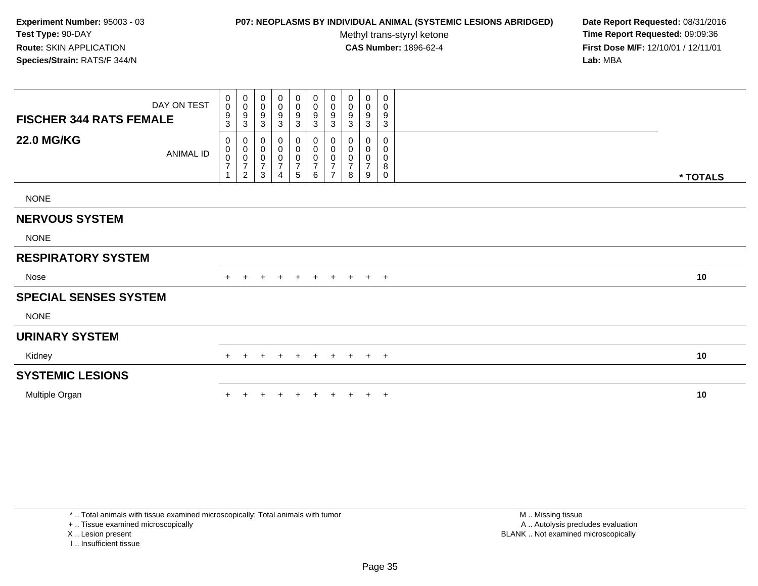**Experiment Number:** 95003 - 03
**Test Type:** 90-DAY
**Route:** SKIN APPLICATION
**Species/Strain:** RATS/F 344/N

**P07: NEOPLASMS BY INDIVIDUAL ANIMAL (SYSTEMIC LESIONS ABRIDGED)**
Methyl trans-styryl ketone
**CAS Number:** 1896-62-4

**Date Report Requested:** 08/31/2016
**Time Report Requested:** 09:09:36
**First Dose M/F:** 12/10/01 / 12/11/01
**Lab:** MBA

| FISCHER 344 RATS FEMALE / 22.0 MG/KG | | | | | | | | | | | |
|---|---|---|---|---|---|---|---|---|---|---|---|
| DAY ON TEST | 0093 | 0093 | 0093 | 0093 | 0093 | 0093 | 0093 | 0093 | 0093 | 0093 | |
| ANIMAL ID | 00071 | 00072 | 00073 | 00074 | 00075 | 00076 | 00077 | 00078 | 00079 | 00080 | * TOTALS |
| NONE | | | | | | | | | | | |
| **NERVOUS SYSTEM** | | | | | | | | | | | |
| NONE | | | | | | | | | | | |
| **RESPIRATORY SYSTEM** | | | | | | | | | | | |
| Nose | + | + | + | + | + | + | + | + | + | + | 10 |
| **SPECIAL SENSES SYSTEM** | | | | | | | | | | | |
| NONE | | | | | | | | | | | |
| **URINARY SYSTEM** | | | | | | | | | | | |
| Kidney | + | + | + | + | + | + | + | + | + | + | 10 |
| **SYSTEMIC LESIONS** | | | | | | | | | | | |
| Multiple Organ | + | + | + | + | + | + | + | + | + | + | 10 |

* .. Total animals with tissue examined microscopically; Total animals with tumor
+ .. Tissue examined microscopically
X .. Lesion present
I .. Insufficient tissue

M .. Missing tissue
A .. Autolysis precludes evaluation
BLANK .. Not examined microscopically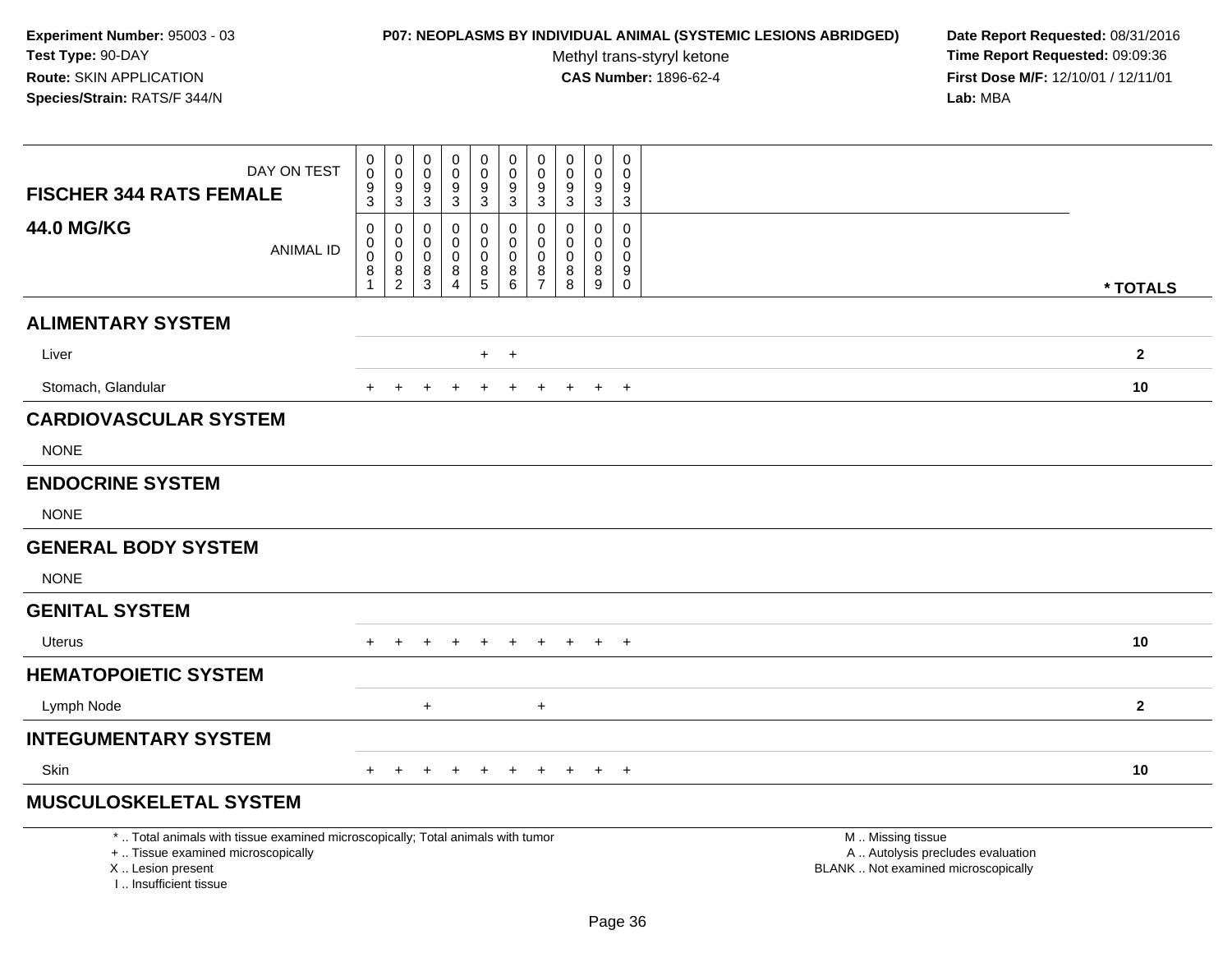**Experiment Number:** 95003 - 03
**Test Type:** 90-DAY
**Route:** SKIN APPLICATION
**Species/Strain:** RATS/F 344/N

**P07: NEOPLASMS BY INDIVIDUAL ANIMAL (SYSTEMIC LESIONS ABRIDGED)**
Methyl trans-styryl ketone
**CAS Number:** 1896-62-4

**Date Report Requested:** 08/31/2016
**Time Report Requested:** 09:09:36
**First Dose M/F:** 12/10/01 / 12/11/01
**Lab:** MBA

| DAY ON TEST | 0093 | 0093 | 0093 | 0093 | 0093 | 0093 | 0093 | 0093 | 0093 | 0093 | |
|---|---|---|---|---|---|---|---|---|---|---|---|
| **FISCHER 344 RATS FEMALE 44.0 MG/KG** ANIMAL ID | 00081 | 00082 | 00083 | 00084 | 00085 | 00086 | 00087 | 00088 | 00089 | 00090 | *** TOTALS** |
| **ALIMENTARY SYSTEM** | | | | | | | | | | | |
| Liver | | | | | + | + | | | | | **2** |
| Stomach, Glandular | + | + | + | + | + | + | + | + | + | + | **10** |
| **CARDIOVASCULAR SYSTEM** | | | | | | | | | | | |
| NONE | | | | | | | | | | | |
| **ENDOCRINE SYSTEM** | | | | | | | | | | | |
| NONE | | | | | | | | | | | |
| **GENERAL BODY SYSTEM** | | | | | | | | | | | |
| NONE | | | | | | | | | | | |
| **GENITAL SYSTEM** | | | | | | | | | | | |
| Uterus | + | + | + | + | + | + | + | + | + | + | **10** |
| **HEMATOPOIETIC SYSTEM** | | | | | | | | | | | |
| Lymph Node | | | + | | | | + | | | | **2** |
| **INTEGUMENTARY SYSTEM** | | | | | | | | | | | |
| Skin | + | + | + | + | + | + | + | + | + | + | **10** |
| **MUSCULOSKELETAL SYSTEM** | | | | | | | | | | | |

* .. Total animals with tissue examined microscopically; Total animals with tumor
+ .. Tissue examined microscopically
X .. Lesion present
I .. Insufficient tissue

M .. Missing tissue
A .. Autolysis precludes evaluation
BLANK .. Not examined microscopically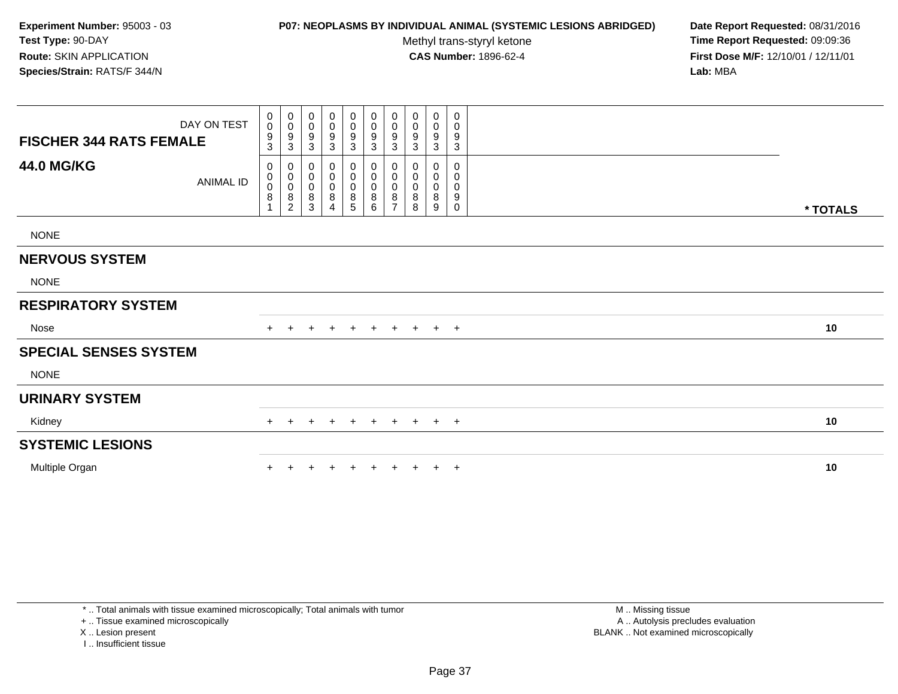**Experiment Number:** 95003 - 03
**Test Type:** 90-DAY
**Route:** SKIN APPLICATION
**Species/Strain:** RATS/F 344/N

**P07: NEOPLASMS BY INDIVIDUAL ANIMAL (SYSTEMIC LESIONS ABRIDGED)**
Methyl trans-styryl ketone
**CAS Number:** 1896-62-4

**Date Report Requested:** 08/31/2016
**Time Report Requested:** 09:09:36
**First Dose M/F:** 12/10/01 / 12/11/01
**Lab:** MBA

| FISCHER 344 RATS FEMALE 44.0 MG/KG | | | | | | | | | | | |
|---|---|---|---|---|---|---|---|---|---|---|---|
| DAY ON TEST | 0093 | 0093 | 0093 | 0093 | 0093 | 0093 | 0093 | 0093 | 0093 | 0093 | |
| ANIMAL ID | 00081 | 00082 | 00083 | 00084 | 00085 | 00086 | 00087 | 00088 | 00089 | 00090 | * TOTALS |
| NONE | | | | | | | | | | | |
| **NERVOUS SYSTEM** | | | | | | | | | | | |
| NONE | | | | | | | | | | | |
| **RESPIRATORY SYSTEM** | | | | | | | | | | | |
| Nose | + | + | + | + | + | + | + | + | + | + | 10 |
| **SPECIAL SENSES SYSTEM** | | | | | | | | | | | |
| NONE | | | | | | | | | | | |
| **URINARY SYSTEM** | | | | | | | | | | | |
| Kidney | + | + | + | + | + | + | + | + | + | + | 10 |
| **SYSTEMIC LESIONS** | | | | | | | | | | | |
| Multiple Organ | + | + | + | + | + | + | + | + | + | + | 10 |

* .. Total animals with tissue examined microscopically; Total animals with tumor
+ .. Tissue examined microscopically
X .. Lesion present
I .. Insufficient tissue

M .. Missing tissue
A .. Autolysis precludes evaluation
BLANK .. Not examined microscopically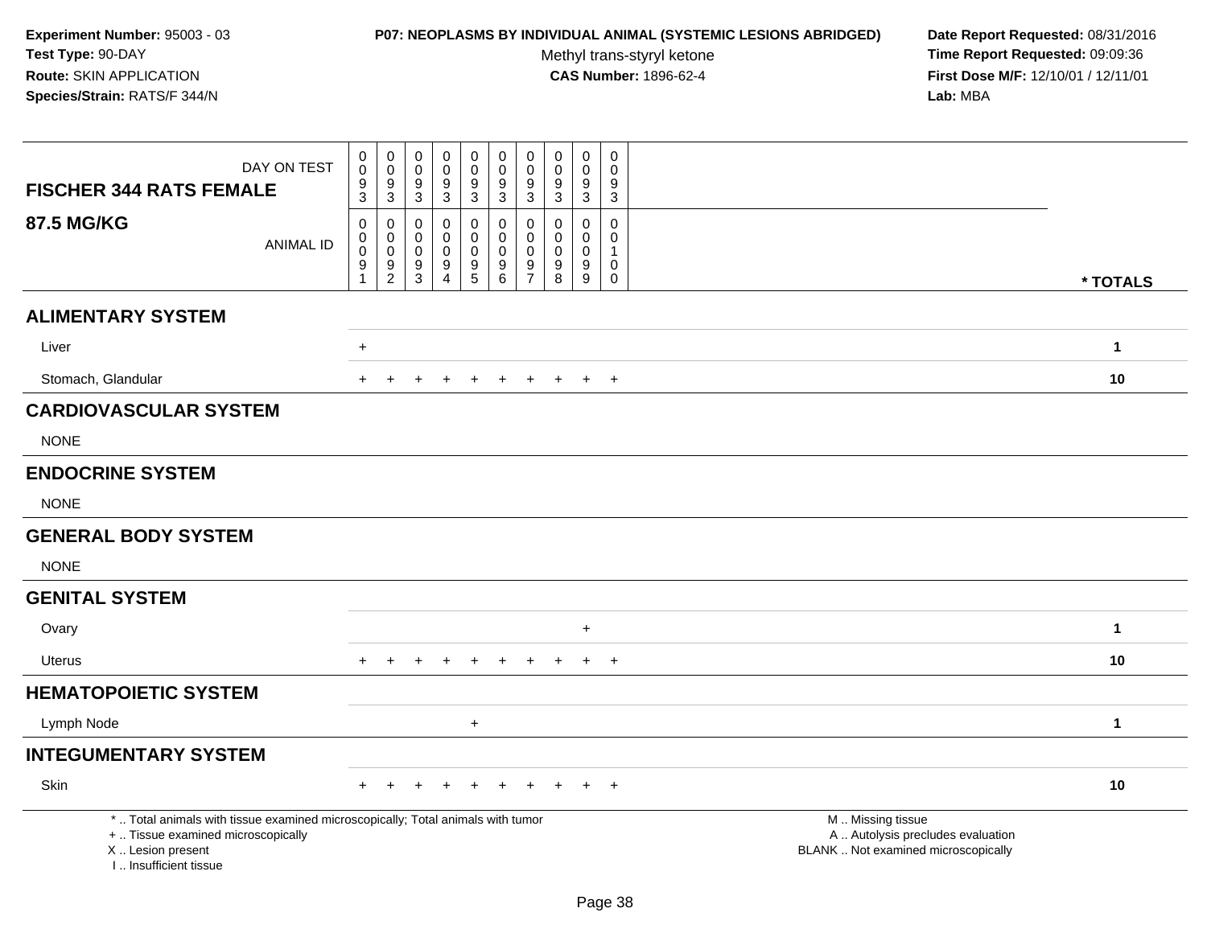**Experiment Number:** 95003 - 03
**Test Type:** 90-DAY
**Route:** SKIN APPLICATION
**Species/Strain:** RATS/F 344/N

**P07: NEOPLASMS BY INDIVIDUAL ANIMAL (SYSTEMIC LESIONS ABRIDGED)**
Methyl trans-styryl ketone
**CAS Number:** 1896-62-4

**Date Report Requested:** 08/31/2016
**Time Report Requested:** 09:09:36
**First Dose M/F:** 12/10/01 / 12/11/01
**Lab:** MBA

| DAY ON TEST | 0093 | 0093 | 0093 | 0093 | 0093 | 0093 | 0093 | 0093 | 0093 | 0093 | |
|---|---|---|---|---|---|---|---|---|---|---|---|
| **FISCHER 344 RATS FEMALE** | | | | | | | | | | | |
| **87.5 MG/KG** ANIMAL ID | 00091 | 00092 | 00093 | 00094 | 00095 | 00096 | 00097 | 00098 | 00099 | 00100 | **\* TOTALS** |
| **ALIMENTARY SYSTEM** | | | | | | | | | | | |
| Liver | + | | | | | | | | | | **1** |
| Stomach, Glandular | + | + | + | + | + | + | + | + | + | + | **10** |
| **CARDIOVASCULAR SYSTEM** | | | | | | | | | | | |
| NONE | | | | | | | | | | | |
| **ENDOCRINE SYSTEM** | | | | | | | | | | | |
| NONE | | | | | | | | | | | |
| **GENERAL BODY SYSTEM** | | | | | | | | | | | |
| NONE | | | | | | | | | | | |
| **GENITAL SYSTEM** | | | | | | | | | | | |
| Ovary | | | | | | | | | + | | **1** |
| Uterus | + | + | + | + | + | + | + | + | + | + | **10** |
| **HEMATOPOIETIC SYSTEM** | | | | | | | | | | | |
| Lymph Node | | | | | + | | | | | | **1** |
| **INTEGUMENTARY SYSTEM** | | | | | | | | | | | |
| Skin | + | + | + | + | + | + | + | + | + | + | **10** |

\* .. Total animals with tissue examined microscopically; Total animals with tumor
+ .. Tissue examined microscopically
X .. Lesion present
I .. Insufficient tissue

M .. Missing tissue
A .. Autolysis precludes evaluation
BLANK .. Not examined microscopically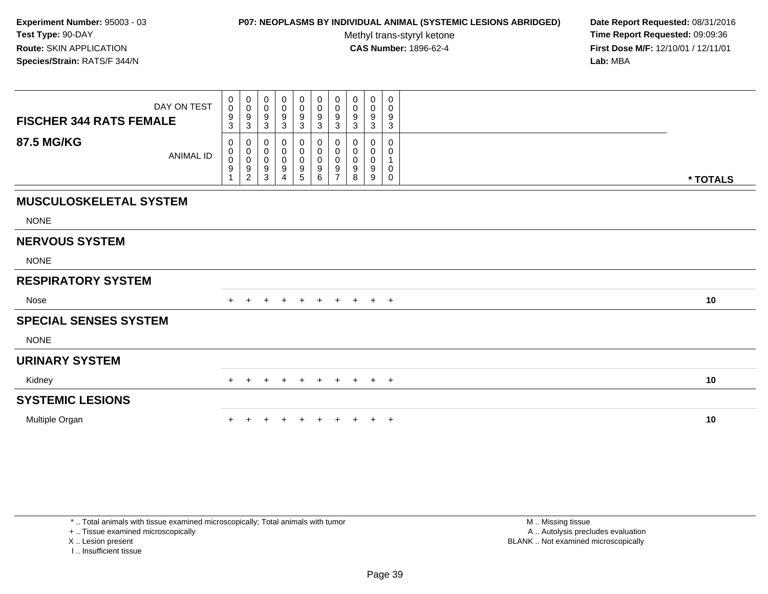**Experiment Number:** 95003 - 03
**Test Type:** 90-DAY
**Route:** SKIN APPLICATION
**Species/Strain:** RATS/F 344/N

**P07: NEOPLASMS BY INDIVIDUAL ANIMAL (SYSTEMIC LESIONS ABRIDGED)**
Methyl trans-styryl ketone
**CAS Number:** 1896-62-4

**Date Report Requested:** 08/31/2016
**Time Report Requested:** 09:09:36
**First Dose M/F:** 12/10/01 / 12/11/01
**Lab:** MBA

| DAY ON TEST | 0093 | 0093 | 0093 | 0093 | 0093 | 0093 | 0093 | 0093 | 0093 | 0093 | |
|---|---|---|---|---|---|---|---|---|---|---|---|
| **FISCHER 344 RATS FEMALE 87.5 MG/KG** ANIMAL ID | 00091 | 00092 | 00093 | 00094 | 00095 | 00096 | 00097 | 00098 | 00099 | 00100 | *** TOTALS** |
| **MUSCULOSKELETAL SYSTEM** | | | | | | | | | | | |
| NONE | | | | | | | | | | | |
| **NERVOUS SYSTEM** | | | | | | | | | | | |
| NONE | | | | | | | | | | | |
| **RESPIRATORY SYSTEM** | | | | | | | | | | | |
| Nose | + | + | + | + | + | + | + | + | + | + | **10** |
| **SPECIAL SENSES SYSTEM** | | | | | | | | | | | |
| NONE | | | | | | | | | | | |
| **URINARY SYSTEM** | | | | | | | | | | | |
| Kidney | + | + | + | + | + | + | + | + | + | + | **10** |
| **SYSTEMIC LESIONS** | | | | | | | | | | | |
| Multiple Organ | + | + | + | + | + | + | + | + | + | + | **10** |

* .. Total animals with tissue examined microscopically; Total animals with tumor
+ .. Tissue examined microscopically
X .. Lesion present
I .. Insufficient tissue

M .. Missing tissue
A .. Autolysis precludes evaluation
BLANK .. Not examined microscopically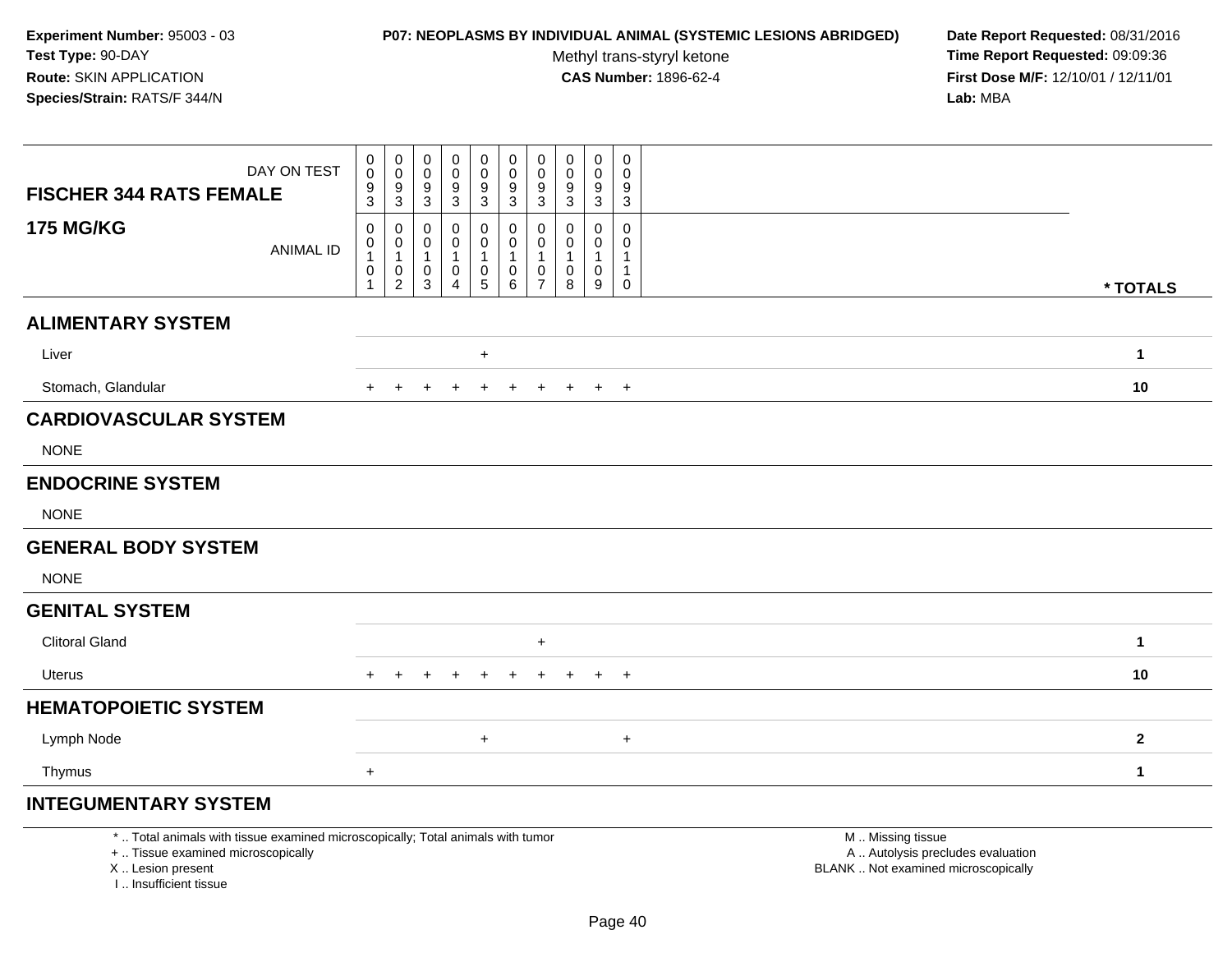**Experiment Number:** 95003 - 03
**Test Type:** 90-DAY
**Route:** SKIN APPLICATION
**Species/Strain:** RATS/F 344/N

**P07: NEOPLASMS BY INDIVIDUAL ANIMAL (SYSTEMIC LESIONS ABRIDGED)**
Methyl trans-styryl ketone
**CAS Number:** 1896-62-4

**Date Report Requested:** 08/31/2016
**Time Report Requested:** 09:09:36
**First Dose M/F:** 12/10/01 / 12/11/01
**Lab:** MBA

| FISCHER 344 RATS FEMALE — DAY ON TEST | 0093 | 0093 | 0093 | 0093 | 0093 | 0093 | 0093 | 0093 | 0093 | 0093 | |
|---|---|---|---|---|---|---|---|---|---|---|---|
| **175 MG/KG** — ANIMAL ID | 00101 | 00102 | 00103 | 00104 | 00105 | 00106 | 00107 | 00108 | 00109 | 00110 | *** TOTALS** |
| **ALIMENTARY SYSTEM** | | | | | | | | | | | |
| Liver | | | | | + | | | | | | **1** |
| Stomach, Glandular | + | + | + | + | + | + | + | + | + | + | **10** |
| **CARDIOVASCULAR SYSTEM** | | | | | | | | | | | |
| NONE | | | | | | | | | | | |
| **ENDOCRINE SYSTEM** | | | | | | | | | | | |
| NONE | | | | | | | | | | | |
| **GENERAL BODY SYSTEM** | | | | | | | | | | | |
| NONE | | | | | | | | | | | |
| **GENITAL SYSTEM** | | | | | | | | | | | |
| Clitoral Gland | | | | | | | + | | | | **1** |
| Uterus | + | + | + | + | + | + | + | + | + | + | **10** |
| **HEMATOPOIETIC SYSTEM** | | | | | | | | | | | |
| Lymph Node | | | | | + | | | | | + | **2** |
| Thymus | + | | | | | | | | | | **1** |
| **INTEGUMENTARY SYSTEM** | | | | | | | | | | | |

\* .. Total animals with tissue examined microscopically; Total animals with tumor
\+ .. Tissue examined microscopically
X .. Lesion present
I .. Insufficient tissue

M .. Missing tissue
A .. Autolysis precludes evaluation
BLANK .. Not examined microscopically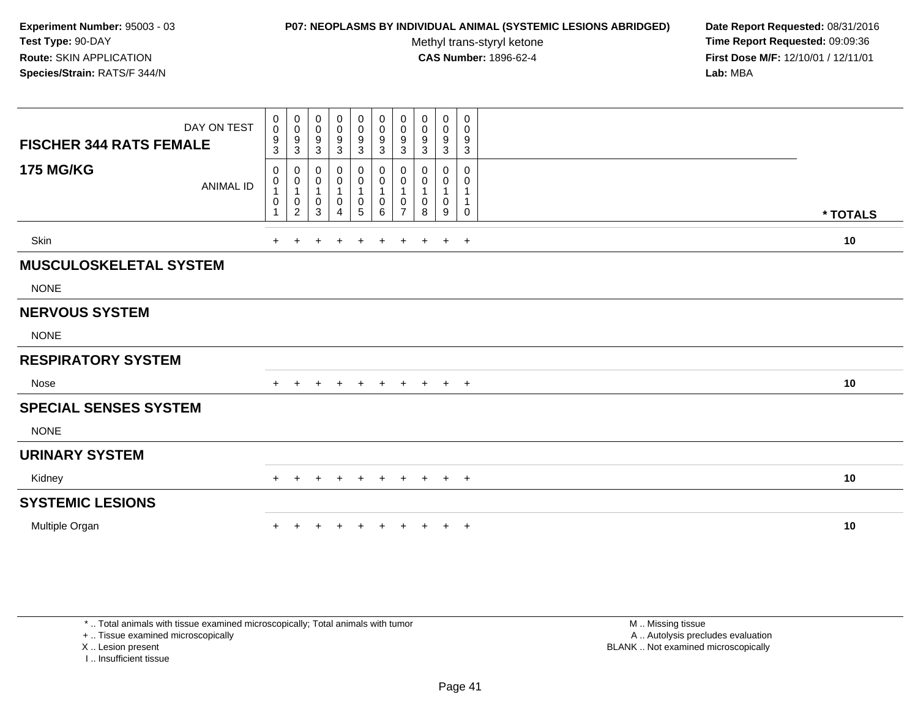**Experiment Number:** 95003 - 03
**Test Type:** 90-DAY
**Route:** SKIN APPLICATION
**Species/Strain:** RATS/F 344/N

**P07: NEOPLASMS BY INDIVIDUAL ANIMAL (SYSTEMIC LESIONS ABRIDGED)**
Methyl trans-styryl ketone
**CAS Number:** 1896-62-4

**Date Report Requested:** 08/31/2016
**Time Report Requested:** 09:09:36
**First Dose M/F:** 12/10/01 / 12/11/01
**Lab:** MBA

| FISCHER 344 RATS FEMALE — DAY ON TEST | 0093 | 0093 | 0093 | 0093 | 0093 | 0093 | 0093 | 0093 | 0093 | 0093 | |
|---|---|---|---|---|---|---|---|---|---|---|---|
| **175 MG/KG** — ANIMAL ID | 00101 | 00102 | 00103 | 00104 | 00105 | 00106 | 00107 | 00108 | 00109 | 00110 | * TOTALS |
| Skin | + | + | + | + | + | + | + | + | + | + | 10 |
| **MUSCULOSKELETAL SYSTEM** | | | | | | | | | | | |
| NONE | | | | | | | | | | | |
| **NERVOUS SYSTEM** | | | | | | | | | | | |
| NONE | | | | | | | | | | | |
| **RESPIRATORY SYSTEM** | | | | | | | | | | | |
| Nose | + | + | + | + | + | + | + | + | + | + | 10 |
| **SPECIAL SENSES SYSTEM** | | | | | | | | | | | |
| NONE | | | | | | | | | | | |
| **URINARY SYSTEM** | | | | | | | | | | | |
| Kidney | + | + | + | + | + | + | + | + | + | + | 10 |
| **SYSTEMIC LESIONS** | | | | | | | | | | | |
| Multiple Organ | + | + | + | + | + | + | + | + | + | + | 10 |

* .. Total animals with tissue examined microscopically; Total animals with tumor
+ .. Tissue examined microscopically
X .. Lesion present
I .. Insufficient tissue

M .. Missing tissue
A .. Autolysis precludes evaluation
BLANK .. Not examined microscopically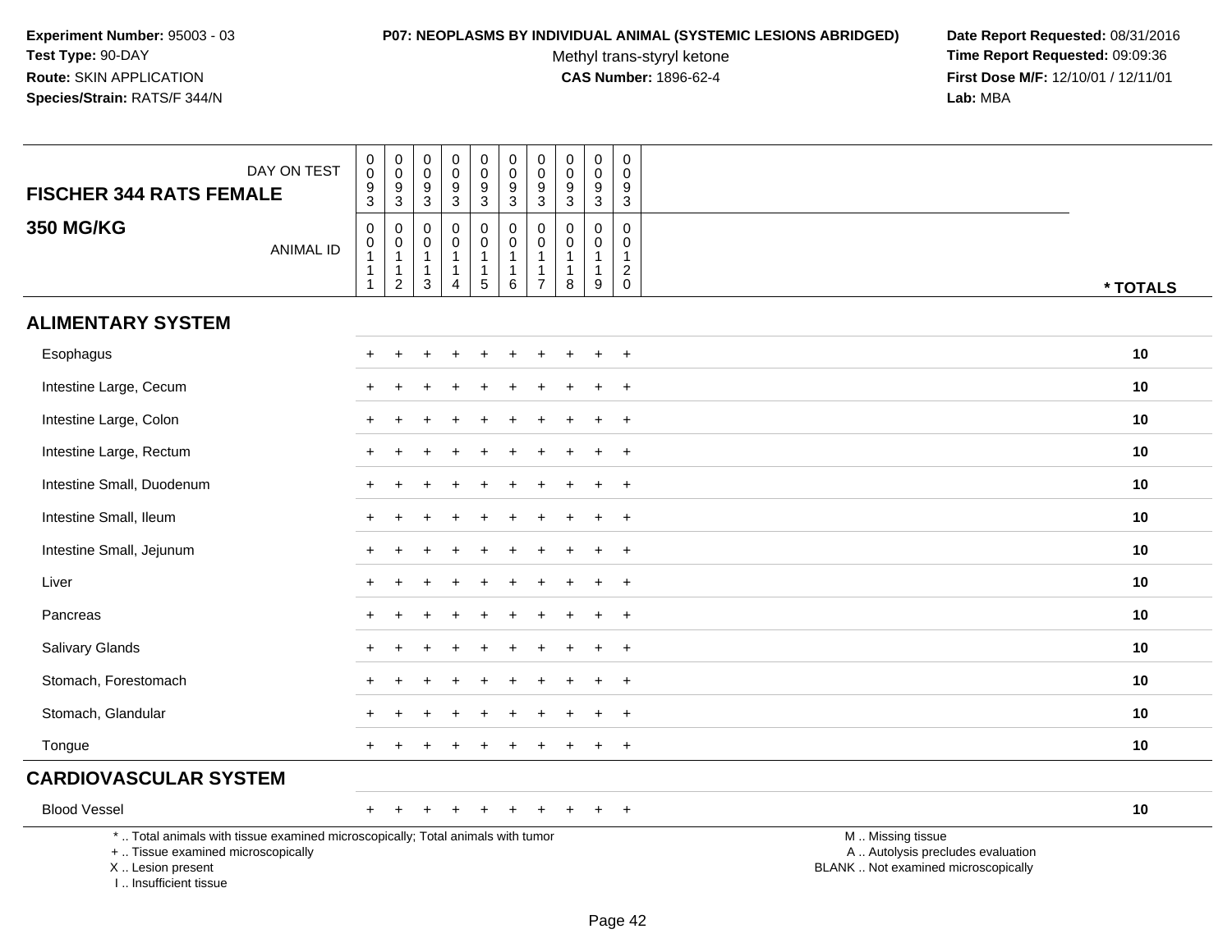**Experiment Number:** 95003 - 03
**Test Type:** 90-DAY
**Route:** SKIN APPLICATION
**Species/Strain:** RATS/F 344/N

**P07: NEOPLASMS BY INDIVIDUAL ANIMAL (SYSTEMIC LESIONS ABRIDGED)**
Methyl trans-styryl ketone
**CAS Number:** 1896-62-4

**Date Report Requested:** 08/31/2016
**Time Report Requested:** 09:09:36
**First Dose M/F:** 12/10/01 / 12/11/01
**Lab:** MBA

| FISCHER 344 RATS FEMALE — DAY ON TEST | 0093 | 0093 | 0093 | 0093 | 0093 | 0093 | 0093 | 0093 | 0093 | 0093 | |
|---|---|---|---|---|---|---|---|---|---|---|---|
| **350 MG/KG** — ANIMAL ID | 00111 | 00112 | 00113 | 00114 | 00115 | 00116 | 00117 | 00118 | 00119 | 00120 | *** TOTALS** |
| **ALIMENTARY SYSTEM** | | | | | | | | | | | |
| Esophagus | + | + | + | + | + | + | + | + | + | + | **10** |
| Intestine Large, Cecum | + | + | + | + | + | + | + | + | + | + | **10** |
| Intestine Large, Colon | + | + | + | + | + | + | + | + | + | + | **10** |
| Intestine Large, Rectum | + | + | + | + | + | + | + | + | + | + | **10** |
| Intestine Small, Duodenum | + | + | + | + | + | + | + | + | + | + | **10** |
| Intestine Small, Ileum | + | + | + | + | + | + | + | + | + | + | **10** |
| Intestine Small, Jejunum | + | + | + | + | + | + | + | + | + | + | **10** |
| Liver | + | + | + | + | + | + | + | + | + | + | **10** |
| Pancreas | + | + | + | + | + | + | + | + | + | + | **10** |
| Salivary Glands | + | + | + | + | + | + | + | + | + | + | **10** |
| Stomach, Forestomach | + | + | + | + | + | + | + | + | + | + | **10** |
| Stomach, Glandular | + | + | + | + | + | + | + | + | + | + | **10** |
| Tongue | + | + | + | + | + | + | + | + | + | + | **10** |
| **CARDIOVASCULAR SYSTEM** | | | | | | | | | | | |
| Blood Vessel | + | + | + | + | + | + | + | + | + | + | **10** |

\* .. Total animals with tissue examined microscopically; Total animals with tumor
\+ .. Tissue examined microscopically
X .. Lesion present
I .. Insufficient tissue

M .. Missing tissue
A .. Autolysis precludes evaluation
BLANK .. Not examined microscopically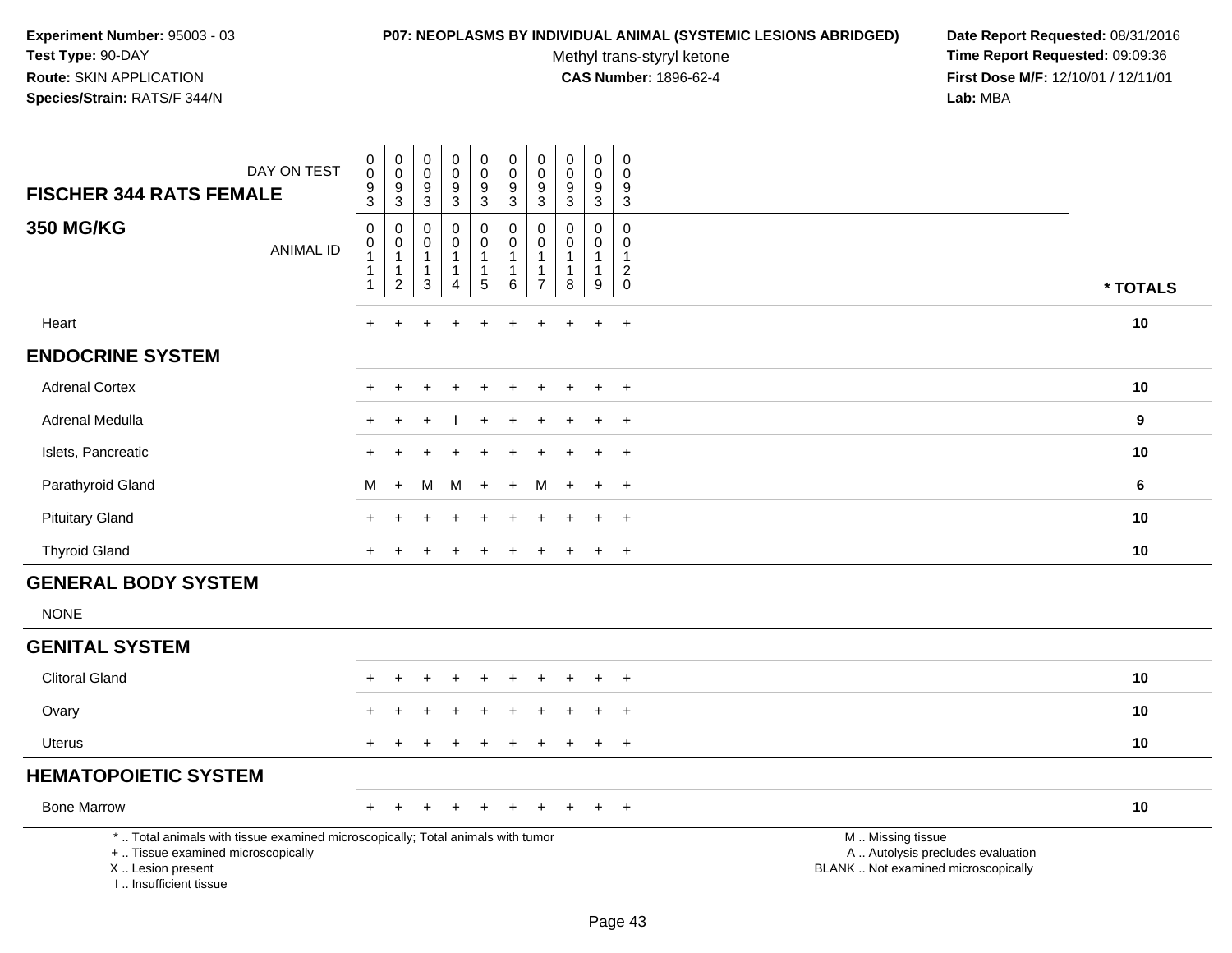**Experiment Number:** 95003 - 03
**Test Type:** 90-DAY
**Route:** SKIN APPLICATION
**Species/Strain:** RATS/F 344/N

**P07: NEOPLASMS BY INDIVIDUAL ANIMAL (SYSTEMIC LESIONS ABRIDGED)**
Methyl trans-styryl ketone
**CAS Number:** 1896-62-4

**Date Report Requested:** 08/31/2016
**Time Report Requested:** 09:09:36
**First Dose M/F:** 12/10/01 / 12/11/01
**Lab:** MBA

| FISCHER 344 RATS FEMALE / 350 MG/KG — DAY ON TEST | 0093 | 0093 | 0093 | 0093 | 0093 | 0093 | 0093 | 0093 | 0093 | 0093 | |
|---|---|---|---|---|---|---|---|---|---|---|---|
| ANIMAL ID | 00111 | 00112 | 00113 | 00114 | 00115 | 00116 | 00117 | 00118 | 00119 | 00120 | * TOTALS |
| Heart | + | + | + | + | + | + | + | + | + | + | 10 |
| **ENDOCRINE SYSTEM** | | | | | | | | | | | |
| Adrenal Cortex | + | + | + | + | + | + | + | + | + | + | 10 |
| Adrenal Medulla | + | + | + | I | + | + | + | + | + | + | 9 |
| Islets, Pancreatic | + | + | + | + | + | + | + | + | + | + | 10 |
| Parathyroid Gland | M | + | M | M | + | + | M | + | + | + | 6 |
| Pituitary Gland | + | + | + | + | + | + | + | + | + | + | 10 |
| Thyroid Gland | + | + | + | + | + | + | + | + | + | + | 10 |
| **GENERAL BODY SYSTEM** | | | | | | | | | | | |
| NONE | | | | | | | | | | | |
| **GENITAL SYSTEM** | | | | | | | | | | | |
| Clitoral Gland | + | + | + | + | + | + | + | + | + | + | 10 |
| Ovary | + | + | + | + | + | + | + | + | + | + | 10 |
| Uterus | + | + | + | + | + | + | + | + | + | + | 10 |
| **HEMATOPOIETIC SYSTEM** | | | | | | | | | | | |
| Bone Marrow | + | + | + | + | + | + | + | + | + | + | 10 |

\* .. Total animals with tissue examined microscopically; Total animals with tumor
\+ .. Tissue examined microscopically
X .. Lesion present
I .. Insufficient tissue

M .. Missing tissue
A .. Autolysis precludes evaluation
BLANK .. Not examined microscopically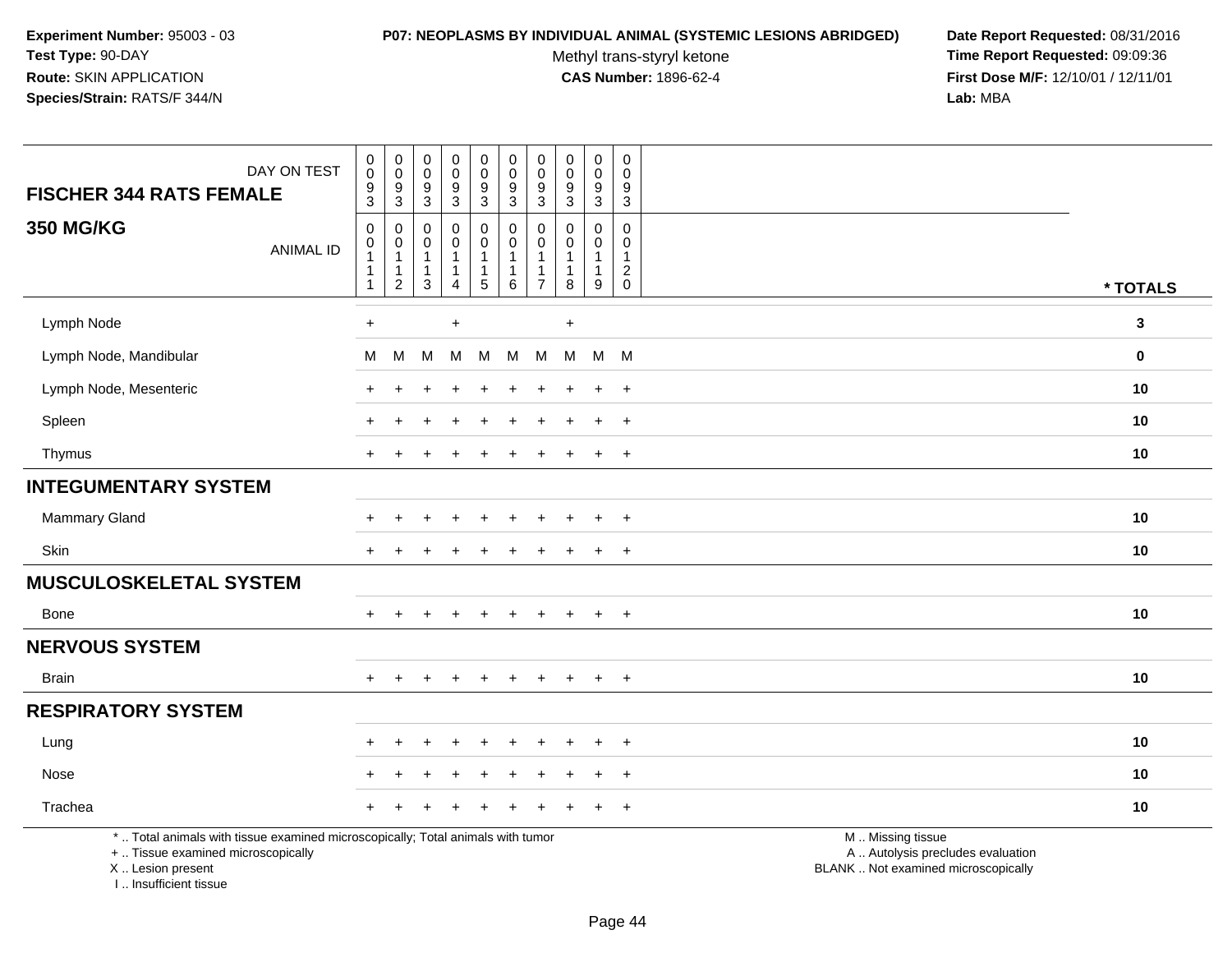**Experiment Number:** 95003 - 03
**Test Type:** 90-DAY
**Route:** SKIN APPLICATION
**Species/Strain:** RATS/F 344/N

**P07: NEOPLASMS BY INDIVIDUAL ANIMAL (SYSTEMIC LESIONS ABRIDGED)**
Methyl trans-styryl ketone
**CAS Number:** 1896-62-4

**Date Report Requested:** 08/31/2016
**Time Report Requested:** 09:09:36
**First Dose M/F:** 12/10/01 / 12/11/01
**Lab:** MBA

| DAY ON TEST | 0093 | 0093 | 0093 | 0093 | 0093 | 0093 | 0093 | 0093 | 0093 | 0093 | |
|---|---|---|---|---|---|---|---|---|---|---|---|
| **FISCHER 344 RATS FEMALE** | | | | | | | | | | | |
| **350 MG/KG** ANIMAL ID | 00111 | 00112 | 00113 | 00114 | 00115 | 00116 | 00117 | 00118 | 00119 | 00120 | *** TOTALS** |
| Lymph Node | + | | | + | | | | + | | | **3** |
| Lymph Node, Mandibular | M | M | M | M | M | M | M | M | M | M | **0** |
| Lymph Node, Mesenteric | + | + | + | + | + | + | + | + | + | + | **10** |
| Spleen | + | + | + | + | + | + | + | + | + | + | **10** |
| Thymus | + | + | + | + | + | + | + | + | + | + | **10** |
| **INTEGUMENTARY SYSTEM** | | | | | | | | | | | |
| Mammary Gland | + | + | + | + | + | + | + | + | + | + | **10** |
| Skin | + | + | + | + | + | + | + | + | + | + | **10** |
| **MUSCULOSKELETAL SYSTEM** | | | | | | | | | | | |
| Bone | + | + | + | + | + | + | + | + | + | + | **10** |
| **NERVOUS SYSTEM** | | | | | | | | | | | |
| Brain | + | + | + | + | + | + | + | + | + | + | **10** |
| **RESPIRATORY SYSTEM** | | | | | | | | | | | |
| Lung | + | + | + | + | + | + | + | + | + | + | **10** |
| Nose | + | + | + | + | + | + | + | + | + | + | **10** |
| Trachea | + | + | + | + | + | + | + | + | + | + | **10** |

* .. Total animals with tissue examined microscopically; Total animals with tumor
+ .. Tissue examined microscopically
X .. Lesion present
I .. Insufficient tissue

M .. Missing tissue
A .. Autolysis precludes evaluation
BLANK .. Not examined microscopically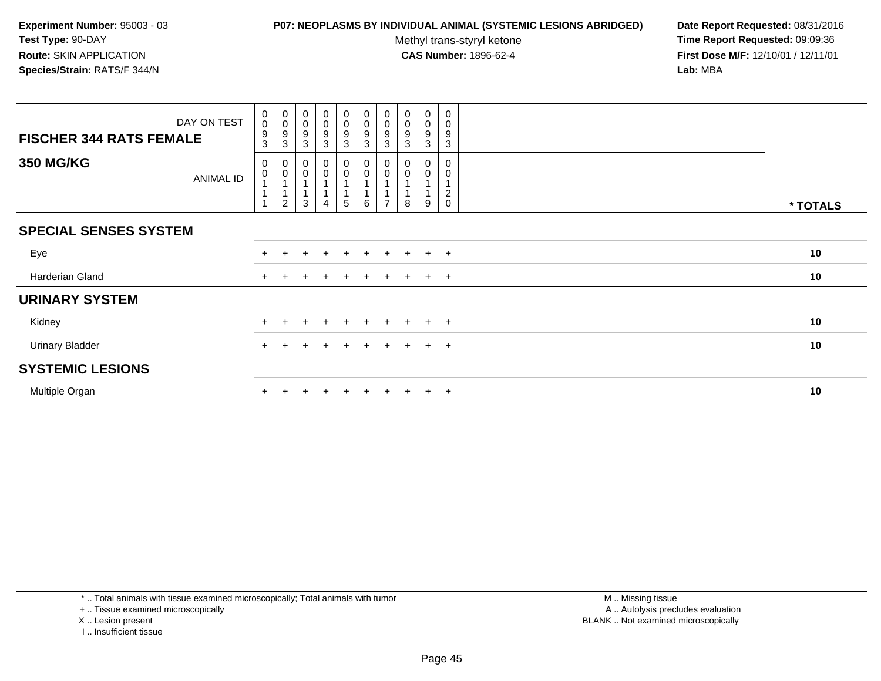**Experiment Number:** 95003 - 03
**Test Type:** 90-DAY
**Route:** SKIN APPLICATION
**Species/Strain:** RATS/F 344/N

**P07: NEOPLASMS BY INDIVIDUAL ANIMAL (SYSTEMIC LESIONS ABRIDGED)**
Methyl trans-styryl ketone
**CAS Number:** 1896-62-4

**Date Report Requested:** 08/31/2016
**Time Report Requested:** 09:09:36
**First Dose M/F:** 12/10/01 / 12/11/01
**Lab:** MBA

| FISCHER 344 RATS FEMALE — DAY ON TEST | 0093 | 0093 | 0093 | 0093 | 0093 | 0093 | 0093 | 0093 | 0093 | 0093 | |
|---|---|---|---|---|---|---|---|---|---|---|---|
| **350 MG/KG** — ANIMAL ID | 00111 | 00112 | 00113 | 00114 | 00115 | 00116 | 00117 | 00118 | 00119 | 00120 | * TOTALS |
| **SPECIAL SENSES SYSTEM** | | | | | | | | | | | |
| Eye | + | + | + | + | + | + | + | + | + | + | 10 |
| Harderian Gland | + | + | + | + | + | + | + | + | + | + | 10 |
| **URINARY SYSTEM** | | | | | | | | | | | |
| Kidney | + | + | + | + | + | + | + | + | + | + | 10 |
| Urinary Bladder | + | + | + | + | + | + | + | + | + | + | 10 |
| **SYSTEMIC LESIONS** | | | | | | | | | | | |
| Multiple Organ | + | + | + | + | + | + | + | + | + | + | 10 |

* .. Total animals with tissue examined microscopically; Total animals with tumor
+ .. Tissue examined microscopically
X .. Lesion present
I .. Insufficient tissue

M .. Missing tissue
A .. Autolysis precludes evaluation
BLANK .. Not examined microscopically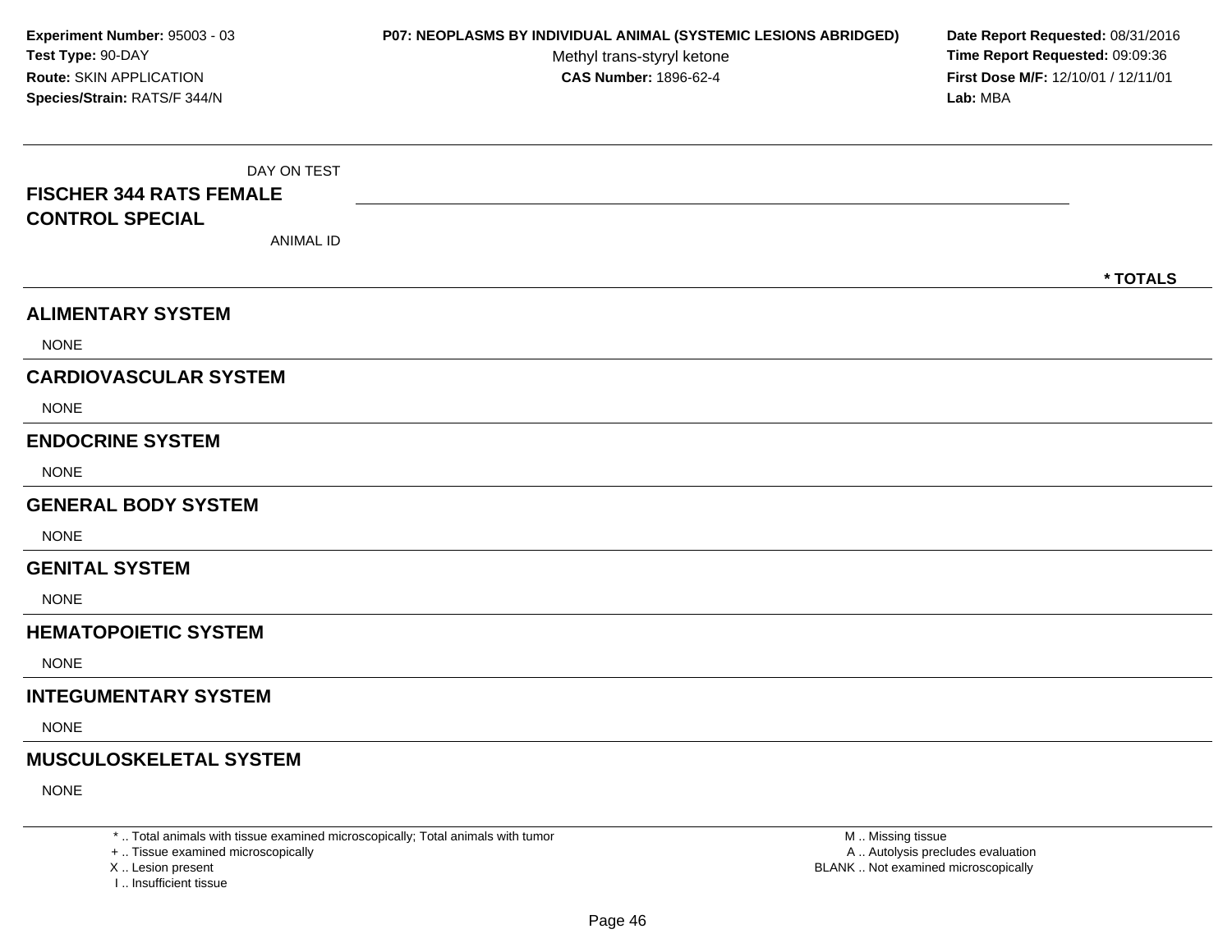**Experiment Number:** 95003 - 03
**Test Type:** 90-DAY
**Route:** SKIN APPLICATION
**Species/Strain:** RATS/F 344/N

**P07: NEOPLASMS BY INDIVIDUAL ANIMAL (SYSTEMIC LESIONS ABRIDGED)**
Methyl trans-styryl ketone
**CAS Number:** 1896-62-4

**Date Report Requested:** 08/31/2016
**Time Report Requested:** 09:09:36
**First Dose M/F:** 12/10/01 / 12/11/01
**Lab:** MBA

| DAY ON TEST | |
|---|---|
| **FISCHER 344 RATS FEMALE** | |
| **CONTROL SPECIAL** | |
| ANIMAL ID | **\* TOTALS** |

## ALIMENTARY SYSTEM

NONE

## CARDIOVASCULAR SYSTEM

NONE

## ENDOCRINE SYSTEM

NONE

## GENERAL BODY SYSTEM

NONE

## GENITAL SYSTEM

NONE

## HEMATOPOIETIC SYSTEM

NONE

## INTEGUMENTARY SYSTEM

NONE

## MUSCULOSKELETAL SYSTEM

NONE

\* .. Total animals with tissue examined microscopically; Total animals with tumor
\+ .. Tissue examined microscopically
X .. Lesion present
I .. Insufficient tissue

M .. Missing tissue
A .. Autolysis precludes evaluation
BLANK .. Not examined microscopically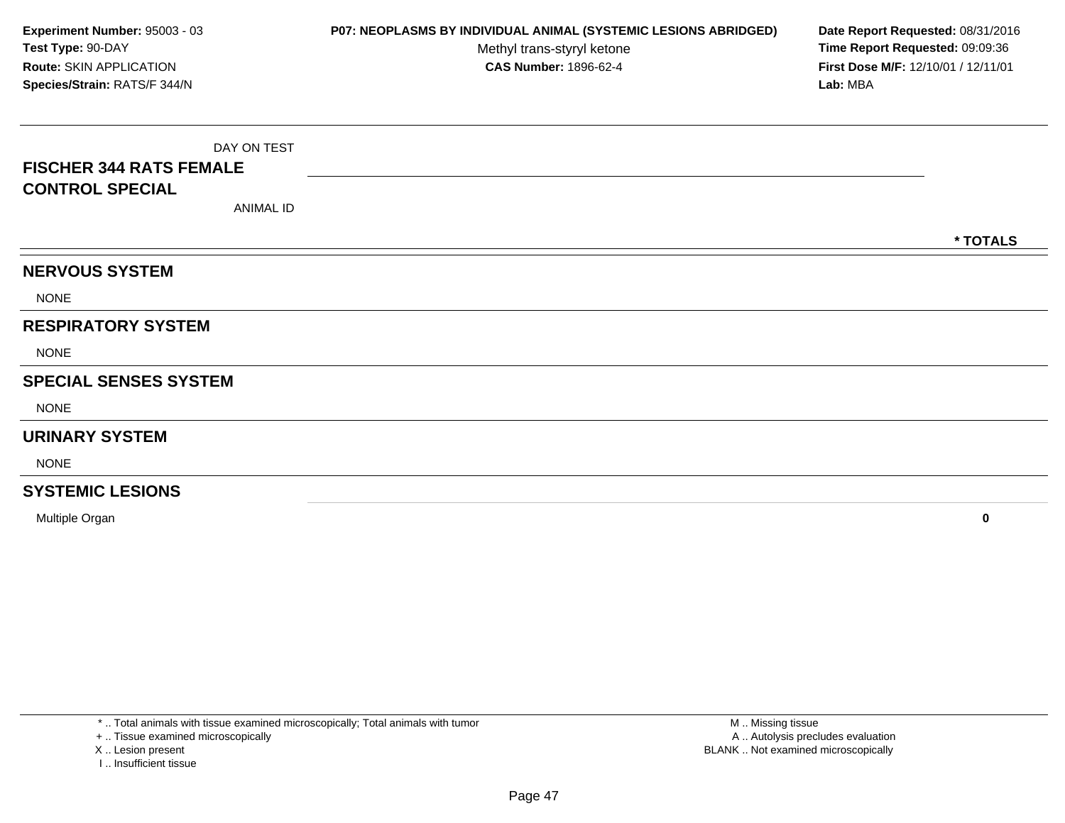**Experiment Number:** 95003 - 03
**Test Type:** 90-DAY
**Route:** SKIN APPLICATION
**Species/Strain:** RATS/F 344/N

**P07: NEOPLASMS BY INDIVIDUAL ANIMAL (SYSTEMIC LESIONS ABRIDGED)**
Methyl trans-styryl ketone
**CAS Number:** 1896-62-4

**Date Report Requested:** 08/31/2016
**Time Report Requested:** 09:09:36
**First Dose M/F:** 12/10/01 / 12/11/01
**Lab:** MBA

| DAY ON TEST<br>**FISCHER 344 RATS FEMALE**<br>**CONTROL SPECIAL**<br>ANIMAL ID | **\* TOTALS** |
|---|---|
| **NERVOUS SYSTEM** | |
| NONE | |
| **RESPIRATORY SYSTEM** | |
| NONE | |
| **SPECIAL SENSES SYSTEM** | |
| NONE | |
| **URINARY SYSTEM** | |
| NONE | |
| **SYSTEMIC LESIONS** | |
| Multiple Organ | **0** |

\* .. Total animals with tissue examined microscopically; Total animals with tumor
+ .. Tissue examined microscopically
X .. Lesion present
I .. Insufficient tissue

M .. Missing tissue
A .. Autolysis precludes evaluation
BLANK .. Not examined microscopically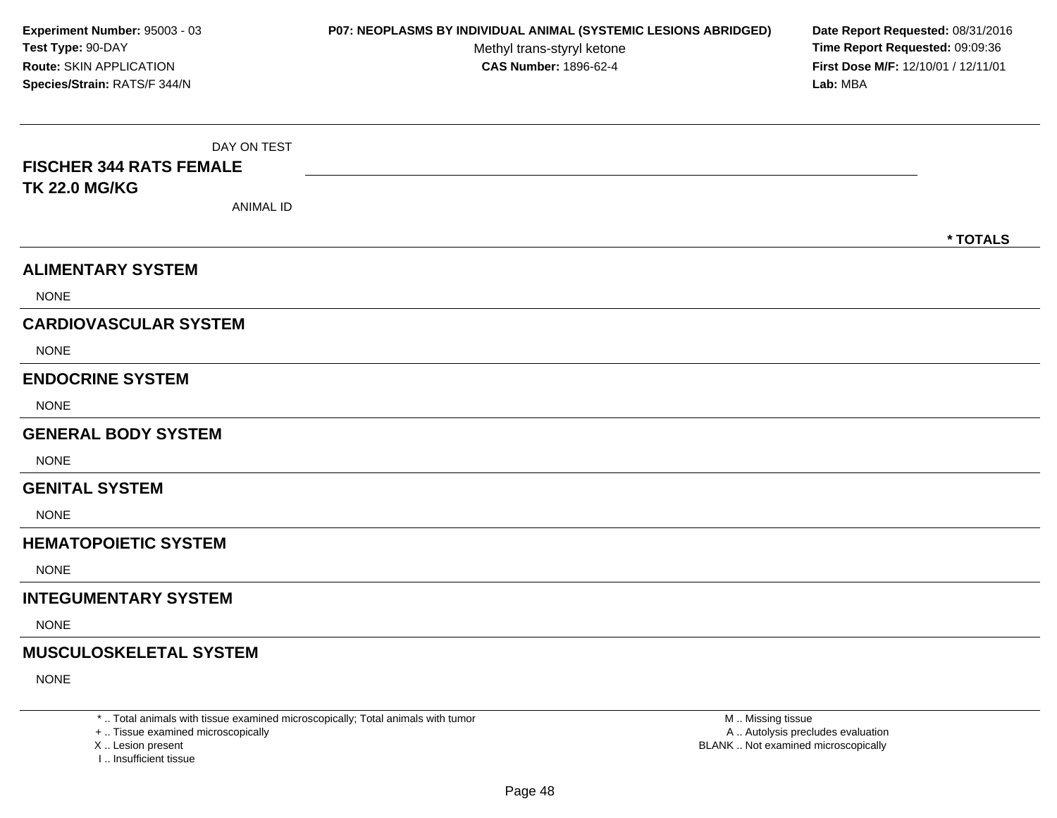**Experiment Number:** 95003 - 03
**Test Type:** 90-DAY
**Route:** SKIN APPLICATION
**Species/Strain:** RATS/F 344/N

**P07: NEOPLASMS BY INDIVIDUAL ANIMAL (SYSTEMIC LESIONS ABRIDGED)**
Methyl trans-styryl ketone
**CAS Number:** 1896-62-4

**Date Report Requested:** 08/31/2016
**Time Report Requested:** 09:09:36
**First Dose M/F:** 12/10/01 / 12/11/01
**Lab:** MBA

| DAY ON TEST | |
|---|---|
| **FISCHER 344 RATS FEMALE** | |
| **TK 22.0 MG/KG** | |
| ANIMAL ID | **\* TOTALS** |

## ALIMENTARY SYSTEM

NONE

## CARDIOVASCULAR SYSTEM

NONE

## ENDOCRINE SYSTEM

NONE

## GENERAL BODY SYSTEM

NONE

## GENITAL SYSTEM

NONE

## HEMATOPOIETIC SYSTEM

NONE

## INTEGUMENTARY SYSTEM

NONE

## MUSCULOSKELETAL SYSTEM

NONE

\* .. Total animals with tissue examined microscopically; Total animals with tumor
\+ .. Tissue examined microscopically
X .. Lesion present
I .. Insufficient tissue

M .. Missing tissue
A .. Autolysis precludes evaluation
BLANK .. Not examined microscopically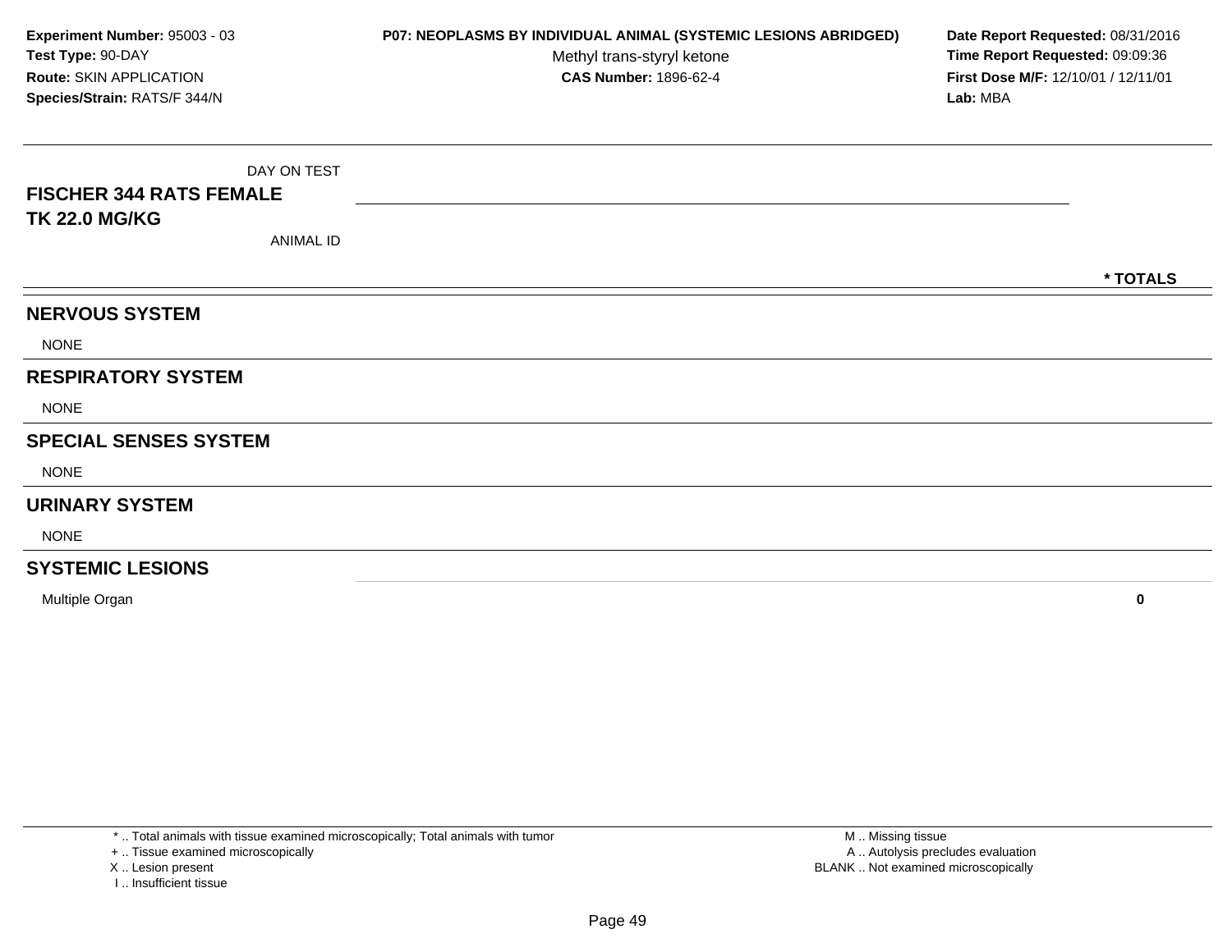**Experiment Number:** 95003 - 03
**Test Type:** 90-DAY
**Route:** SKIN APPLICATION
**Species/Strain:** RATS/F 344/N

**P07: NEOPLASMS BY INDIVIDUAL ANIMAL (SYSTEMIC LESIONS ABRIDGED)**
Methyl trans-styryl ketone
**CAS Number:** 1896-62-4

**Date Report Requested:** 08/31/2016
**Time Report Requested:** 09:09:36
**First Dose M/F:** 12/10/01 / 12/11/01
**Lab:** MBA

| DAY ON TEST<br>**FISCHER 344 RATS FEMALE**<br>**TK 22.0 MG/KG**<br>ANIMAL ID | **\* TOTALS** |
|---|---|
| **NERVOUS SYSTEM** | |
| NONE | |
| **RESPIRATORY SYSTEM** | |
| NONE | |
| **SPECIAL SENSES SYSTEM** | |
| NONE | |
| **URINARY SYSTEM** | |
| NONE | |
| **SYSTEMIC LESIONS** | |
| Multiple Organ | **0** |

\* .. Total animals with tissue examined microscopically; Total animals with tumor
\+ .. Tissue examined microscopically
X .. Lesion present
I .. Insufficient tissue

M .. Missing tissue
A .. Autolysis precludes evaluation
BLANK .. Not examined microscopically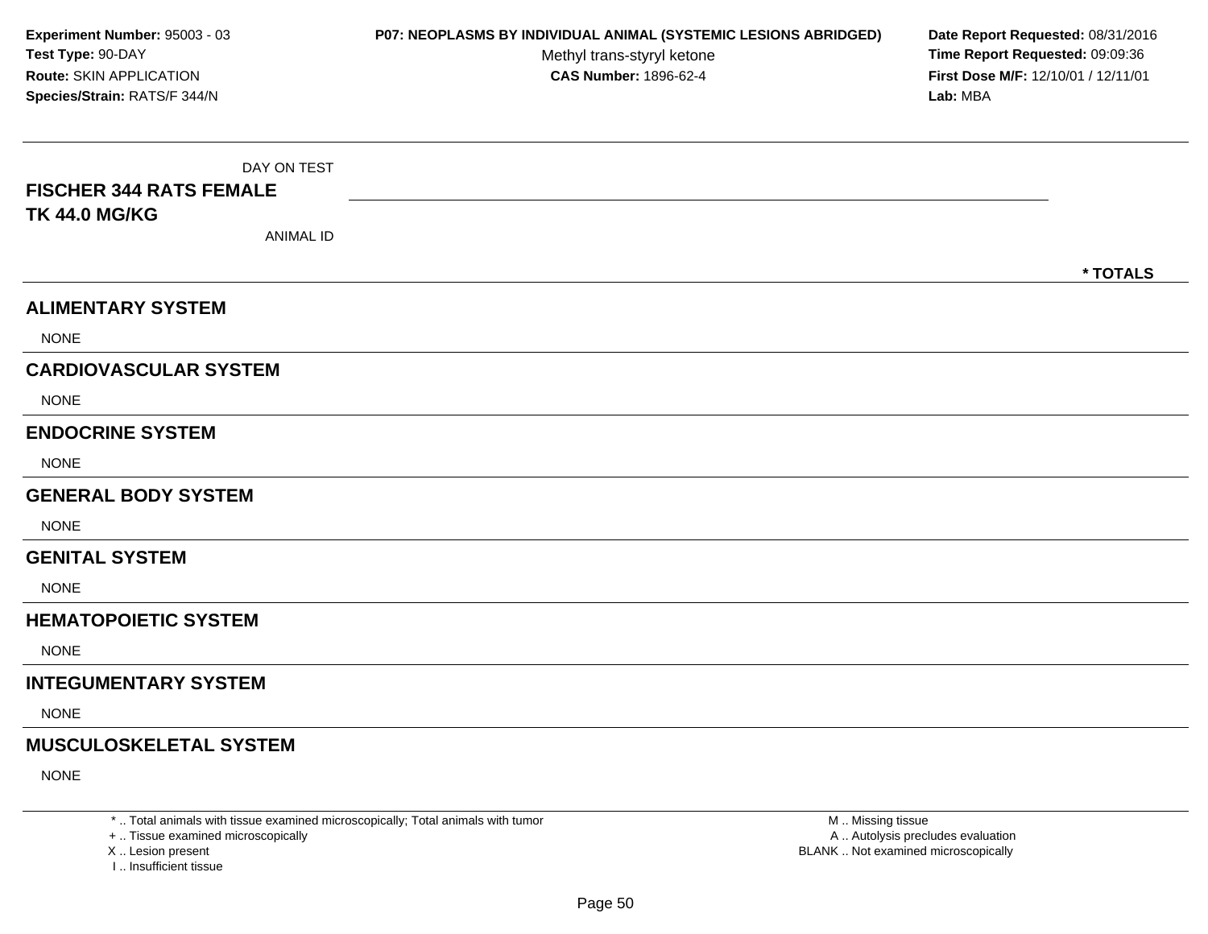**Experiment Number:** 95003 - 03
**Test Type:** 90-DAY
**Route:** SKIN APPLICATION
**Species/Strain:** RATS/F 344/N

**P07: NEOPLASMS BY INDIVIDUAL ANIMAL (SYSTEMIC LESIONS ABRIDGED)**
Methyl trans-styryl ketone
**CAS Number:** 1896-62-4

**Date Report Requested:** 08/31/2016
**Time Report Requested:** 09:09:36
**First Dose M/F:** 12/10/01 / 12/11/01
**Lab:** MBA

DAY ON TEST

**FISCHER 344 RATS FEMALE**
**TK 44.0 MG/KG**

ANIMAL ID

**\* TOTALS**

## ALIMENTARY SYSTEM

NONE

## CARDIOVASCULAR SYSTEM

NONE

## ENDOCRINE SYSTEM

NONE

## GENERAL BODY SYSTEM

NONE

## GENITAL SYSTEM

NONE

## HEMATOPOIETIC SYSTEM

NONE

## INTEGUMENTARY SYSTEM

NONE

## MUSCULOSKELETAL SYSTEM

NONE

\* .. Total animals with tissue examined microscopically; Total animals with tumor
\+ .. Tissue examined microscopically
X .. Lesion present
I .. Insufficient tissue

M .. Missing tissue
A .. Autolysis precludes evaluation
BLANK .. Not examined microscopically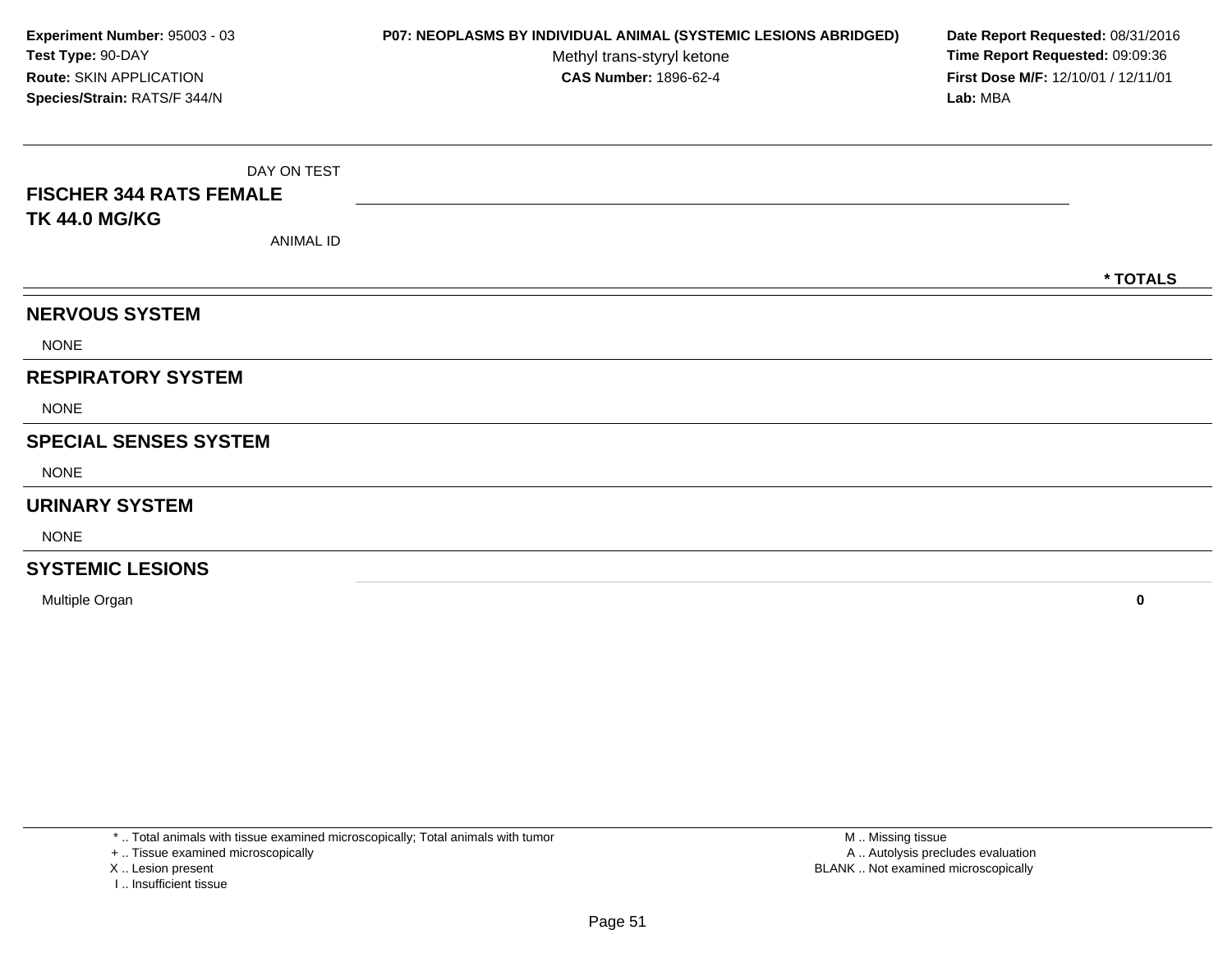**Experiment Number:** 95003 - 03
**Test Type:** 90-DAY
**Route:** SKIN APPLICATION
**Species/Strain:** RATS/F 344/N

**P07: NEOPLASMS BY INDIVIDUAL ANIMAL (SYSTEMIC LESIONS ABRIDGED)**
Methyl trans-styryl ketone
**CAS Number:** 1896-62-4

**Date Report Requested:** 08/31/2016
**Time Report Requested:** 09:09:36
**First Dose M/F:** 12/10/01 / 12/11/01
**Lab:** MBA

| DAY ON TEST<br>**FISCHER 344 RATS FEMALE**<br>**TK 44.0 MG/KG**<br>ANIMAL ID | * TOTALS |
|---|---|
| **NERVOUS SYSTEM** | |
| NONE | |
| **RESPIRATORY SYSTEM** | |
| NONE | |
| **SPECIAL SENSES SYSTEM** | |
| NONE | |
| **URINARY SYSTEM** | |
| NONE | |
| **SYSTEMIC LESIONS** | |
| Multiple Organ | **0** |

* .. Total animals with tissue examined microscopically; Total animals with tumor
+ .. Tissue examined microscopically
X .. Lesion present
I .. Insufficient tissue

M .. Missing tissue
A .. Autolysis precludes evaluation
BLANK .. Not examined microscopically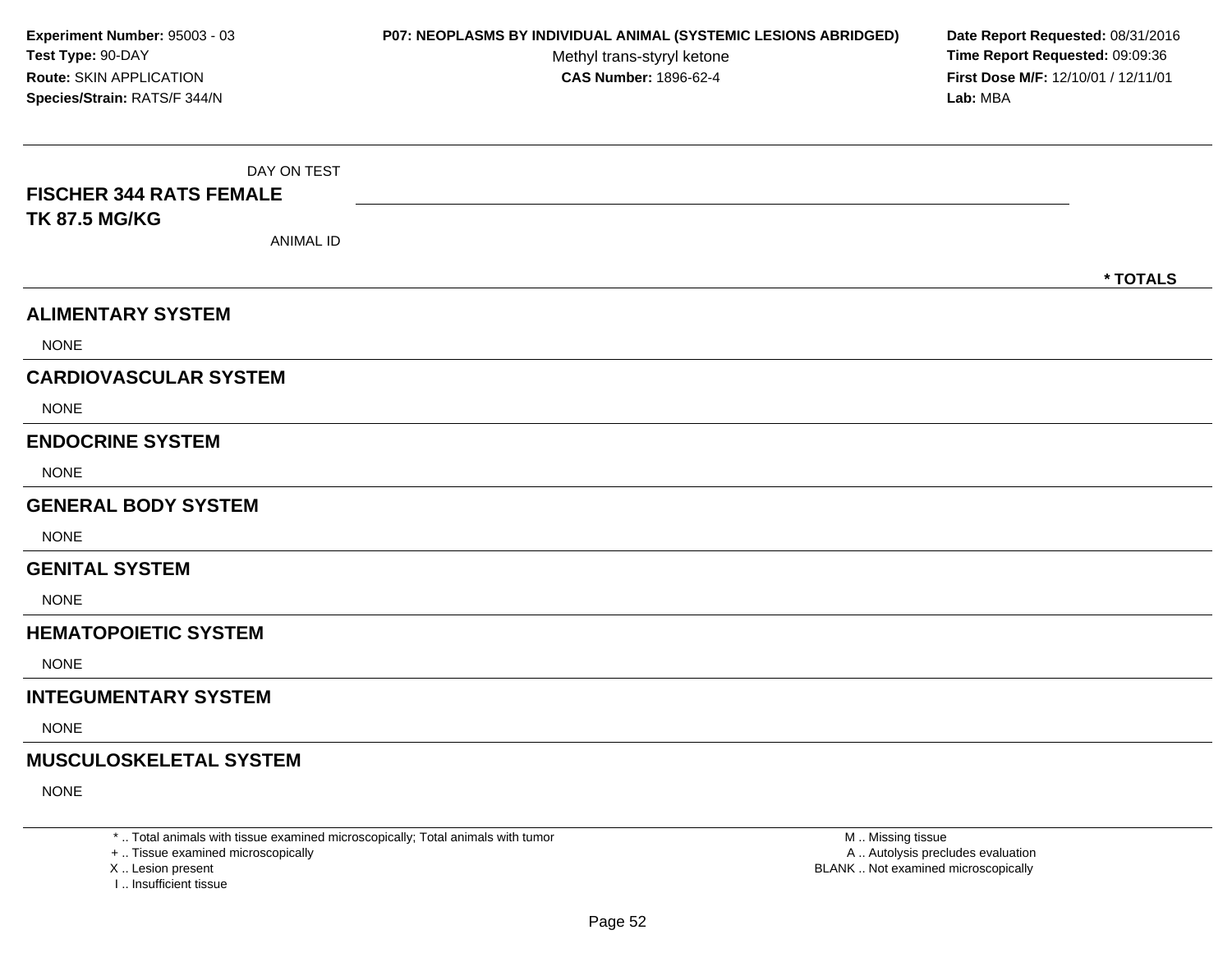**Experiment Number:** 95003 - 03
**Test Type:** 90-DAY
**Route:** SKIN APPLICATION
**Species/Strain:** RATS/F 344/N

**P07: NEOPLASMS BY INDIVIDUAL ANIMAL (SYSTEMIC LESIONS ABRIDGED)**
Methyl trans-styryl ketone
**CAS Number:** 1896-62-4

**Date Report Requested:** 08/31/2016
**Time Report Requested:** 09:09:36
**First Dose M/F:** 12/10/01 / 12/11/01
**Lab:** MBA

DAY ON TEST

**FISCHER 344 RATS FEMALE**
**TK 87.5 MG/KG**

ANIMAL ID

\* TOTALS

## ALIMENTARY SYSTEM

NONE

## CARDIOVASCULAR SYSTEM

NONE

## ENDOCRINE SYSTEM

NONE

## GENERAL BODY SYSTEM

NONE

## GENITAL SYSTEM

NONE

## HEMATOPOIETIC SYSTEM

NONE

## INTEGUMENTARY SYSTEM

NONE

## MUSCULOSKELETAL SYSTEM

NONE

\* .. Total animals with tissue examined microscopically; Total animals with tumor
\+ .. Tissue examined microscopically
X .. Lesion present
I .. Insufficient tissue

M .. Missing tissue
A .. Autolysis precludes evaluation
BLANK .. Not examined microscopically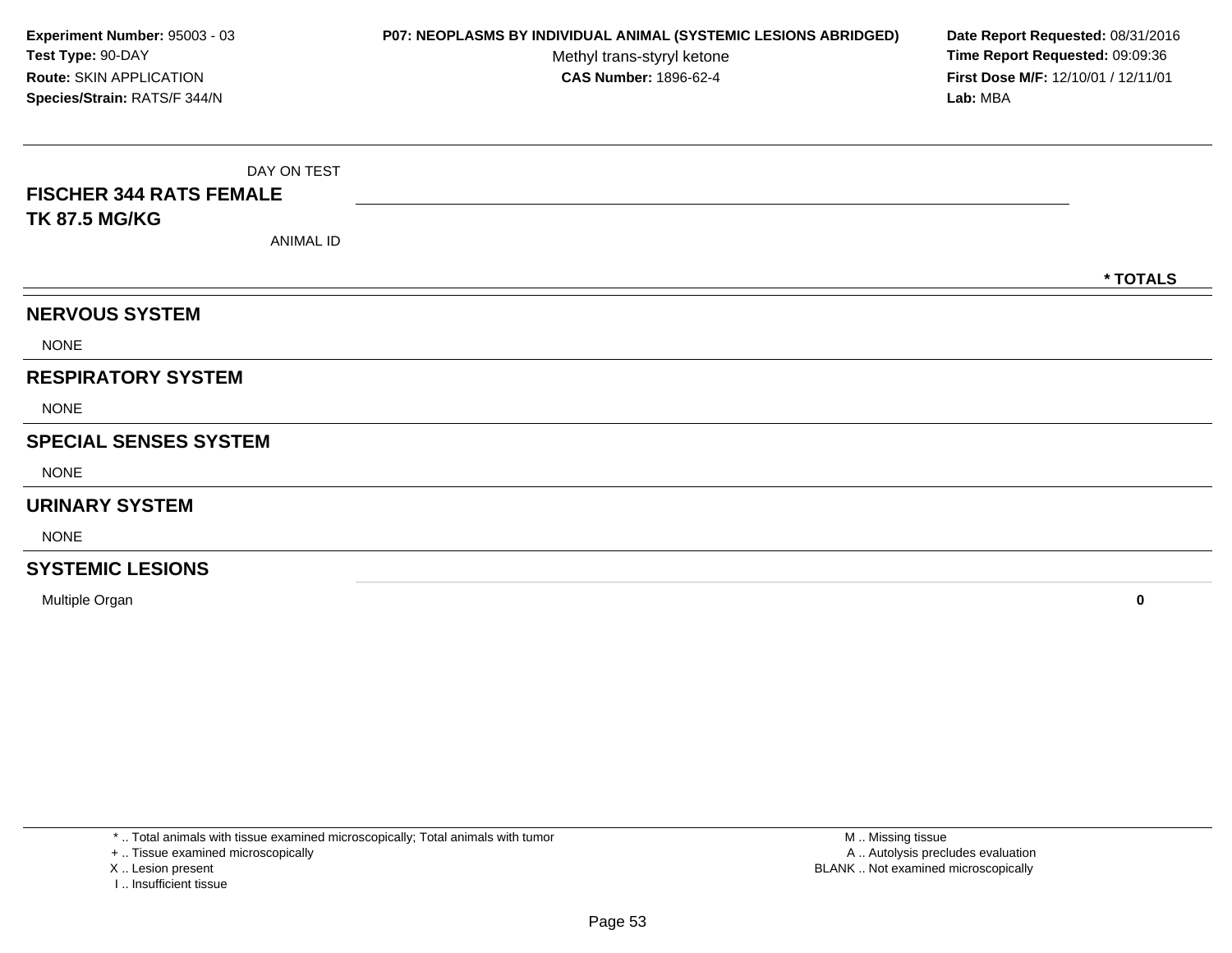**Experiment Number:** 95003 - 03
**Test Type:** 90-DAY
**Route:** SKIN APPLICATION
**Species/Strain:** RATS/F 344/N

**P07: NEOPLASMS BY INDIVIDUAL ANIMAL (SYSTEMIC LESIONS ABRIDGED)**
Methyl trans-styryl ketone
**CAS Number:** 1896-62-4

**Date Report Requested:** 08/31/2016
**Time Report Requested:** 09:09:36
**First Dose M/F:** 12/10/01 / 12/11/01
**Lab:** MBA

| DAY ON TEST<br>**FISCHER 344 RATS FEMALE**<br>**TK 87.5 MG/KG**<br>ANIMAL ID | * TOTALS |
|---|---|
| **NERVOUS SYSTEM** | |
| NONE | |
| **RESPIRATORY SYSTEM** | |
| NONE | |
| **SPECIAL SENSES SYSTEM** | |
| NONE | |
| **URINARY SYSTEM** | |
| NONE | |
| **SYSTEMIC LESIONS** | |
| Multiple Organ | **0** |

\* .. Total animals with tissue examined microscopically; Total animals with tumor
\+ .. Tissue examined microscopically
X .. Lesion present
I .. Insufficient tissue

M .. Missing tissue
A .. Autolysis precludes evaluation
BLANK .. Not examined microscopically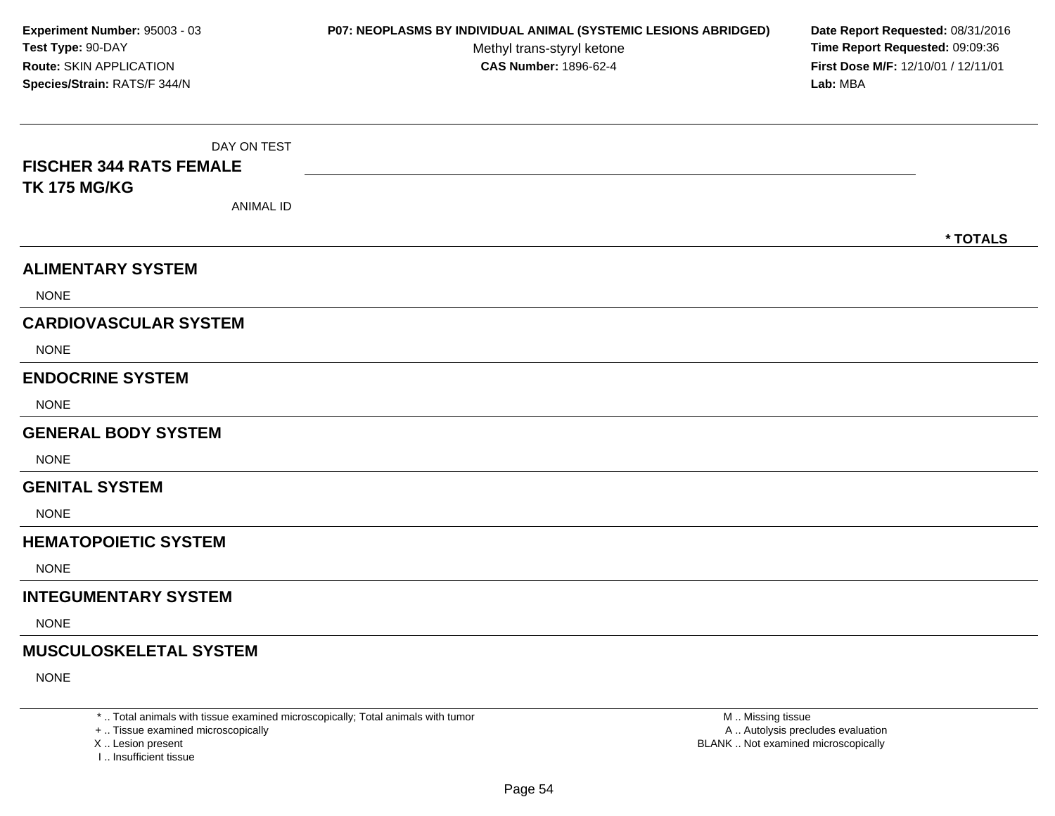**Experiment Number:** 95003 - 03
**Test Type:** 90-DAY
**Route:** SKIN APPLICATION
**Species/Strain:** RATS/F 344/N

**P07: NEOPLASMS BY INDIVIDUAL ANIMAL (SYSTEMIC LESIONS ABRIDGED)**
Methyl trans-styryl ketone
**CAS Number:** 1896-62-4

**Date Report Requested:** 08/31/2016
**Time Report Requested:** 09:09:36
**First Dose M/F:** 12/10/01 / 12/11/01
**Lab:** MBA

| DAY ON TEST<br>**FISCHER 344 RATS FEMALE**<br>**TK 175 MG/KG**<br>ANIMAL ID | | * TOTALS |
|---|---|---|
| **ALIMENTARY SYSTEM** | | |
| NONE | | |
| **CARDIOVASCULAR SYSTEM** | | |
| NONE | | |
| **ENDOCRINE SYSTEM** | | |
| NONE | | |
| **GENERAL BODY SYSTEM** | | |
| NONE | | |
| **GENITAL SYSTEM** | | |
| NONE | | |
| **HEMATOPOIETIC SYSTEM** | | |
| NONE | | |
| **INTEGUMENTARY SYSTEM** | | |
| NONE | | |
| **MUSCULOSKELETAL SYSTEM** | | |
| NONE | | |

* .. Total animals with tissue examined microscopically; Total animals with tumor
+ .. Tissue examined microscopically
X .. Lesion present
I .. Insufficient tissue

M .. Missing tissue
A .. Autolysis precludes evaluation
BLANK .. Not examined microscopically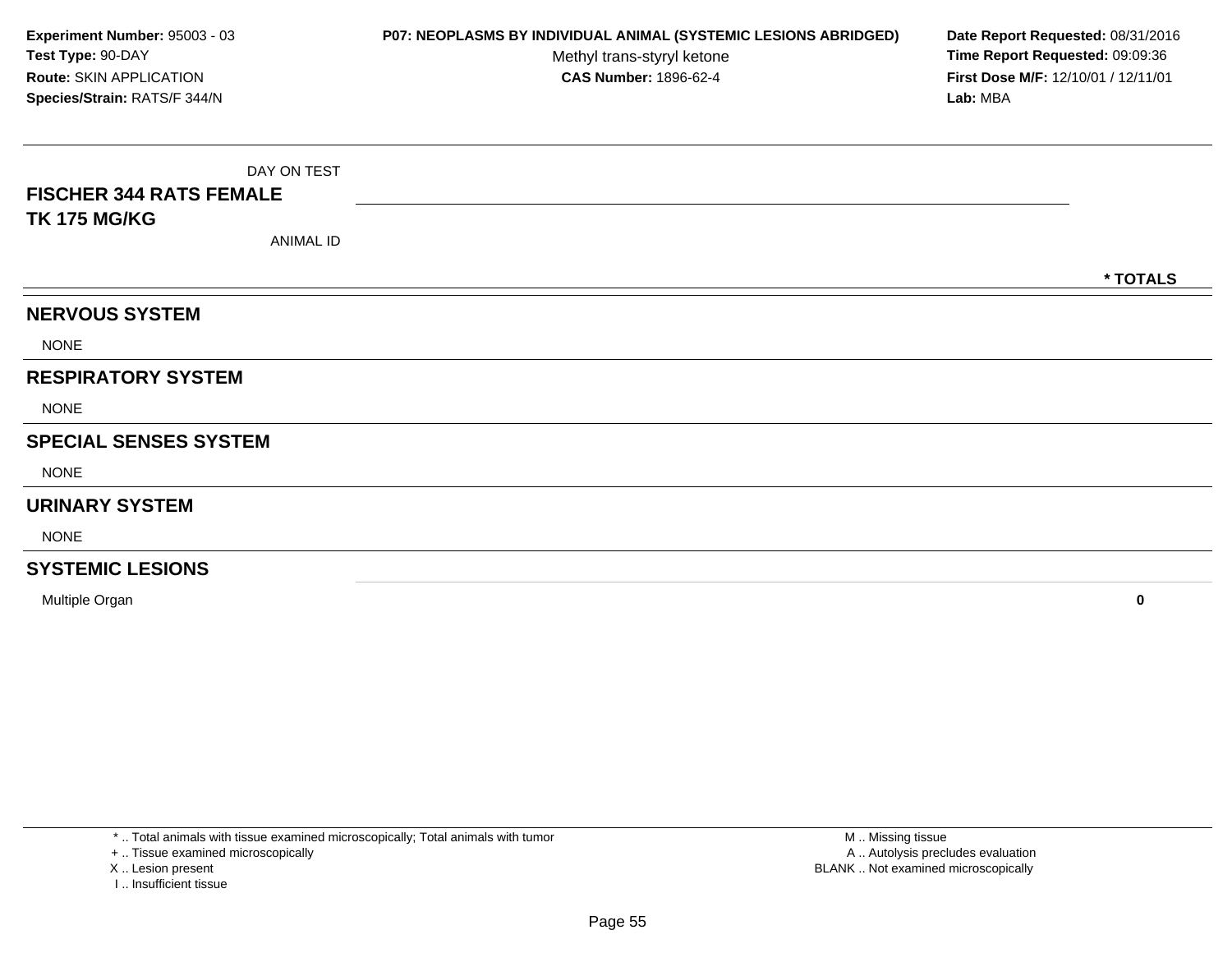**Experiment Number:** 95003 - 03
**Test Type:** 90-DAY
**Route:** SKIN APPLICATION
**Species/Strain:** RATS/F 344/N

**P07: NEOPLASMS BY INDIVIDUAL ANIMAL (SYSTEMIC LESIONS ABRIDGED)**
Methyl trans-styryl ketone
**CAS Number:** 1896-62-4

**Date Report Requested:** 08/31/2016
**Time Report Requested:** 09:09:36
**First Dose M/F:** 12/10/01 / 12/11/01
**Lab:** MBA

| DAY ON TEST<br>**FISCHER 344 RATS FEMALE**<br>**TK 175 MG/KG**<br>ANIMAL ID | **\* TOTALS** |
|---|---|
| **NERVOUS SYSTEM** | |
| NONE | |
| **RESPIRATORY SYSTEM** | |
| NONE | |
| **SPECIAL SENSES SYSTEM** | |
| NONE | |
| **URINARY SYSTEM** | |
| NONE | |
| **SYSTEMIC LESIONS** | |
| Multiple Organ | **0** |

\* .. Total animals with tissue examined microscopically; Total animals with tumor
\+ .. Tissue examined microscopically
X .. Lesion present
I .. Insufficient tissue

M .. Missing tissue
A .. Autolysis precludes evaluation
BLANK .. Not examined microscopically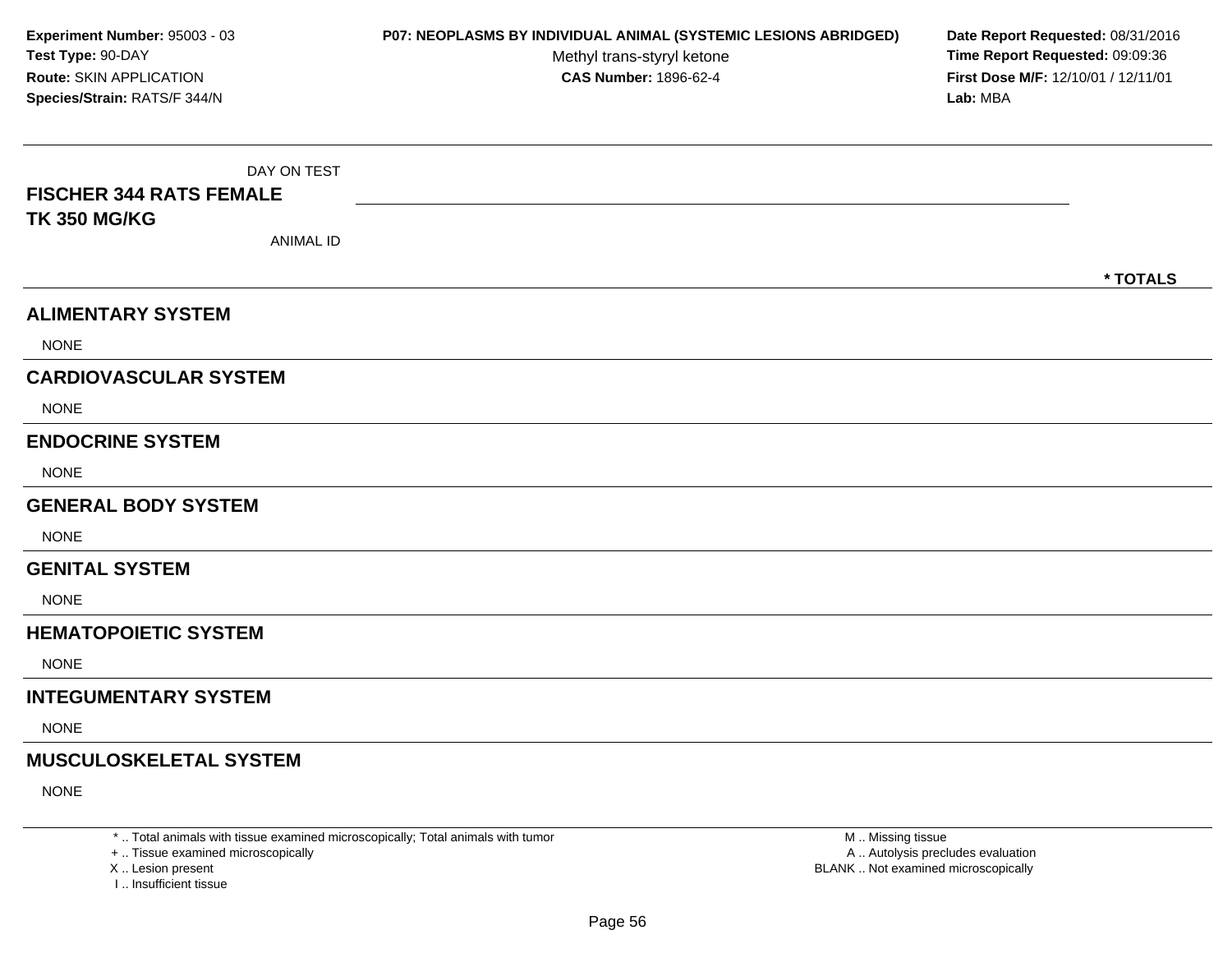**Experiment Number:** 95003 - 03
**Test Type:** 90-DAY
**Route:** SKIN APPLICATION
**Species/Strain:** RATS/F 344/N

**P07: NEOPLASMS BY INDIVIDUAL ANIMAL (SYSTEMIC LESIONS ABRIDGED)**
Methyl trans-styryl ketone
**CAS Number:** 1896-62-4

**Date Report Requested:** 08/31/2016
**Time Report Requested:** 09:09:36
**First Dose M/F:** 12/10/01 / 12/11/01
**Lab:** MBA

DAY ON TEST

**FISCHER 344 RATS FEMALE**
**TK 350 MG/KG**

ANIMAL ID

**\* TOTALS**

## ALIMENTARY SYSTEM

NONE

## CARDIOVASCULAR SYSTEM

NONE

## ENDOCRINE SYSTEM

NONE

## GENERAL BODY SYSTEM

NONE

## GENITAL SYSTEM

NONE

## HEMATOPOIETIC SYSTEM

NONE

## INTEGUMENTARY SYSTEM

NONE

## MUSCULOSKELETAL SYSTEM

NONE

\* .. Total animals with tissue examined microscopically; Total animals with tumor
\+ .. Tissue examined microscopically
X .. Lesion present
I .. Insufficient tissue

M .. Missing tissue
A .. Autolysis precludes evaluation
BLANK .. Not examined microscopically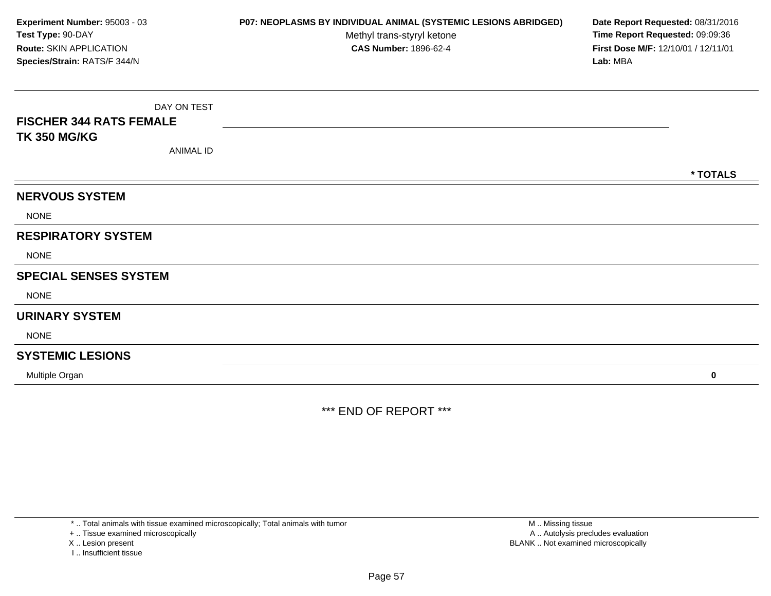**Experiment Number:** 95003 - 03
**Test Type:** 90-DAY
**Route:** SKIN APPLICATION
**Species/Strain:** RATS/F 344/N

**P07: NEOPLASMS BY INDIVIDUAL ANIMAL (SYSTEMIC LESIONS ABRIDGED)**
Methyl trans-styryl ketone
**CAS Number:** 1896-62-4

**Date Report Requested:** 08/31/2016
**Time Report Requested:** 09:09:36
**First Dose M/F:** 12/10/01 / 12/11/01
**Lab:** MBA

| DAY ON TEST<br>**FISCHER 344 RATS FEMALE**<br>**TK 350 MG/KG**<br>ANIMAL ID | * TOTALS |
|---|---|
| **NERVOUS SYSTEM** | |
| NONE | |
| **RESPIRATORY SYSTEM** | |
| NONE | |
| **SPECIAL SENSES SYSTEM** | |
| NONE | |
| **URINARY SYSTEM** | |
| NONE | |
| **SYSTEMIC LESIONS** | |
| Multiple Organ | **0** |

*** END OF REPORT ***

* .. Total animals with tissue examined microscopically; Total animals with tumor
+ .. Tissue examined microscopically
X .. Lesion present
I .. Insufficient tissue

M .. Missing tissue
A .. Autolysis precludes evaluation
BLANK .. Not examined microscopically